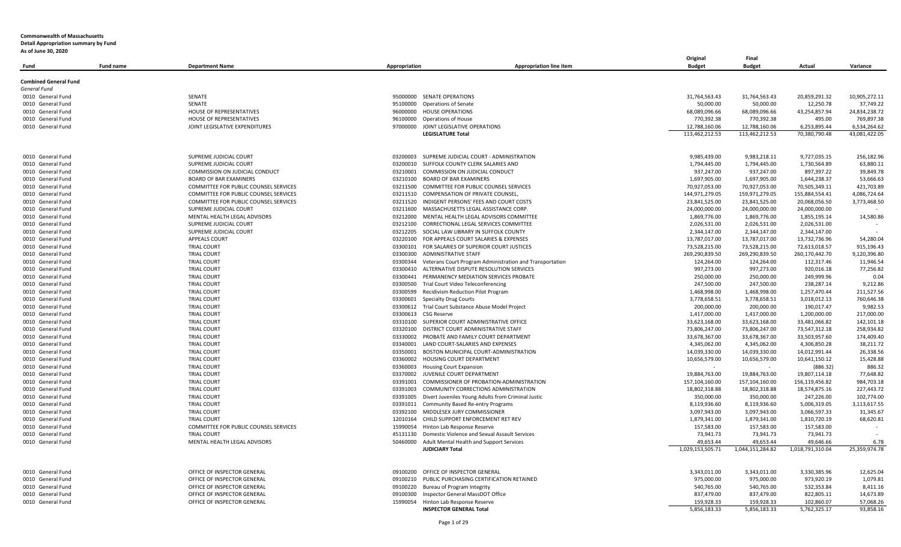**Commonwealth of Massachusetts**
**Detail Appropriation summary by Fund**
**As of June 30, 2020**

| Fund | Fund name | Department Name | Appropriation | Appropriation line item | Original Budget | Final Budget | Actual | Variance |
|---|---|---|---|---|---|---|---|---|
| **Combined General Fund** | | | | | | | | |
| *General Fund* | | | | | | | | |
| 0010 General Fund | | SENATE | 95000000 | SENATE OPERATIONS | 31,764,563.43 | 31,764,563.43 | 20,859,291.32 | 10,905,272.11 |
| 0010 General Fund | | SENATE | 95100000 | Operations of Senate | 50,000.00 | 50,000.00 | 12,250.78 | 37,749.22 |
| 0010 General Fund | | HOUSE OF REPRESENTATIVES | 96000000 | HOUSE OPERATIONS | 68,089,096.66 | 68,089,096.66 | 43,254,857.94 | 24,834,238.72 |
| 0010 General Fund | | HOUSE OF REPRESENTATIVES | 96100000 | Operations of House | 770,392.38 | 770,392.38 | 495.00 | 769,897.38 |
| 0010 General Fund | | JOINT LEGISLATIVE EXPENDITURES | 97000000 | JOINT LEGISLATIVE OPERATIONS | 12,788,160.06 | 12,788,160.06 | 6,253,895.44 | 6,534,264.62 |
| | | | | **LEGISLATURE Total** | 113,462,212.53 | 113,462,212.53 | 70,380,790.48 | 43,081,422.05 |
| 0010 General Fund | | SUPREME JUDICIAL COURT | 03200003 | SUPREME JUDICIAL COURT - ADMINISTRATION | 9,985,439.00 | 9,983,218.11 | 9,727,035.15 | 256,182.96 |
| 0010 General Fund | | SUPREME JUDICIAL COURT | 03200010 | SUFFOLK COUNTY CLERK SALARIES AND | 1,794,445.00 | 1,794,445.00 | 1,730,564.89 | 63,880.11 |
| 0010 General Fund | | COMMISSION ON JUDICIAL CONDUCT | 03210001 | COMMISSION ON JUDICIAL CONDUCT | 937,247.00 | 937,247.00 | 897,397.22 | 39,849.78 |
| 0010 General Fund | | BOARD OF BAR EXAMINERS | 03210100 | BOARD OF BAR EXAMINERS | 1,697,905.00 | 1,697,905.00 | 1,644,238.37 | 53,666.63 |
| 0010 General Fund | | COMMITTEE FOR PUBLIC COUNSEL SERVICES | 03211500 | COMMITTEE FOR PUBLIC COUNSEL SERVICES | 70,927,053.00 | 70,927,053.00 | 70,505,349.11 | 421,703.89 |
| 0010 General Fund | | COMMITTEE FOR PUBLIC COUNSEL SERVICES | 03211510 | COMPENSATION OF PRIVATE COUNSEL, | 144,971,279.05 | 159,971,279.05 | 155,884,554.41 | 4,086,724.64 |
| 0010 General Fund | | COMMITTEE FOR PUBLIC COUNSEL SERVICES | 03211520 | INDIGENT PERSONS' FEES AND COURT COSTS | 23,841,525.00 | 23,841,525.00 | 20,068,056.50 | 3,773,468.50 |
| 0010 General Fund | | SUPREME JUDICIAL COURT | 03211600 | MASSACHUSETTS LEGAL ASSISTANCE CORP. | 24,000,000.00 | 24,000,000.00 | 24,000,000.00 | - |
| 0010 General Fund | | MENTAL HEALTH LEGAL ADVISORS | 03212000 | MENTAL HEALTH LEGAL ADVISORS COMMITTEE | 1,869,776.00 | 1,869,776.00 | 1,855,195.14 | 14,580.86 |
| 0010 General Fund | | SUPREME JUDICIAL COURT | 03212100 | CORRECTIONAL LEGAL SERVICES COMMITTEE | 2,026,531.00 | 2,026,531.00 | 2,026,531.00 | - |
| 0010 General Fund | | SUPREME JUDICIAL COURT | 03212205 | SOCIAL LAW LIBRARY IN SUFFOLK COUNTY | 2,344,147.00 | 2,344,147.00 | 2,344,147.00 | - |
| 0010 General Fund | | APPEALS COURT | 03220100 | FOR APPEALS COURT SALARIES & EXPENSES | 13,787,017.00 | 13,787,017.00 | 13,732,736.96 | 54,280.04 |
| 0010 General Fund | | TRIAL COURT | 03300101 | FOR SALARIES OF SUPERIOR COURT JUSTICES | 73,528,215.00 | 73,528,215.00 | 72,613,018.57 | 915,196.43 |
| 0010 General Fund | | TRIAL COURT | 03300300 | ADMINISTRATIVE STAFF | 269,290,839.50 | 269,290,839.50 | 260,170,442.70 | 9,120,396.80 |
| 0010 General Fund | | TRIAL COURT | 03300344 | Veterans Court Program Administration and Transportation | 124,264.00 | 124,264.00 | 112,317.46 | 11,946.54 |
| 0010 General Fund | | TRIAL COURT | 03300410 | ALTERNATIVE DISPUTE RESOLUTION SERVICES | 997,273.00 | 997,273.00 | 920,016.18 | 77,256.82 |
| 0010 General Fund | | TRIAL COURT | 03300441 | PERMANENCY MEDIATION SERVICES PROBATE | 250,000.00 | 250,000.00 | 249,999.96 | 0.04 |
| 0010 General Fund | | TRIAL COURT | 03300500 | Trial Court Video Teleconferencing | 247,500.00 | 247,500.00 | 238,287.14 | 9,212.86 |
| 0010 General Fund | | TRIAL COURT | 03300599 | Recidivism Reduction Pilot Program | 1,468,998.00 | 1,468,998.00 | 1,257,470.44 | 211,527.56 |
| 0010 General Fund | | TRIAL COURT | 03300601 | Specialty Drug Courts | 3,778,658.51 | 3,778,658.51 | 3,018,012.13 | 760,646.38 |
| 0010 General Fund | | TRIAL COURT | 03300612 | Trial Court Substance Abuse Model Project | 200,000.00 | 200,000.00 | 190,017.47 | 9,982.53 |
| 0010 General Fund | | TRIAL COURT | 03300613 | CSG Reserve | 1,417,000.00 | 1,417,000.00 | 1,200,000.00 | 217,000.00 |
| 0010 General Fund | | TRIAL COURT | 03310100 | SUPERIOR COURT ADMINISTRATIVE OFFICE | 33,623,168.00 | 33,623,168.00 | 33,481,066.82 | 142,101.18 |
| 0010 General Fund | | TRIAL COURT | 03320100 | DISTRICT COURT ADMINISTRATIVE STAFF | 73,806,247.00 | 73,806,247.00 | 73,547,312.18 | 258,934.82 |
| 0010 General Fund | | TRIAL COURT | 03330002 | PROBATE AND FAMILY COURT DEPARTMENT | 33,678,367.00 | 33,678,367.00 | 33,503,957.60 | 174,409.40 |
| 0010 General Fund | | TRIAL COURT | 03340001 | LAND COURT-SALARIES AND EXPENSES | 4,345,062.00 | 4,345,062.00 | 4,306,850.28 | 38,211.72 |
| 0010 General Fund | | TRIAL COURT | 03350001 | BOSTON MUNICIPAL COURT-ADMINISTRATION | 14,039,330.00 | 14,039,330.00 | 14,012,991.44 | 26,338.56 |
| 0010 General Fund | | TRIAL COURT | 03360002 | HOUSING COURT DEPARTMENT | 10,656,579.00 | 10,656,579.00 | 10,641,150.12 | 15,428.88 |
| 0010 General Fund | | TRIAL COURT | 03360003 | Housing Court Expansion | - | - | (886.32) | 886.32 |
| 0010 General Fund | | TRIAL COURT | 03370002 | JUVENILE COURT DEPARTMENT | 19,884,763.00 | 19,884,763.00 | 19,807,114.18 | 77,648.82 |
| 0010 General Fund | | TRIAL COURT | 03391001 | COMMISSIONER OF PROBATION-ADMINISTRATION | 157,104,160.00 | 157,104,160.00 | 156,119,456.82 | 984,703.18 |
| 0010 General Fund | | TRIAL COURT | 03391003 | COMMUNITY CORRECTIONS ADMINISTRATION | 18,802,318.88 | 18,802,318.88 | 18,574,875.16 | 227,443.72 |
| 0010 General Fund | | TRIAL COURT | 03391005 | Divert Juveniles Young Adults from Criminal Justic | 350,000.00 | 350,000.00 | 247,226.00 | 102,774.00 |
| 0010 General Fund | | TRIAL COURT | 03391011 | Community Based Re-entry Programs | 8,119,936.60 | 8,119,936.60 | 5,006,319.05 | 3,113,617.55 |
| 0010 General Fund | | TRIAL COURT | 03392100 | MIDDLESEX JURY COMMISSIONER | 3,097,943.00 | 3,097,943.00 | 3,066,597.33 | 31,345.67 |
| 0010 General Fund | | TRIAL COURT | 12010164 | CHILD SUPPORT ENFORCEMENT RET REV | 1,879,341.00 | 1,879,341.00 | 1,810,720.19 | 68,620.81 |
| 0010 General Fund | | COMMITTEE FOR PUBLIC COUNSEL SERVICES | 15990054 | Hinton Lab Response Reserve | 157,583.00 | 157,583.00 | 157,583.00 | - |
| 0010 General Fund | | TRIAL COURT | 45131130 | Domestic Violence and Sexual Assault Services | 73,941.73 | 73,941.73 | 73,941.73 | - |
| 0010 General Fund | | MENTAL HEALTH LEGAL ADVISORS | 50460000 | Adult Mental Health and Support Services | 49,653.44 | 49,653.44 | 49,646.66 | 6.78 |
| | | | | **JUDICIARY Total** | 1,029,153,505.71 | 1,044,151,284.82 | 1,018,791,310.04 | 25,359,974.78 |
| 0010 General Fund | | OFFICE OF INSPECTOR GENERAL | 09100200 | OFFICE OF INSPECTOR GENERAL | 3,343,011.00 | 3,343,011.00 | 3,330,385.96 | 12,625.04 |
| 0010 General Fund | | OFFICE OF INSPECTOR GENERAL | 09100210 | PUBLIC PURCHASING CERTIFICATION RETAINED | 975,000.00 | 975,000.00 | 973,920.19 | 1,079.81 |
| 0010 General Fund | | OFFICE OF INSPECTOR GENERAL | 09100220 | Bureau of Program Integrity | 540,765.00 | 540,765.00 | 532,353.84 | 8,411.16 |
| 0010 General Fund | | OFFICE OF INSPECTOR GENERAL | 09100300 | Inspector General MassDOT Office | 837,479.00 | 837,479.00 | 822,805.11 | 14,673.89 |
| 0010 General Fund | | OFFICE OF INSPECTOR GENERAL | 15990054 | Hinton Lab Response Reserve | 159,928.33 | 159,928.33 | 102,860.07 | 57,068.26 |
| | | | | **INSPECTOR GENERAL Total** | 5,856,183.33 | 5,856,183.33 | 5,762,325.17 | 93,858.16 |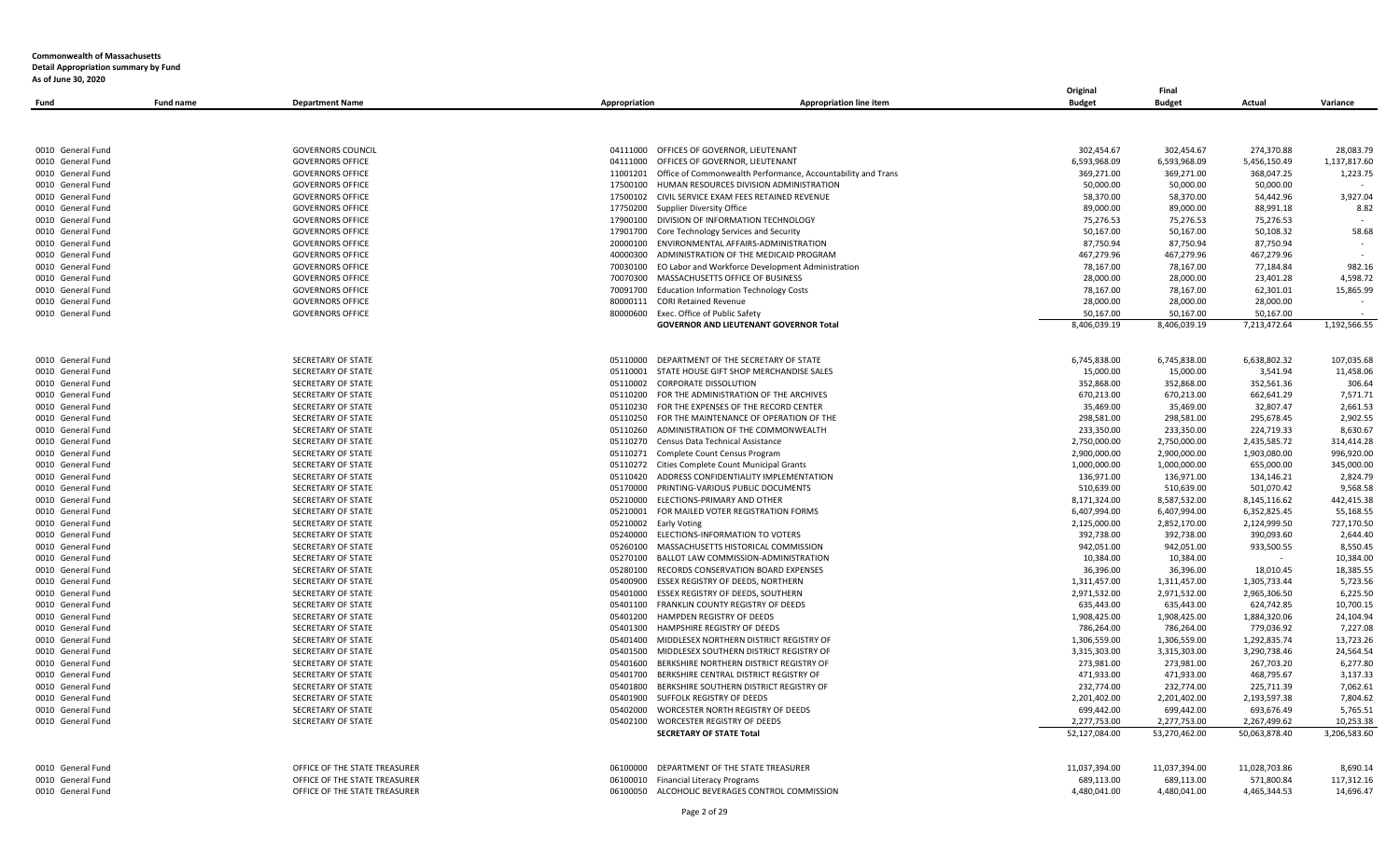**Commonwealth of Massachusetts**
**Detail Appropriation summary by Fund**
**As of June 30, 2020**

| Fund | Fund name | Department Name | Appropriation | Appropriation line item | Original Budget | Final Budget | Actual | Variance |
|---|---|---|---|---|---|---|---|---|
| 0010 | General Fund | GOVERNORS COUNCIL | 04111000 | OFFICES OF GOVERNOR, LIEUTENANT | 302,454.67 | 302,454.67 | 274,370.88 | 28,083.79 |
| 0010 | General Fund | GOVERNORS OFFICE | 04111000 | OFFICES OF GOVERNOR, LIEUTENANT | 6,593,968.09 | 6,593,968.09 | 5,456,150.49 | 1,137,817.60 |
| 0010 | General Fund | GOVERNORS OFFICE | 11001201 | Office of Commonwealth Performance, Accountability and Trans | 369,271.00 | 369,271.00 | 368,047.25 | 1,223.75 |
| 0010 | General Fund | GOVERNORS OFFICE | 17500100 | HUMAN RESOURCES DIVISION ADMINISTRATION | 50,000.00 | 50,000.00 | 50,000.00 | - |
| 0010 | General Fund | GOVERNORS OFFICE | 17500102 | CIVIL SERVICE EXAM FEES RETAINED REVENUE | 58,370.00 | 58,370.00 | 54,442.96 | 3,927.04 |
| 0010 | General Fund | GOVERNORS OFFICE | 17750200 | Supplier Diversity Office | 89,000.00 | 89,000.00 | 88,991.18 | 8.82 |
| 0010 | General Fund | GOVERNORS OFFICE | 17900100 | DIVISION OF INFORMATION TECHNOLOGY | 75,276.53 | 75,276.53 | 75,276.53 | - |
| 0010 | General Fund | GOVERNORS OFFICE | 17901700 | Core Technology Services and Security | 50,167.00 | 50,167.00 | 50,108.32 | 58.68 |
| 0010 | General Fund | GOVERNORS OFFICE | 20000100 | ENVIRONMENTAL AFFAIRS-ADMINISTRATION | 87,750.94 | 87,750.94 | 87,750.94 | - |
| 0010 | General Fund | GOVERNORS OFFICE | 40000300 | ADMINISTRATION OF THE MEDICAID PROGRAM | 467,279.96 | 467,279.96 | 467,279.96 | - |
| 0010 | General Fund | GOVERNORS OFFICE | 70030100 | EO Labor and Workforce Development Administration | 78,167.00 | 78,167.00 | 77,184.84 | 982.16 |
| 0010 | General Fund | GOVERNORS OFFICE | 70070300 | MASSACHUSETTS OFFICE OF BUSINESS | 28,000.00 | 28,000.00 | 23,401.28 | 4,598.72 |
| 0010 | General Fund | GOVERNORS OFFICE | 70091700 | Education Information Technology Costs | 78,167.00 | 78,167.00 | 62,301.01 | 15,865.99 |
| 0010 | General Fund | GOVERNORS OFFICE | 80000111 | CORI Retained Revenue | 28,000.00 | 28,000.00 | 28,000.00 | - |
| 0010 | General Fund | GOVERNORS OFFICE | 80000600 | Exec. Office of Public Safety | 50,167.00 | 50,167.00 | 50,167.00 | - |
| | | | | **GOVERNOR AND LIEUTENANT GOVERNOR Total** | 8,406,039.19 | 8,406,039.19 | 7,213,472.64 | 1,192,566.55 |
| 0010 | General Fund | SECRETARY OF STATE | 05110000 | DEPARTMENT OF THE SECRETARY OF STATE | 6,745,838.00 | 6,745,838.00 | 6,638,802.32 | 107,035.68 |
| 0010 | General Fund | SECRETARY OF STATE | 05110001 | STATE HOUSE GIFT SHOP MERCHANDISE SALES | 15,000.00 | 15,000.00 | 3,541.94 | 11,458.06 |
| 0010 | General Fund | SECRETARY OF STATE | 05110002 | CORPORATE DISSOLUTION | 352,868.00 | 352,868.00 | 352,561.36 | 306.64 |
| 0010 | General Fund | SECRETARY OF STATE | 05110200 | FOR THE ADMINISTRATION OF THE ARCHIVES | 670,213.00 | 670,213.00 | 662,641.29 | 7,571.71 |
| 0010 | General Fund | SECRETARY OF STATE | 05110230 | FOR THE EXPENSES OF THE RECORD CENTER | 35,469.00 | 35,469.00 | 32,807.47 | 2,661.53 |
| 0010 | General Fund | SECRETARY OF STATE | 05110250 | FOR THE MAINTENANCE OF OPERATION OF THE | 298,581.00 | 298,581.00 | 295,678.45 | 2,902.55 |
| 0010 | General Fund | SECRETARY OF STATE | 05110260 | ADMINISTRATION OF THE COMMONWEALTH | 233,350.00 | 233,350.00 | 224,719.33 | 8,630.67 |
| 0010 | General Fund | SECRETARY OF STATE | 05110270 | Census Data Technical Assistance | 2,750,000.00 | 2,750,000.00 | 2,435,585.72 | 314,414.28 |
| 0010 | General Fund | SECRETARY OF STATE | 05110271 | Complete Count Census Program | 2,900,000.00 | 2,900,000.00 | 1,903,080.00 | 996,920.00 |
| 0010 | General Fund | SECRETARY OF STATE | 05110272 | Cities Complete Count Municipal Grants | 1,000,000.00 | 1,000,000.00 | 655,000.00 | 345,000.00 |
| 0010 | General Fund | SECRETARY OF STATE | 05110420 | ADDRESS CONFIDENTIALITY IMPLEMENTATION | 136,971.00 | 136,971.00 | 134,146.21 | 2,824.79 |
| 0010 | General Fund | SECRETARY OF STATE | 05170000 | PRINTING-VARIOUS PUBLIC DOCUMENTS | 510,639.00 | 510,639.00 | 501,070.42 | 9,568.58 |
| 0010 | General Fund | SECRETARY OF STATE | 05210000 | ELECTIONS-PRIMARY AND OTHER | 8,171,324.00 | 8,587,532.00 | 8,145,116.62 | 442,415.38 |
| 0010 | General Fund | SECRETARY OF STATE | 05210001 | FOR MAILED VOTER REGISTRATION FORMS | 6,407,994.00 | 6,407,994.00 | 6,352,825.45 | 55,168.55 |
| 0010 | General Fund | SECRETARY OF STATE | 05210002 | Early Voting | 2,125,000.00 | 2,852,170.00 | 2,124,999.50 | 727,170.50 |
| 0010 | General Fund | SECRETARY OF STATE | 05240000 | ELECTIONS-INFORMATION TO VOTERS | 392,738.00 | 392,738.00 | 390,093.60 | 2,644.40 |
| 0010 | General Fund | SECRETARY OF STATE | 05260100 | MASSACHUSETTS HISTORICAL COMMISSION | 942,051.00 | 942,051.00 | 933,500.55 | 8,550.45 |
| 0010 | General Fund | SECRETARY OF STATE | 05270100 | BALLOT LAW COMMISSION-ADMINISTRATION | 10,384.00 | 10,384.00 | - | 10,384.00 |
| 0010 | General Fund | SECRETARY OF STATE | 05280100 | RECORDS CONSERVATION BOARD EXPENSES | 36,396.00 | 36,396.00 | 18,010.45 | 18,385.55 |
| 0010 | General Fund | SECRETARY OF STATE | 05400900 | ESSEX REGISTRY OF DEEDS, NORTHERN | 1,311,457.00 | 1,311,457.00 | 1,305,733.44 | 5,723.56 |
| 0010 | General Fund | SECRETARY OF STATE | 05401000 | ESSEX REGISTRY OF DEEDS, SOUTHERN | 2,971,532.00 | 2,971,532.00 | 2,965,306.50 | 6,225.50 |
| 0010 | General Fund | SECRETARY OF STATE | 05401100 | FRANKLIN COUNTY REGISTRY OF DEEDS | 635,443.00 | 635,443.00 | 624,742.85 | 10,700.15 |
| 0010 | General Fund | SECRETARY OF STATE | 05401200 | HAMPDEN REGISTRY OF DEEDS | 1,908,425.00 | 1,908,425.00 | 1,884,320.06 | 24,104.94 |
| 0010 | General Fund | SECRETARY OF STATE | 05401300 | HAMPSHIRE REGISTRY OF DEEDS | 786,264.00 | 786,264.00 | 779,036.92 | 7,227.08 |
| 0010 | General Fund | SECRETARY OF STATE | 05401400 | MIDDLESEX NORTHERN DISTRICT REGISTRY OF | 1,306,559.00 | 1,306,559.00 | 1,292,835.74 | 13,723.26 |
| 0010 | General Fund | SECRETARY OF STATE | 05401500 | MIDDLESEX SOUTHERN DISTRICT REGISTRY OF | 3,315,303.00 | 3,315,303.00 | 3,290,738.46 | 24,564.54 |
| 0010 | General Fund | SECRETARY OF STATE | 05401600 | BERKSHIRE NORTHERN DISTRICT REGISTRY OF | 273,981.00 | 273,981.00 | 267,703.20 | 6,277.80 |
| 0010 | General Fund | SECRETARY OF STATE | 05401700 | BERKSHIRE CENTRAL DISTRICT REGISTRY OF | 471,933.00 | 471,933.00 | 468,795.67 | 3,137.33 |
| 0010 | General Fund | SECRETARY OF STATE | 05401800 | BERKSHIRE SOUTHERN DISTRICT REGISTRY OF | 232,774.00 | 232,774.00 | 225,711.39 | 7,062.61 |
| 0010 | General Fund | SECRETARY OF STATE | 05401900 | SUFFOLK REGISTRY OF DEEDS | 2,201,402.00 | 2,201,402.00 | 2,193,597.38 | 7,804.62 |
| 0010 | General Fund | SECRETARY OF STATE | 05402000 | WORCESTER NORTH REGISTRY OF DEEDS | 699,442.00 | 699,442.00 | 693,676.49 | 5,765.51 |
| 0010 | General Fund | SECRETARY OF STATE | 05402100 | WORCESTER REGISTRY OF DEEDS | 2,277,753.00 | 2,277,753.00 | 2,267,499.62 | 10,253.38 |
| | | | | **SECRETARY OF STATE Total** | 52,127,084.00 | 53,270,462.00 | 50,063,878.40 | 3,206,583.60 |
| 0010 | General Fund | OFFICE OF THE STATE TREASURER | 06100000 | DEPARTMENT OF THE STATE TREASURER | 11,037,394.00 | 11,037,394.00 | 11,028,703.86 | 8,690.14 |
| 0010 | General Fund | OFFICE OF THE STATE TREASURER | 06100010 | Financial Literacy Programs | 689,113.00 | 689,113.00 | 571,800.84 | 117,312.16 |
| 0010 | General Fund | OFFICE OF THE STATE TREASURER | 06100050 | ALCOHOLIC BEVERAGES CONTROL COMMISSION | 4,480,041.00 | 4,480,041.00 | 4,465,344.53 | 14,696.47 |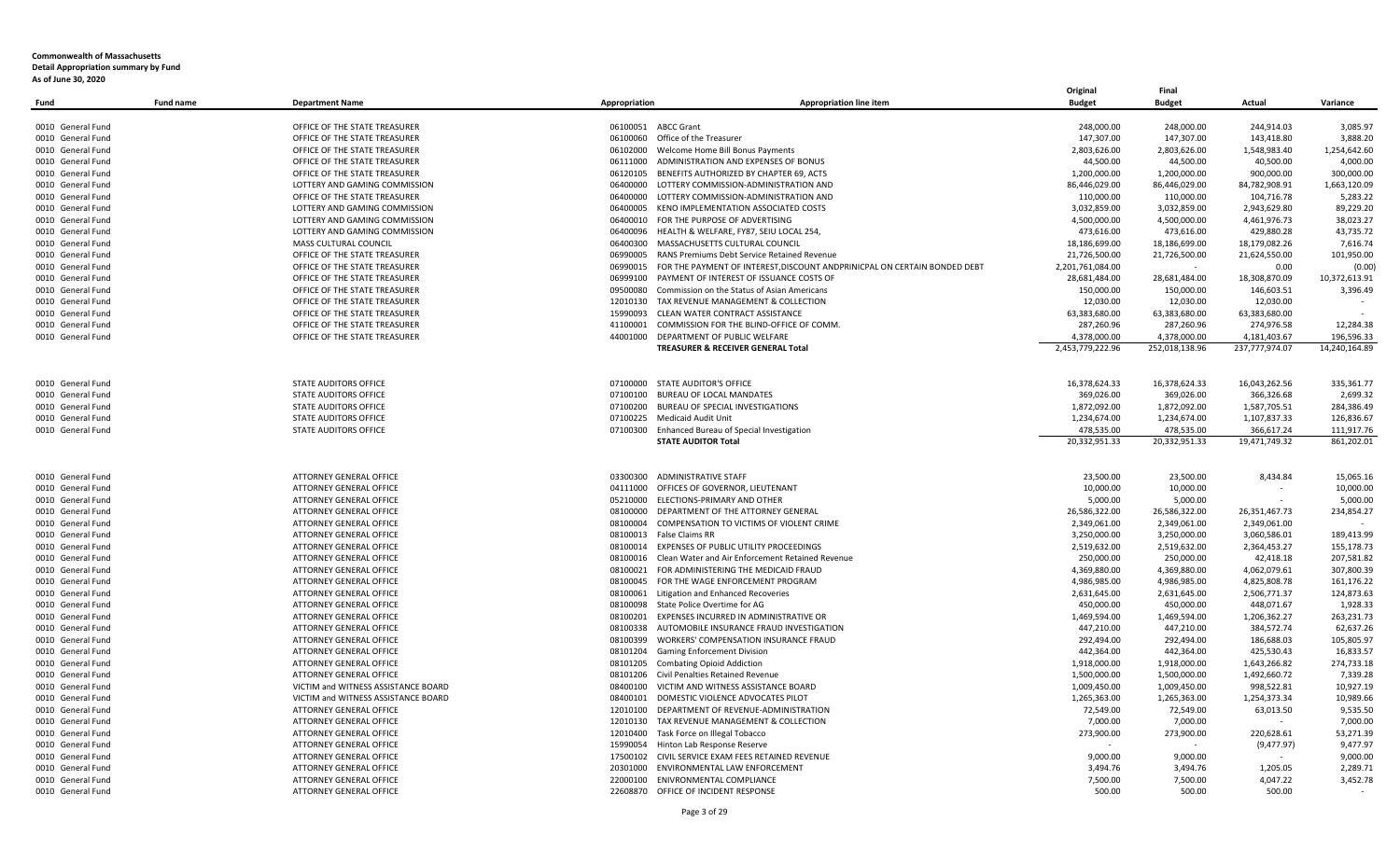**Commonwealth of Massachusetts**
**Detail Appropriation summary by Fund**
**As of June 30, 2020**

| Fund | Fund name | Department Name | Appropriation | Appropriation line item | Original Budget | Final Budget | Actual | Variance |
|---|---|---|---|---|---|---|---|---|
| 0010 General Fund | | OFFICE OF THE STATE TREASURER | 06100051 | ABCC Grant | 248,000.00 | 248,000.00 | 244,914.03 | 3,085.97 |
| 0010 General Fund | | OFFICE OF THE STATE TREASURER | 06100060 | Office of the Treasurer | 147,307.00 | 147,307.00 | 143,418.80 | 3,888.20 |
| 0010 General Fund | | OFFICE OF THE STATE TREASURER | 06102000 | Welcome Home Bill Bonus Payments | 2,803,626.00 | 2,803,626.00 | 1,548,983.40 | 1,254,642.60 |
| 0010 General Fund | | OFFICE OF THE STATE TREASURER | 06111000 | ADMINISTRATION AND EXPENSES OF BONUS | 44,500.00 | 44,500.00 | 40,500.00 | 4,000.00 |
| 0010 General Fund | | OFFICE OF THE STATE TREASURER | 06120105 | BENEFITS AUTHORIZED BY CHAPTER 69, ACTS | 1,200,000.00 | 1,200,000.00 | 900,000.00 | 300,000.00 |
| 0010 General Fund | | LOTTERY AND GAMING COMMISSION | 06400000 | LOTTERY COMMISSION-ADMINISTRATION AND | 86,446,029.00 | 86,446,029.00 | 84,782,908.91 | 1,663,120.09 |
| 0010 General Fund | | OFFICE OF THE STATE TREASURER | 06400000 | LOTTERY COMMISSION-ADMINISTRATION AND | 110,000.00 | 110,000.00 | 104,716.78 | 5,283.22 |
| 0010 General Fund | | LOTTERY AND GAMING COMMISSION | 06400005 | KENO IMPLEMENTATION ASSOCIATED COSTS | 3,032,859.00 | 3,032,859.00 | 2,943,629.80 | 89,229.20 |
| 0010 General Fund | | LOTTERY AND GAMING COMMISSION | 06400010 | FOR THE PURPOSE OF ADVERTISING | 4,500,000.00 | 4,500,000.00 | 4,461,976.73 | 38,023.27 |
| 0010 General Fund | | LOTTERY AND GAMING COMMISSION | 06400096 | HEALTH & WELFARE, FY87, SEIU LOCAL 254, | 473,616.00 | 473,616.00 | 429,880.28 | 43,735.72 |
| 0010 General Fund | | MASS CULTURAL COUNCIL | 06400300 | MASSACHUSETTS CULTURAL COUNCIL | 18,186,699.00 | 18,186,699.00 | 18,179,082.26 | 7,616.74 |
| 0010 General Fund | | OFFICE OF THE STATE TREASURER | 06990005 | RANS Premiums Debt Service Retained Revenue | 21,726,500.00 | 21,726,500.00 | 21,624,550.00 | 101,950.00 |
| 0010 General Fund | | OFFICE OF THE STATE TREASURER | 06990015 | FOR THE PAYMENT OF INTEREST,DISCOUNT ANDPRINICPAL ON CERTAIN BONDED DEBT | 2,201,761,084.00 | - | 0.00 | (0.00) |
| 0010 General Fund | | OFFICE OF THE STATE TREASURER | 06999100 | PAYMENT OF INTEREST OF ISSUANCE COSTS OF | 28,681,484.00 | 28,681,484.00 | 18,308,870.09 | 10,372,613.91 |
| 0010 General Fund | | OFFICE OF THE STATE TREASURER | 09500080 | Commission on the Status of Asian Americans | 150,000.00 | 150,000.00 | 146,603.51 | 3,396.49 |
| 0010 General Fund | | OFFICE OF THE STATE TREASURER | 12010130 | TAX REVENUE MANAGEMENT & COLLECTION | 12,030.00 | 12,030.00 | 12,030.00 | - |
| 0010 General Fund | | OFFICE OF THE STATE TREASURER | 15990093 | CLEAN WATER CONTRACT ASSISTANCE | 63,383,680.00 | 63,383,680.00 | 63,383,680.00 | - |
| 0010 General Fund | | OFFICE OF THE STATE TREASURER | 41100001 | COMMISSION FOR THE BLIND-OFFICE OF COMM. | 287,260.96 | 287,260.96 | 274,976.58 | 12,284.38 |
| 0010 General Fund | | OFFICE OF THE STATE TREASURER | 44001000 | DEPARTMENT OF PUBLIC WELFARE | 4,378,000.00 | 4,378,000.00 | 4,181,403.67 | 196,596.33 |
| | | | | **TREASURER & RECEIVER GENERAL Total** | 2,453,779,222.96 | 252,018,138.96 | 237,777,974.07 | 14,240,164.89 |
| 0010 General Fund | | STATE AUDITORS OFFICE | 07100000 | STATE AUDITOR'S OFFICE | 16,378,624.33 | 16,378,624.33 | 16,043,262.56 | 335,361.77 |
| 0010 General Fund | | STATE AUDITORS OFFICE | 07100100 | BUREAU OF LOCAL MANDATES | 369,026.00 | 369,026.00 | 366,326.68 | 2,699.32 |
| 0010 General Fund | | STATE AUDITORS OFFICE | 07100200 | BUREAU OF SPECIAL INVESTIGATIONS | 1,872,092.00 | 1,872,092.00 | 1,587,705.51 | 284,386.49 |
| 0010 General Fund | | STATE AUDITORS OFFICE | 07100225 | Medicaid Audit Unit | 1,234,674.00 | 1,234,674.00 | 1,107,837.33 | 126,836.67 |
| 0010 General Fund | | STATE AUDITORS OFFICE | 07100300 | Enhanced Bureau of Special Investigation | 478,535.00 | 478,535.00 | 366,617.24 | 111,917.76 |
| | | | | **STATE AUDITOR Total** | 20,332,951.33 | 20,332,951.33 | 19,471,749.32 | 861,202.01 |
| 0010 General Fund | | ATTORNEY GENERAL OFFICE | 03300300 | ADMINISTRATIVE STAFF | 23,500.00 | 23,500.00 | 8,434.84 | 15,065.16 |
| 0010 General Fund | | ATTORNEY GENERAL OFFICE | 04111000 | OFFICES OF GOVERNOR, LIEUTENANT | 10,000.00 | 10,000.00 | - | 10,000.00 |
| 0010 General Fund | | ATTORNEY GENERAL OFFICE | 05210000 | ELECTIONS-PRIMARY AND OTHER | 5,000.00 | 5,000.00 | - | 5,000.00 |
| 0010 General Fund | | ATTORNEY GENERAL OFFICE | 08100000 | DEPARTMENT OF THE ATTORNEY GENERAL | 26,586,322.00 | 26,586,322.00 | 26,351,467.73 | 234,854.27 |
| 0010 General Fund | | ATTORNEY GENERAL OFFICE | 08100004 | COMPENSATION TO VICTIMS OF VIOLENT CRIME | 2,349,061.00 | 2,349,061.00 | 2,349,061.00 | - |
| 0010 General Fund | | ATTORNEY GENERAL OFFICE | 08100013 | False Claims RR | 3,250,000.00 | 3,250,000.00 | 3,060,586.01 | 189,413.99 |
| 0010 General Fund | | ATTORNEY GENERAL OFFICE | 08100014 | EXPENSES OF PUBLIC UTILITY PROCEEDINGS | 2,519,632.00 | 2,519,632.00 | 2,364,453.27 | 155,178.73 |
| 0010 General Fund | | ATTORNEY GENERAL OFFICE | 08100016 | Clean Water and Air Enforcement Retained Revenue | 250,000.00 | 250,000.00 | 42,418.18 | 207,581.82 |
| 0010 General Fund | | ATTORNEY GENERAL OFFICE | 08100021 | FOR ADMINISTERING THE MEDICAID FRAUD | 4,369,880.00 | 4,369,880.00 | 4,062,079.61 | 307,800.39 |
| 0010 General Fund | | ATTORNEY GENERAL OFFICE | 08100045 | FOR THE WAGE ENFORCEMENT PROGRAM | 4,986,985.00 | 4,986,985.00 | 4,825,808.78 | 161,176.22 |
| 0010 General Fund | | ATTORNEY GENERAL OFFICE | 08100061 | Litigation and Enhanced Recoveries | 2,631,645.00 | 2,631,645.00 | 2,506,771.37 | 124,873.63 |
| 0010 General Fund | | ATTORNEY GENERAL OFFICE | 08100098 | State Police Overtime for AG | 450,000.00 | 450,000.00 | 448,071.67 | 1,928.33 |
| 0010 General Fund | | ATTORNEY GENERAL OFFICE | 08100201 | EXPENSES INCURRED IN ADMINISTRATIVE OR | 1,469,594.00 | 1,469,594.00 | 1,206,362.27 | 263,231.73 |
| 0010 General Fund | | ATTORNEY GENERAL OFFICE | 08100338 | AUTOMOBILE INSURANCE FRAUD INVESTIGATION | 447,210.00 | 447,210.00 | 384,572.74 | 62,637.26 |
| 0010 General Fund | | ATTORNEY GENERAL OFFICE | 08100399 | WORKERS' COMPENSATION INSURANCE FRAUD | 292,494.00 | 292,494.00 | 186,688.03 | 105,805.97 |
| 0010 General Fund | | ATTORNEY GENERAL OFFICE | 08101204 | Gaming Enforcement Division | 442,364.00 | 442,364.00 | 425,530.43 | 16,833.57 |
| 0010 General Fund | | ATTORNEY GENERAL OFFICE | 08101205 | Combating Opioid Addiction | 1,918,000.00 | 1,918,000.00 | 1,643,266.82 | 274,733.18 |
| 0010 General Fund | | ATTORNEY GENERAL OFFICE | 08101206 | Civil Penalties Retained Revenue | 1,500,000.00 | 1,500,000.00 | 1,492,660.72 | 7,339.28 |
| 0010 General Fund | | VICTIM and WITNESS ASSISTANCE BOARD | 08400100 | VICTIM AND WITNESS ASSISTANCE BOARD | 1,009,450.00 | 1,009,450.00 | 998,522.81 | 10,927.19 |
| 0010 General Fund | | VICTIM and WITNESS ASSISTANCE BOARD | 08400101 | DOMESTIC VIOLENCE ADVOCATES PILOT | 1,265,363.00 | 1,265,363.00 | 1,254,373.34 | 10,989.66 |
| 0010 General Fund | | ATTORNEY GENERAL OFFICE | 12010100 | DEPARTMENT OF REVENUE-ADMINISTRATION | 72,549.00 | 72,549.00 | 63,013.50 | 9,535.50 |
| 0010 General Fund | | ATTORNEY GENERAL OFFICE | 12010130 | TAX REVENUE MANAGEMENT & COLLECTION | 7,000.00 | 7,000.00 | - | 7,000.00 |
| 0010 General Fund | | ATTORNEY GENERAL OFFICE | 12010400 | Task Force on Illegal Tobacco | 273,900.00 | 273,900.00 | 220,628.61 | 53,271.39 |
| 0010 General Fund | | ATTORNEY GENERAL OFFICE | 15990054 | Hinton Lab Response Reserve | - | - | (9,477.97) | 9,477.97 |
| 0010 General Fund | | ATTORNEY GENERAL OFFICE | 17500102 | CIVIL SERVICE EXAM FEES RETAINED REVENUE | 9,000.00 | 9,000.00 | - | 9,000.00 |
| 0010 General Fund | | ATTORNEY GENERAL OFFICE | 20301000 | ENVIRONMENTAL LAW ENFORCEMENT | 3,494.76 | 3,494.76 | 1,205.05 | 2,289.71 |
| 0010 General Fund | | ATTORNEY GENERAL OFFICE | 22000100 | ENIVRONMENTAL COMPLIANCE | 7,500.00 | 7,500.00 | 4,047.22 | 3,452.78 |
| 0010 General Fund | | ATTORNEY GENERAL OFFICE | 22608870 | OFFICE OF INCIDENT RESPONSE | 500.00 | 500.00 | 500.00 | - |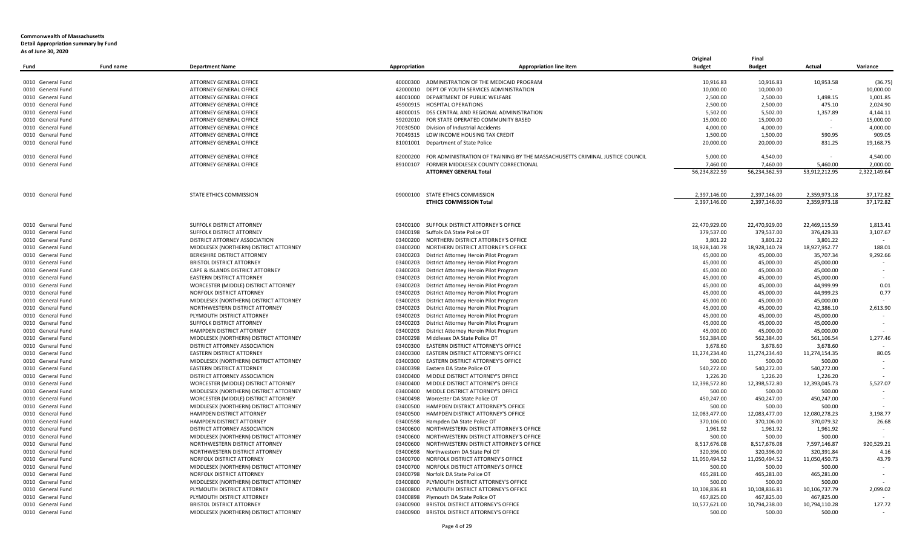**Commonwealth of Massachusetts**
**Detail Appropriation summary by Fund**
**As of June 30, 2020**

| Fund | Fund name | Department Name | Appropriation | Appropriation line item | Original Budget | Final Budget | Actual | Variance |
|---|---|---|---|---|---|---|---|---|
| 0010 | General Fund | ATTORNEY GENERAL OFFICE | 40000300 | ADMINISTRATION OF THE MEDICAID PROGRAM | 10,916.83 | 10,916.83 | 10,953.58 | (36.75) |
| 0010 | General Fund | ATTORNEY GENERAL OFFICE | 42000010 | DEPT OF YOUTH SERVICES ADMINISTRATION | 10,000.00 | 10,000.00 | - | 10,000.00 |
| 0010 | General Fund | ATTORNEY GENERAL OFFICE | 44001000 | DEPARTMENT OF PUBLIC WELFARE | 2,500.00 | 2,500.00 | 1,498.15 | 1,001.85 |
| 0010 | General Fund | ATTORNEY GENERAL OFFICE | 45900915 | HOSPITAL OPERATIONS | 2,500.00 | 2,500.00 | 475.10 | 2,024.90 |
| 0010 | General Fund | ATTORNEY GENERAL OFFICE | 48000015 | DSS CENTRAL AND REGIONAL ADMINISTRATION | 5,502.00 | 5,502.00 | 1,357.89 | 4,144.11 |
| 0010 | General Fund | ATTORNEY GENERAL OFFICE | 59202010 | FOR STATE OPERATED COMMUNITY BASED | 15,000.00 | 15,000.00 | - | 15,000.00 |
| 0010 | General Fund | ATTORNEY GENERAL OFFICE | 70030500 | Division of Industrial Accidents | 4,000.00 | 4,000.00 | - | 4,000.00 |
| 0010 | General Fund | ATTORNEY GENERAL OFFICE | 70049315 | LOW INCOME HOUSING TAX CREDIT | 1,500.00 | 1,500.00 | 590.95 | 909.05 |
| 0010 | General Fund | ATTORNEY GENERAL OFFICE | 81001001 | Department of State Police | 20,000.00 | 20,000.00 | 831.25 | 19,168.75 |
| 0010 | General Fund | ATTORNEY GENERAL OFFICE | 82000200 | FOR ADMINISTRATION OF TRAINING BY THE MASSACHUSETTS CRIMINAL JUSTICE COUNCIL | 5,000.00 | 4,540.00 | - | 4,540.00 |
| 0010 | General Fund | ATTORNEY GENERAL OFFICE | 89100107 | FORMER MIDDLESEX COUNTY CORRECTIONAL | 7,460.00 | 7,460.00 | 5,460.00 | 2,000.00 |
| | | | | **ATTORNEY GENERAL Total** | 56,234,822.59 | 56,234,362.59 | 53,912,212.95 | 2,322,149.64 |
| 0010 | General Fund | STATE ETHICS COMMISSION | 09000100 | STATE ETHICS COMMISSION | 2,397,146.00 | 2,397,146.00 | 2,359,973.18 | 37,172.82 |
| | | | | **ETHICS COMMISSION Total** | 2,397,146.00 | 2,397,146.00 | 2,359,973.18 | 37,172.82 |
| 0010 | General Fund | SUFFOLK DISTRICT ATTORNEY | 03400100 | SUFFOLK DISTRICT ATTORNEY'S OFFICE | 22,470,929.00 | 22,470,929.00 | 22,469,115.59 | 1,813.41 |
| 0010 | General Fund | SUFFOLK DISTRICT ATTORNEY | 03400198 | Suffolk DA State Police OT | 379,537.00 | 379,537.00 | 376,429.33 | 3,107.67 |
| 0010 | General Fund | DISTRICT ATTORNEY ASSOCIATION | 03400200 | NORTHERN DISTRICT ATTORNEY'S OFFICE | 3,801.22 | 3,801.22 | 3,801.22 | - |
| 0010 | General Fund | MIDDLESEX (NORTHERN) DISTRICT ATTORNEY | 03400200 | NORTHERN DISTRICT ATTORNEY'S OFFICE | 18,928,140.78 | 18,928,140.78 | 18,927,952.77 | 188.01 |
| 0010 | General Fund | BERKSHIRE DISTRICT ATTORNEY | 03400203 | District Attorney Heroin Pilot Program | 45,000.00 | 45,000.00 | 35,707.34 | 9,292.66 |
| 0010 | General Fund | BRISTOL DISTRICT ATTORNEY | 03400203 | District Attorney Heroin Pilot Program | 45,000.00 | 45,000.00 | 45,000.00 | - |
| 0010 | General Fund | CAPE & ISLANDS DISTRICT ATTORNEY | 03400203 | District Attorney Heroin Pilot Program | 45,000.00 | 45,000.00 | 45,000.00 | - |
| 0010 | General Fund | EASTERN DISTRICT ATTORNEY | 03400203 | District Attorney Heroin Pilot Program | 45,000.00 | 45,000.00 | 45,000.00 | - |
| 0010 | General Fund | WORCESTER (MIDDLE) DISTRICT ATTORNEY | 03400203 | District Attorney Heroin Pilot Program | 45,000.00 | 45,000.00 | 44,999.99 | 0.01 |
| 0010 | General Fund | NORFOLK DISTRICT ATTORNEY | 03400203 | District Attorney Heroin Pilot Program | 45,000.00 | 45,000.00 | 44,999.23 | 0.77 |
| 0010 | General Fund | MIDDLESEX (NORTHERN) DISTRICT ATTORNEY | 03400203 | District Attorney Heroin Pilot Program | 45,000.00 | 45,000.00 | 45,000.00 | - |
| 0010 | General Fund | NORTHWESTERN DISTRICT ATTORNEY | 03400203 | District Attorney Heroin Pilot Program | 45,000.00 | 45,000.00 | 42,386.10 | 2,613.90 |
| 0010 | General Fund | PLYMOUTH DISTRICT ATTORNEY | 03400203 | District Attorney Heroin Pilot Program | 45,000.00 | 45,000.00 | 45,000.00 | - |
| 0010 | General Fund | SUFFOLK DISTRICT ATTORNEY | 03400203 | District Attorney Heroin Pilot Program | 45,000.00 | 45,000.00 | 45,000.00 | - |
| 0010 | General Fund | HAMPDEN DISTRICT ATTORNEY | 03400203 | District Attorney Heroin Pilot Program | 45,000.00 | 45,000.00 | 45,000.00 | - |
| 0010 | General Fund | MIDDLESEX (NORTHERN) DISTRICT ATTORNEY | 03400298 | Middlesex DA State Police OT | 562,384.00 | 562,384.00 | 561,106.54 | 1,277.46 |
| 0010 | General Fund | DISTRICT ATTORNEY ASSOCIATION | 03400300 | EASTERN DISTRICT ATTORNEY'S OFFICE | 3,678.60 | 3,678.60 | 3,678.60 | - |
| 0010 | General Fund | EASTERN DISTRICT ATTORNEY | 03400300 | EASTERN DISTRICT ATTORNEY'S OFFICE | 11,274,234.40 | 11,274,234.40 | 11,274,154.35 | 80.05 |
| 0010 | General Fund | MIDDLESEX (NORTHERN) DISTRICT ATTORNEY | 03400300 | EASTERN DISTRICT ATTORNEY'S OFFICE | 500.00 | 500.00 | 500.00 | - |
| 0010 | General Fund | EASTERN DISTRICT ATTORNEY | 03400398 | Eastern DA State Police OT | 540,272.00 | 540,272.00 | 540,272.00 | - |
| 0010 | General Fund | DISTRICT ATTORNEY ASSOCIATION | 03400400 | MIDDLE DISTRICT ATTORNEY'S OFFICE | 1,226.20 | 1,226.20 | 1,226.20 | - |
| 0010 | General Fund | WORCESTER (MIDDLE) DISTRICT ATTORNEY | 03400400 | MIDDLE DISTRICT ATTORNEY'S OFFICE | 12,398,572.80 | 12,398,572.80 | 12,393,045.73 | 5,527.07 |
| 0010 | General Fund | MIDDLESEX (NORTHERN) DISTRICT ATTORNEY | 03400400 | MIDDLE DISTRICT ATTORNEY'S OFFICE | 500.00 | 500.00 | 500.00 | - |
| 0010 | General Fund | WORCESTER (MIDDLE) DISTRICT ATTORNEY | 03400498 | Worcester DA State Police OT | 450,247.00 | 450,247.00 | 450,247.00 | - |
| 0010 | General Fund | MIDDLESEX (NORTHERN) DISTRICT ATTORNEY | 03400500 | HAMPDEN DISTRICT ATTORNEY'S OFFICE | 500.00 | 500.00 | 500.00 | - |
| 0010 | General Fund | HAMPDEN DISTRICT ATTORNEY | 03400500 | HAMPDEN DISTRICT ATTORNEY'S OFFICE | 12,083,477.00 | 12,083,477.00 | 12,080,278.23 | 3,198.77 |
| 0010 | General Fund | HAMPDEN DISTRICT ATTORNEY | 03400598 | Hampden DA State Police OT | 370,106.00 | 370,106.00 | 370,079.32 | 26.68 |
| 0010 | General Fund | DISTRICT ATTORNEY ASSOCIATION | 03400600 | NORTHWESTERN DISTRICT ATTORNEY'S OFFICE | 1,961.92 | 1,961.92 | 1,961.92 | - |
| 0010 | General Fund | MIDDLESEX (NORTHERN) DISTRICT ATTORNEY | 03400600 | NORTHWESTERN DISTRICT ATTORNEY'S OFFICE | 500.00 | 500.00 | 500.00 | - |
| 0010 | General Fund | NORTHWESTERN DISTRICT ATTORNEY | 03400600 | NORTHWESTERN DISTRICT ATTORNEY'S OFFICE | 8,517,676.08 | 8,517,676.08 | 7,597,146.87 | 920,529.21 |
| 0010 | General Fund | NORTHWESTERN DISTRICT ATTORNEY | 03400698 | Northwestern DA State Pol OT | 320,396.00 | 320,396.00 | 320,391.84 | 4.16 |
| 0010 | General Fund | NORFOLK DISTRICT ATTORNEY | 03400700 | NORFOLK DISTRICT ATTORNEY'S OFFICE | 11,050,494.52 | 11,050,494.52 | 11,050,450.73 | 43.79 |
| 0010 | General Fund | MIDDLESEX (NORTHERN) DISTRICT ATTORNEY | 03400700 | NORFOLK DISTRICT ATTORNEY'S OFFICE | 500.00 | 500.00 | 500.00 | - |
| 0010 | General Fund | NORFOLK DISTRICT ATTORNEY | 03400798 | Norfolk DA State Police OT | 465,281.00 | 465,281.00 | 465,281.00 | - |
| 0010 | General Fund | MIDDLESEX (NORTHERN) DISTRICT ATTORNEY | 03400800 | PLYMOUTH DISTRICT ATTORNEY'S OFFICE | 500.00 | 500.00 | 500.00 | - |
| 0010 | General Fund | PLYMOUTH DISTRICT ATTORNEY | 03400800 | PLYMOUTH DISTRICT ATTORNEY'S OFFICE | 10,108,836.81 | 10,108,836.81 | 10,106,737.79 | 2,099.02 |
| 0010 | General Fund | PLYMOUTH DISTRICT ATTORNEY | 03400898 | Plymouth DA State Police OT | 467,825.00 | 467,825.00 | 467,825.00 | - |
| 0010 | General Fund | BRISTOL DISTRICT ATTORNEY | 03400900 | BRISTOL DISTRICT ATTORNEY'S OFFICE | 10,577,621.00 | 10,794,238.00 | 10,794,110.28 | 127.72 |
| 0010 | General Fund | MIDDLESEX (NORTHERN) DISTRICT ATTORNEY | 03400900 | BRISTOL DISTRICT ATTORNEY'S OFFICE | 500.00 | 500.00 | 500.00 | - |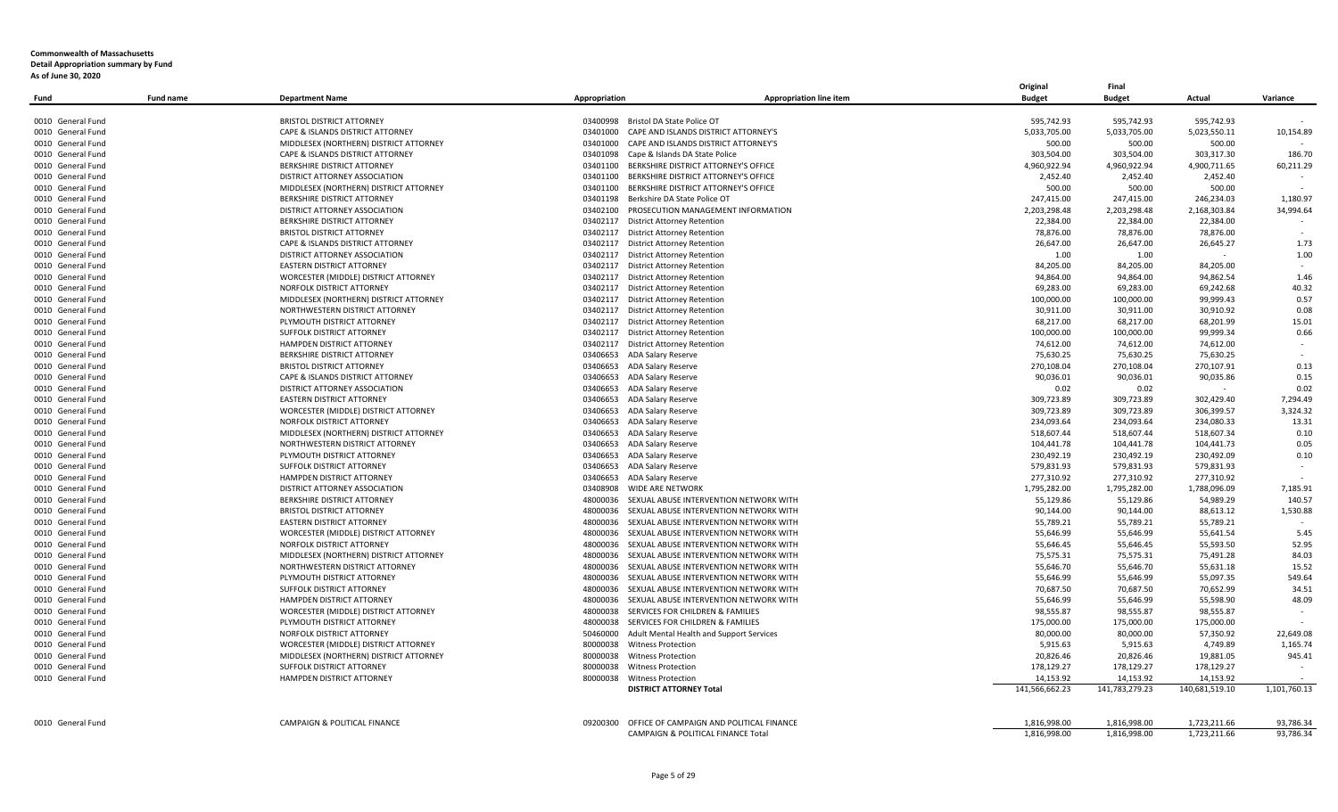**Commonwealth of Massachusetts**
**Detail Appropriation summary by Fund**
**As of June 30, 2020**

| Fund | Fund name | Department Name | Appropriation | Appropriation line item | Original Budget | Final Budget | Actual | Variance |
|---|---|---|---|---|---|---|---|---|
| 0010 | General Fund | BRISTOL DISTRICT ATTORNEY | 03400998 | Bristol DA State Police OT | 595,742.93 | 595,742.93 | 595,742.93 | - |
| 0010 | General Fund | CAPE & ISLANDS DISTRICT ATTORNEY | 03401000 | CAPE AND ISLANDS DISTRICT ATTORNEY'S | 5,033,705.00 | 5,033,705.00 | 5,023,550.11 | 10,154.89 |
| 0010 | General Fund | MIDDLESEX (NORTHERN) DISTRICT ATTORNEY | 03401000 | CAPE AND ISLANDS DISTRICT ATTORNEY'S | 500.00 | 500.00 | 500.00 | - |
| 0010 | General Fund | CAPE & ISLANDS DISTRICT ATTORNEY | 03401098 | Cape & Islands DA State Police | 303,504.00 | 303,504.00 | 303,317.30 | 186.70 |
| 0010 | General Fund | BERKSHIRE DISTRICT ATTORNEY | 03401100 | BERKSHIRE DISTRICT ATTORNEY'S OFFICE | 4,960,922.94 | 4,960,922.94 | 4,900,711.65 | 60,211.29 |
| 0010 | General Fund | DISTRICT ATTORNEY ASSOCIATION | 03401100 | BERKSHIRE DISTRICT ATTORNEY'S OFFICE | 2,452.40 | 2,452.40 | 2,452.40 | - |
| 0010 | General Fund | MIDDLESEX (NORTHERN) DISTRICT ATTORNEY | 03401100 | BERKSHIRE DISTRICT ATTORNEY'S OFFICE | 500.00 | 500.00 | 500.00 | - |
| 0010 | General Fund | BERKSHIRE DISTRICT ATTORNEY | 03401198 | Berkshire DA State Police OT | 247,415.00 | 247,415.00 | 246,234.03 | 1,180.97 |
| 0010 | General Fund | DISTRICT ATTORNEY ASSOCIATION | 03402100 | PROSECUTION MANAGEMENT INFORMATION | 2,203,298.48 | 2,203,298.48 | 2,168,303.84 | 34,994.64 |
| 0010 | General Fund | BERKSHIRE DISTRICT ATTORNEY | 03402117 | District Attorney Retention | 22,384.00 | 22,384.00 | 22,384.00 | - |
| 0010 | General Fund | BRISTOL DISTRICT ATTORNEY | 03402117 | District Attorney Retention | 78,876.00 | 78,876.00 | 78,876.00 | - |
| 0010 | General Fund | CAPE & ISLANDS DISTRICT ATTORNEY | 03402117 | District Attorney Retention | 26,647.00 | 26,647.00 | 26,645.27 | 1.73 |
| 0010 | General Fund | DISTRICT ATTORNEY ASSOCIATION | 03402117 | District Attorney Retention | 1.00 | 1.00 | - | 1.00 |
| 0010 | General Fund | EASTERN DISTRICT ATTORNEY | 03402117 | District Attorney Retention | 84,205.00 | 84,205.00 | 84,205.00 | - |
| 0010 | General Fund | WORCESTER (MIDDLE) DISTRICT ATTORNEY | 03402117 | District Attorney Retention | 94,864.00 | 94,864.00 | 94,862.54 | 1.46 |
| 0010 | General Fund | NORFOLK DISTRICT ATTORNEY | 03402117 | District Attorney Retention | 69,283.00 | 69,283.00 | 69,242.68 | 40.32 |
| 0010 | General Fund | MIDDLESEX (NORTHERN) DISTRICT ATTORNEY | 03402117 | District Attorney Retention | 100,000.00 | 100,000.00 | 99,999.43 | 0.57 |
| 0010 | General Fund | NORTHWESTERN DISTRICT ATTORNEY | 03402117 | District Attorney Retention | 30,911.00 | 30,911.00 | 30,910.92 | 0.08 |
| 0010 | General Fund | PLYMOUTH DISTRICT ATTORNEY | 03402117 | District Attorney Retention | 68,217.00 | 68,217.00 | 68,201.99 | 15.01 |
| 0010 | General Fund | SUFFOLK DISTRICT ATTORNEY | 03402117 | District Attorney Retention | 100,000.00 | 100,000.00 | 99,999.34 | 0.66 |
| 0010 | General Fund | HAMPDEN DISTRICT ATTORNEY | 03402117 | District Attorney Retention | 74,612.00 | 74,612.00 | 74,612.00 | - |
| 0010 | General Fund | BERKSHIRE DISTRICT ATTORNEY | 03406653 | ADA Salary Reserve | 75,630.25 | 75,630.25 | 75,630.25 | - |
| 0010 | General Fund | BRISTOL DISTRICT ATTORNEY | 03406653 | ADA Salary Reserve | 270,108.04 | 270,108.04 | 270,107.91 | 0.13 |
| 0010 | General Fund | CAPE & ISLANDS DISTRICT ATTORNEY | 03406653 | ADA Salary Reserve | 90,036.01 | 90,036.01 | 90,035.86 | 0.15 |
| 0010 | General Fund | DISTRICT ATTORNEY ASSOCIATION | 03406653 | ADA Salary Reserve | 0.02 | 0.02 | - | 0.02 |
| 0010 | General Fund | EASTERN DISTRICT ATTORNEY | 03406653 | ADA Salary Reserve | 309,723.89 | 309,723.89 | 302,429.40 | 7,294.49 |
| 0010 | General Fund | WORCESTER (MIDDLE) DISTRICT ATTORNEY | 03406653 | ADA Salary Reserve | 309,723.89 | 309,723.89 | 306,399.57 | 3,324.32 |
| 0010 | General Fund | NORFOLK DISTRICT ATTORNEY | 03406653 | ADA Salary Reserve | 234,093.64 | 234,093.64 | 234,080.33 | 13.31 |
| 0010 | General Fund | MIDDLESEX (NORTHERN) DISTRICT ATTORNEY | 03406653 | ADA Salary Reserve | 518,607.44 | 518,607.44 | 518,607.34 | 0.10 |
| 0010 | General Fund | NORTHWESTERN DISTRICT ATTORNEY | 03406653 | ADA Salary Reserve | 104,441.78 | 104,441.78 | 104,441.73 | 0.05 |
| 0010 | General Fund | PLYMOUTH DISTRICT ATTORNEY | 03406653 | ADA Salary Reserve | 230,492.19 | 230,492.19 | 230,492.09 | 0.10 |
| 0010 | General Fund | SUFFOLK DISTRICT ATTORNEY | 03406653 | ADA Salary Reserve | 579,831.93 | 579,831.93 | 579,831.93 | - |
| 0010 | General Fund | HAMPDEN DISTRICT ATTORNEY | 03406653 | ADA Salary Reserve | 277,310.92 | 277,310.92 | 277,310.92 | - |
| 0010 | General Fund | DISTRICT ATTORNEY ASSOCIATION | 03408908 | WIDE ARE NETWORK | 1,795,282.00 | 1,795,282.00 | 1,788,096.09 | 7,185.91 |
| 0010 | General Fund | BERKSHIRE DISTRICT ATTORNEY | 48000036 | SEXUAL ABUSE INTERVENTION NETWORK WITH | 55,129.86 | 55,129.86 | 54,989.29 | 140.57 |
| 0010 | General Fund | BRISTOL DISTRICT ATTORNEY | 48000036 | SEXUAL ABUSE INTERVENTION NETWORK WITH | 90,144.00 | 90,144.00 | 88,613.12 | 1,530.88 |
| 0010 | General Fund | EASTERN DISTRICT ATTORNEY | 48000036 | SEXUAL ABUSE INTERVENTION NETWORK WITH | 55,789.21 | 55,789.21 | 55,789.21 | - |
| 0010 | General Fund | WORCESTER (MIDDLE) DISTRICT ATTORNEY | 48000036 | SEXUAL ABUSE INTERVENTION NETWORK WITH | 55,646.99 | 55,646.99 | 55,641.54 | 5.45 |
| 0010 | General Fund | NORFOLK DISTRICT ATTORNEY | 48000036 | SEXUAL ABUSE INTERVENTION NETWORK WITH | 55,646.45 | 55,646.45 | 55,593.50 | 52.95 |
| 0010 | General Fund | MIDDLESEX (NORTHERN) DISTRICT ATTORNEY | 48000036 | SEXUAL ABUSE INTERVENTION NETWORK WITH | 75,575.31 | 75,575.31 | 75,491.28 | 84.03 |
| 0010 | General Fund | NORTHWESTERN DISTRICT ATTORNEY | 48000036 | SEXUAL ABUSE INTERVENTION NETWORK WITH | 55,646.70 | 55,646.70 | 55,631.18 | 15.52 |
| 0010 | General Fund | PLYMOUTH DISTRICT ATTORNEY | 48000036 | SEXUAL ABUSE INTERVENTION NETWORK WITH | 55,646.99 | 55,646.99 | 55,097.35 | 549.64 |
| 0010 | General Fund | SUFFOLK DISTRICT ATTORNEY | 48000036 | SEXUAL ABUSE INTERVENTION NETWORK WITH | 70,687.50 | 70,687.50 | 70,652.99 | 34.51 |
| 0010 | General Fund | HAMPDEN DISTRICT ATTORNEY | 48000036 | SEXUAL ABUSE INTERVENTION NETWORK WITH | 55,646.99 | 55,646.99 | 55,598.90 | 48.09 |
| 0010 | General Fund | WORCESTER (MIDDLE) DISTRICT ATTORNEY | 48000038 | SERVICES FOR CHILDREN & FAMILIES | 98,555.87 | 98,555.87 | 98,555.87 | - |
| 0010 | General Fund | PLYMOUTH DISTRICT ATTORNEY | 48000038 | SERVICES FOR CHILDREN & FAMILIES | 175,000.00 | 175,000.00 | 175,000.00 | - |
| 0010 | General Fund | NORFOLK DISTRICT ATTORNEY | 50460000 | Adult Mental Health and Support Services | 80,000.00 | 80,000.00 | 57,350.92 | 22,649.08 |
| 0010 | General Fund | WORCESTER (MIDDLE) DISTRICT ATTORNEY | 80000038 | Witness Protection | 5,915.63 | 5,915.63 | 4,749.89 | 1,165.74 |
| 0010 | General Fund | MIDDLESEX (NORTHERN) DISTRICT ATTORNEY | 80000038 | Witness Protection | 20,826.46 | 20,826.46 | 19,881.05 | 945.41 |
| 0010 | General Fund | SUFFOLK DISTRICT ATTORNEY | 80000038 | Witness Protection | 178,129.27 | 178,129.27 | 178,129.27 | - |
| 0010 | General Fund | HAMPDEN DISTRICT ATTORNEY | 80000038 | Witness Protection | 14,153.92 | 14,153.92 | 14,153.92 | - |
| | | | | **DISTRICT ATTORNEY Total** | 141,566,662.23 | 141,783,279.23 | 140,681,519.10 | 1,101,760.13 |
| 0010 | General Fund | CAMPAIGN & POLITICAL FINANCE | 09200300 | OFFICE OF CAMPAIGN AND POLITICAL FINANCE | 1,816,998.00 | 1,816,998.00 | 1,723,211.66 | 93,786.34 |
| | | | | CAMPAIGN & POLITICAL FINANCE Total | 1,816,998.00 | 1,816,998.00 | 1,723,211.66 | 93,786.34 |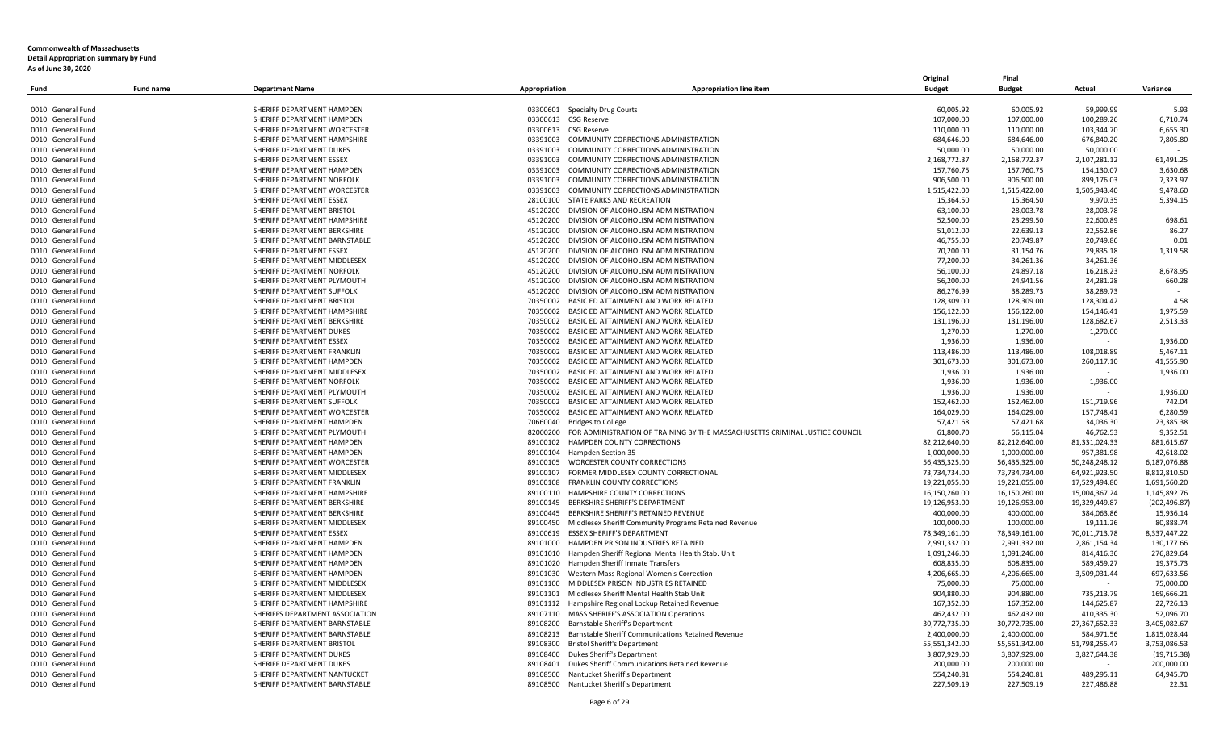**Commonwealth of Massachusetts**
**Detail Appropriation summary by Fund**
**As of June 30, 2020**

| Fund | Fund name | Department Name | Appropriation | Appropriation line item | Original Budget | Final Budget | Actual | Variance |
|---|---|---|---|---|---|---|---|---|
| 0010 | General Fund | SHERIFF DEPARTMENT HAMPDEN | 03300601 | Specialty Drug Courts | 60,005.92 | 60,005.92 | 59,999.99 | 5.93 |
| 0010 | General Fund | SHERIFF DEPARTMENT HAMPDEN | 03300613 | CSG Reserve | 107,000.00 | 107,000.00 | 100,289.26 | 6,710.74 |
| 0010 | General Fund | SHERIFF DEPARTMENT WORCESTER | 03300613 | CSG Reserve | 110,000.00 | 110,000.00 | 103,344.70 | 6,655.30 |
| 0010 | General Fund | SHERIFF DEPARTMENT HAMPSHIRE | 03391003 | COMMUNITY CORRECTIONS ADMINISTRATION | 684,646.00 | 684,646.00 | 676,840.20 | 7,805.80 |
| 0010 | General Fund | SHERIFF DEPARTMENT DUKES | 03391003 | COMMUNITY CORRECTIONS ADMINISTRATION | 50,000.00 | 50,000.00 | 50,000.00 | - |
| 0010 | General Fund | SHERIFF DEPARTMENT ESSEX | 03391003 | COMMUNITY CORRECTIONS ADMINISTRATION | 2,168,772.37 | 2,168,772.37 | 2,107,281.12 | 61,491.25 |
| 0010 | General Fund | SHERIFF DEPARTMENT HAMPDEN | 03391003 | COMMUNITY CORRECTIONS ADMINISTRATION | 157,760.75 | 157,760.75 | 154,130.07 | 3,630.68 |
| 0010 | General Fund | SHERIFF DEPARTMENT NORFOLK | 03391003 | COMMUNITY CORRECTIONS ADMINISTRATION | 906,500.00 | 906,500.00 | 899,176.03 | 7,323.97 |
| 0010 | General Fund | SHERIFF DEPARTMENT WORCESTER | 03391003 | COMMUNITY CORRECTIONS ADMINISTRATION | 1,515,422.00 | 1,515,422.00 | 1,505,943.40 | 9,478.60 |
| 0010 | General Fund | SHERIFF DEPARTMENT ESSEX | 28100100 | STATE PARKS AND RECREATION | 15,364.50 | 15,364.50 | 9,970.35 | 5,394.15 |
| 0010 | General Fund | SHERIFF DEPARTMENT BRISTOL | 45120200 | DIVISION OF ALCOHOLISM ADMINISTRATION | 63,100.00 | 28,003.78 | 28,003.78 | - |
| 0010 | General Fund | SHERIFF DEPARTMENT HAMPSHIRE | 45120200 | DIVISION OF ALCOHOLISM ADMINISTRATION | 52,500.00 | 23,299.50 | 22,600.89 | 698.61 |
| 0010 | General Fund | SHERIFF DEPARTMENT BERKSHIRE | 45120200 | DIVISION OF ALCOHOLISM ADMINISTRATION | 51,012.00 | 22,639.13 | 22,552.86 | 86.27 |
| 0010 | General Fund | SHERIFF DEPARTMENT BARNSTABLE | 45120200 | DIVISION OF ALCOHOLISM ADMINISTRATION | 46,755.00 | 20,749.87 | 20,749.86 | 0.01 |
| 0010 | General Fund | SHERIFF DEPARTMENT ESSEX | 45120200 | DIVISION OF ALCOHOLISM ADMINISTRATION | 70,200.00 | 31,154.76 | 29,835.18 | 1,319.58 |
| 0010 | General Fund | SHERIFF DEPARTMENT MIDDLESEX | 45120200 | DIVISION OF ALCOHOLISM ADMINISTRATION | 77,200.00 | 34,261.36 | 34,261.36 | - |
| 0010 | General Fund | SHERIFF DEPARTMENT NORFOLK | 45120200 | DIVISION OF ALCOHOLISM ADMINISTRATION | 56,100.00 | 24,897.18 | 16,218.23 | 8,678.95 |
| 0010 | General Fund | SHERIFF DEPARTMENT PLYMOUTH | 45120200 | DIVISION OF ALCOHOLISM ADMINISTRATION | 56,200.00 | 24,941.56 | 24,281.28 | 660.28 |
| 0010 | General Fund | SHERIFF DEPARTMENT SUFFOLK | 45120200 | DIVISION OF ALCOHOLISM ADMINISTRATION | 86,276.99 | 38,289.73 | 38,289.73 | - |
| 0010 | General Fund | SHERIFF DEPARTMENT BRISTOL | 70350002 | BASIC ED ATTAINMENT AND WORK RELATED | 128,309.00 | 128,309.00 | 128,304.42 | 4.58 |
| 0010 | General Fund | SHERIFF DEPARTMENT HAMPSHIRE | 70350002 | BASIC ED ATTAINMENT AND WORK RELATED | 156,122.00 | 156,122.00 | 154,146.41 | 1,975.59 |
| 0010 | General Fund | SHERIFF DEPARTMENT BERKSHIRE | 70350002 | BASIC ED ATTAINMENT AND WORK RELATED | 131,196.00 | 131,196.00 | 128,682.67 | 2,513.33 |
| 0010 | General Fund | SHERIFF DEPARTMENT DUKES | 70350002 | BASIC ED ATTAINMENT AND WORK RELATED | 1,270.00 | 1,270.00 | 1,270.00 | - |
| 0010 | General Fund | SHERIFF DEPARTMENT ESSEX | 70350002 | BASIC ED ATTAINMENT AND WORK RELATED | 1,936.00 | 1,936.00 | - | 1,936.00 |
| 0010 | General Fund | SHERIFF DEPARTMENT FRANKLIN | 70350002 | BASIC ED ATTAINMENT AND WORK RELATED | 113,486.00 | 113,486.00 | 108,018.89 | 5,467.11 |
| 0010 | General Fund | SHERIFF DEPARTMENT HAMPDEN | 70350002 | BASIC ED ATTAINMENT AND WORK RELATED | 301,673.00 | 301,673.00 | 260,117.10 | 41,555.90 |
| 0010 | General Fund | SHERIFF DEPARTMENT MIDDLESEX | 70350002 | BASIC ED ATTAINMENT AND WORK RELATED | 1,936.00 | 1,936.00 | - | 1,936.00 |
| 0010 | General Fund | SHERIFF DEPARTMENT NORFOLK | 70350002 | BASIC ED ATTAINMENT AND WORK RELATED | 1,936.00 | 1,936.00 | 1,936.00 | - |
| 0010 | General Fund | SHERIFF DEPARTMENT PLYMOUTH | 70350002 | BASIC ED ATTAINMENT AND WORK RELATED | 1,936.00 | 1,936.00 | - | 1,936.00 |
| 0010 | General Fund | SHERIFF DEPARTMENT SUFFOLK | 70350002 | BASIC ED ATTAINMENT AND WORK RELATED | 152,462.00 | 152,462.00 | 151,719.96 | 742.04 |
| 0010 | General Fund | SHERIFF DEPARTMENT WORCESTER | 70350002 | BASIC ED ATTAINMENT AND WORK RELATED | 164,029.00 | 164,029.00 | 157,748.41 | 6,280.59 |
| 0010 | General Fund | SHERIFF DEPARTMENT HAMPDEN | 70660040 | Bridges to College | 57,421.68 | 57,421.68 | 34,036.30 | 23,385.38 |
| 0010 | General Fund | SHERIFF DEPARTMENT PLYMOUTH | 82000200 | FOR ADMINISTRATION OF TRAINING BY THE MASSACHUSETTS CRIMINAL JUSTICE COUNCIL | 61,800.70 | 56,115.04 | 46,762.53 | 9,352.51 |
| 0010 | General Fund | SHERIFF DEPARTMENT HAMPDEN | 89100102 | HAMPDEN COUNTY CORRECTIONS | 82,212,640.00 | 82,212,640.00 | 81,331,024.33 | 881,615.67 |
| 0010 | General Fund | SHERIFF DEPARTMENT HAMPDEN | 89100104 | Hampden Section 35 | 1,000,000.00 | 1,000,000.00 | 957,381.98 | 42,618.02 |
| 0010 | General Fund | SHERIFF DEPARTMENT WORCESTER | 89100105 | WORCESTER COUNTY CORRECTIONS | 56,435,325.00 | 56,435,325.00 | 50,248,248.12 | 6,187,076.88 |
| 0010 | General Fund | SHERIFF DEPARTMENT MIDDLESEX | 89100107 | FORMER MIDDLESEX COUNTY CORRECTIONAL | 73,734,734.00 | 73,734,734.00 | 64,921,923.50 | 8,812,810.50 |
| 0010 | General Fund | SHERIFF DEPARTMENT FRANKLIN | 89100108 | FRANKLIN COUNTY CORRECTIONS | 19,221,055.00 | 19,221,055.00 | 17,529,494.80 | 1,691,560.20 |
| 0010 | General Fund | SHERIFF DEPARTMENT HAMPSHIRE | 89100110 | HAMPSHIRE COUNTY CORRECTIONS | 16,150,260.00 | 16,150,260.00 | 15,004,367.24 | 1,145,892.76 |
| 0010 | General Fund | SHERIFF DEPARTMENT BERKSHIRE | 89100145 | BERKSHIRE SHERIFF'S DEPARTMENT | 19,126,953.00 | 19,126,953.00 | 19,329,449.87 | (202,496.87) |
| 0010 | General Fund | SHERIFF DEPARTMENT BERKSHIRE | 89100445 | BERKSHIRE SHERIFF'S RETAINED REVENUE | 400,000.00 | 400,000.00 | 384,063.86 | 15,936.14 |
| 0010 | General Fund | SHERIFF DEPARTMENT MIDDLESEX | 89100450 | Middlesex Sheriff Community Programs Retained Revenue | 100,000.00 | 100,000.00 | 19,111.26 | 80,888.74 |
| 0010 | General Fund | SHERIFF DEPARTMENT ESSEX | 89100619 | ESSEX SHERIFF'S DEPARTMENT | 78,349,161.00 | 78,349,161.00 | 70,011,713.78 | 8,337,447.22 |
| 0010 | General Fund | SHERIFF DEPARTMENT HAMPDEN | 89101000 | HAMPDEN PRISON INDUSTRIES RETAINED | 2,991,332.00 | 2,991,332.00 | 2,861,154.34 | 130,177.66 |
| 0010 | General Fund | SHERIFF DEPARTMENT HAMPDEN | 89101010 | Hampden Sheriff Regional Mental Health Stab. Unit | 1,091,246.00 | 1,091,246.00 | 814,416.36 | 276,829.64 |
| 0010 | General Fund | SHERIFF DEPARTMENT HAMPDEN | 89101020 | Hampden Sheriff Inmate Transfers | 608,835.00 | 608,835.00 | 589,459.27 | 19,375.73 |
| 0010 | General Fund | SHERIFF DEPARTMENT HAMPDEN | 89101030 | Western Mass Regional Women's Correction | 4,206,665.00 | 4,206,665.00 | 3,509,031.44 | 697,633.56 |
| 0010 | General Fund | SHERIFF DEPARTMENT MIDDLESEX | 89101100 | MIDDLESEX PRISON INDUSTRIES RETAINED | 75,000.00 | 75,000.00 | - | 75,000.00 |
| 0010 | General Fund | SHERIFF DEPARTMENT MIDDLESEX | 89101101 | Middlesex Sheriff Mental Health Stab Unit | 904,880.00 | 904,880.00 | 735,213.79 | 169,666.21 |
| 0010 | General Fund | SHERIFF DEPARTMENT HAMPSHIRE | 89101112 | Hampshire Regional Lockup Retained Revenue | 167,352.00 | 167,352.00 | 144,625.87 | 22,726.13 |
| 0010 | General Fund | SHERIFFS DEPARTMENT ASSOCIATION | 89107110 | MASS SHERIFF'S ASSOCIATION Operations | 462,432.00 | 462,432.00 | 410,335.30 | 52,096.70 |
| 0010 | General Fund | SHERIFF DEPARTMENT BARNSTABLE | 89108200 | Barnstable Sheriff's Department | 30,772,735.00 | 30,772,735.00 | 27,367,652.33 | 3,405,082.67 |
| 0010 | General Fund | SHERIFF DEPARTMENT BARNSTABLE | 89108213 | Barnstable Sheriff Communications Retained Revenue | 2,400,000.00 | 2,400,000.00 | 584,971.56 | 1,815,028.44 |
| 0010 | General Fund | SHERIFF DEPARTMENT BRISTOL | 89108300 | Bristol Sheriff's Department | 55,551,342.00 | 55,551,342.00 | 51,798,255.47 | 3,753,086.53 |
| 0010 | General Fund | SHERIFF DEPARTMENT DUKES | 89108400 | Dukes Sheriff's Department | 3,807,929.00 | 3,807,929.00 | 3,827,644.38 | (19,715.38) |
| 0010 | General Fund | SHERIFF DEPARTMENT DUKES | 89108401 | Dukes Sheriff Communications Retained Revenue | 200,000.00 | 200,000.00 | - | 200,000.00 |
| 0010 | General Fund | SHERIFF DEPARTMENT NANTUCKET | 89108500 | Nantucket Sheriff's Department | 554,240.81 | 554,240.81 | 489,295.11 | 64,945.70 |
| 0010 | General Fund | SHERIFF DEPARTMENT BARNSTABLE | 89108500 | Nantucket Sheriff's Department | 227,509.19 | 227,509.19 | 227,486.88 | 22.31 |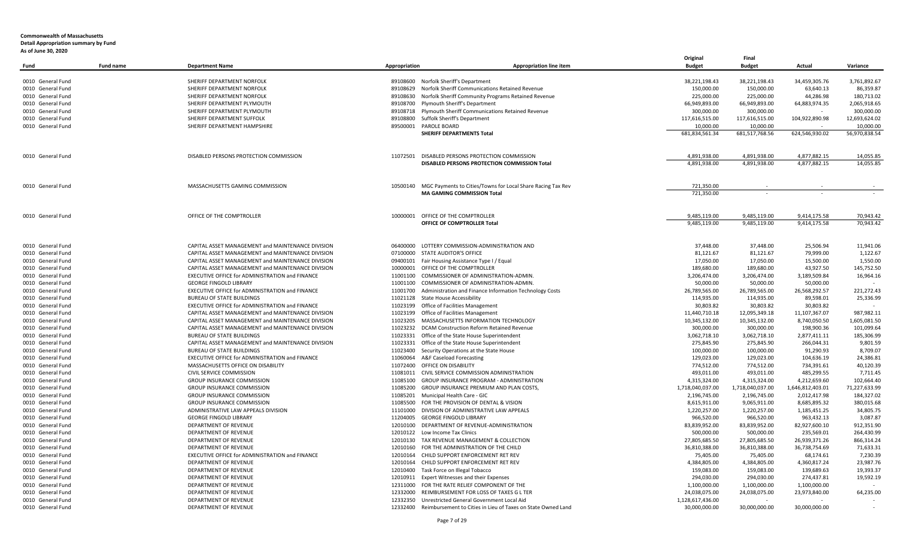**Commonwealth of Massachusetts**
**Detail Appropriation summary by Fund**
**As of June 30, 2020**

| Fund | Fund name | Department Name | Appropriation | Appropriation line item | Original Budget | Final Budget | Actual | Variance |
|---|---|---|---|---|---|---|---|---|
| 0010 General Fund | | SHERIFF DEPARTMENT NORFOLK | 89108600 | Norfolk Sheriff's Department | 38,221,198.43 | 38,221,198.43 | 34,459,305.76 | 3,761,892.67 |
| 0010 General Fund | | SHERIFF DEPARTMENT NORFOLK | 89108629 | Norfolk Sheriff Communications Retained Revenue | 150,000.00 | 150,000.00 | 63,640.13 | 86,359.87 |
| 0010 General Fund | | SHERIFF DEPARTMENT NORFOLK | 89108630 | Norfolk Sheriff Community Programs Retained Revenue | 225,000.00 | 225,000.00 | 44,286.98 | 180,713.02 |
| 0010 General Fund | | SHERIFF DEPARTMENT PLYMOUTH | 89108700 | Plymouth Sheriff's Department | 66,949,893.00 | 66,949,893.00 | 64,883,974.35 | 2,065,918.65 |
| 0010 General Fund | | SHERIFF DEPARTMENT PLYMOUTH | 89108718 | Plymouth Sheriff Communications Retained Revenue | 300,000.00 | 300,000.00 | - | 300,000.00 |
| 0010 General Fund | | SHERIFF DEPARTMENT SUFFOLK | 89108800 | Suffolk Sheriff's Department | 117,616,515.00 | 117,616,515.00 | 104,922,890.98 | 12,693,624.02 |
| 0010 General Fund | | SHERIFF DEPARTMENT HAMPSHIRE | 89500001 | PAROLE BOARD | 10,000.00 | 10,000.00 | - | 10,000.00 |
| | | | | **SHERIFF DEPARTMENTS Total** | 681,834,561.34 | 681,517,768.56 | 624,546,930.02 | 56,970,838.54 |
| 0010 General Fund | | DISABLED PERSONS PROTECTION COMMISSION | 11072501 | DISABLED PERSONS PROTECTION COMMISSION | 4,891,938.00 | 4,891,938.00 | 4,877,882.15 | 14,055.85 |
| | | | | **DISABLED PERSONS PROTECTION COMMISSION Total** | 4,891,938.00 | 4,891,938.00 | 4,877,882.15 | 14,055.85 |
| 0010 General Fund | | MASSACHUSETTS GAMING COMMISSION | 10500140 | MGC Payments to Cities/Towns for Local Share Racing Tax Rev | 721,350.00 | - | - | - |
| | | | | **MA GAMING COMMISSION Total** | 721,350.00 | - | - | - |
| 0010 General Fund | | OFFICE OF THE COMPTROLLER | 10000001 | OFFICE OF THE COMPTROLLER | 9,485,119.00 | 9,485,119.00 | 9,414,175.58 | 70,943.42 |
| | | | | **OFFICE OF COMPTROLLER Total** | 9,485,119.00 | 9,485,119.00 | 9,414,175.58 | 70,943.42 |
| 0010 General Fund | | CAPITAL ASSET MANAGEMENT and MAINTENANCE DIVISION | 06400000 | LOTTERY COMMISSION-ADMINISTRATION AND | 37,448.00 | 37,448.00 | 25,506.94 | 11,941.06 |
| 0010 General Fund | | CAPITAL ASSET MANAGEMENT and MAINTENANCE DIVISION | 07100000 | STATE AUDITOR'S OFFICE | 81,121.67 | 81,121.67 | 79,999.00 | 1,122.67 |
| 0010 General Fund | | CAPITAL ASSET MANAGEMENT and MAINTENANCE DIVISION | 09400101 | Fair Housing Assistance Type I / Equal | 17,050.00 | 17,050.00 | 15,500.00 | 1,550.00 |
| 0010 General Fund | | CAPITAL ASSET MANAGEMENT and MAINTENANCE DIVISION | 10000001 | OFFICE OF THE COMPTROLLER | 189,680.00 | 189,680.00 | 43,927.50 | 145,752.50 |
| 0010 General Fund | | EXECUTIVE OFFICE for ADMINISTRATION and FINANCE | 11001100 | COMMISSIONER OF ADMINISTRATION-ADMIN. | 3,206,474.00 | 3,206,474.00 | 3,189,509.84 | 16,964.16 |
| 0010 General Fund | | GEORGE FINGOLD LIBRARY | 11001100 | COMMISSIONER OF ADMINISTRATION-ADMIN. | 50,000.00 | 50,000.00 | 50,000.00 | - |
| 0010 General Fund | | EXECUTIVE OFFICE for ADMINISTRATION and FINANCE | 11001700 | Administration and Finance Information Technology Costs | 26,789,565.00 | 26,789,565.00 | 26,568,292.57 | 221,272.43 |
| 0010 General Fund | | BUREAU OF STATE BUILDINGS | 11021128 | State House Accessibility | 114,935.00 | 114,935.00 | 89,598.01 | 25,336.99 |
| 0010 General Fund | | EXECUTIVE OFFICE for ADMINISTRATION and FINANCE | 11023199 | Office of Facilities Management | 30,803.82 | 30,803.82 | 30,803.82 | - |
| 0010 General Fund | | CAPITAL ASSET MANAGEMENT and MAINTENANCE DIVISION | 11023199 | Office of Facilities Management | 11,440,710.18 | 12,095,349.18 | 11,107,367.07 | 987,982.11 |
| 0010 General Fund | | CAPITAL ASSET MANAGEMENT and MAINTENANCE DIVISION | 11023205 | MASSACHUSETTS INFORMATION TECHNOLOGY | 10,345,132.00 | 10,345,132.00 | 8,740,050.50 | 1,605,081.50 |
| 0010 General Fund | | CAPITAL ASSET MANAGEMENT and MAINTENANCE DIVISION | 11023232 | DCAM Construction Reform Retained Revenue | 300,000.00 | 300,000.00 | 198,900.36 | 101,099.64 |
| 0010 General Fund | | BUREAU OF STATE BUILDINGS | 11023331 | Office of the State House Superintendent | 3,062,718.10 | 3,062,718.10 | 2,877,411.11 | 185,306.99 |
| 0010 General Fund | | CAPITAL ASSET MANAGEMENT and MAINTENANCE DIVISION | 11023331 | Office of the State House Superintendent | 275,845.90 | 275,845.90 | 266,044.31 | 9,801.59 |
| 0010 General Fund | | BUREAU OF STATE BUILDINGS | 11023400 | Security Operations at the State House | 100,000.00 | 100,000.00 | 91,290.93 | 8,709.07 |
| 0010 General Fund | | EXECUTIVE OFFICE for ADMINISTRATION and FINANCE | 11060064 | A&F Caseload Forecasting | 129,023.00 | 129,023.00 | 104,636.19 | 24,386.81 |
| 0010 General Fund | | MASSACHUSETTS OFFICE ON DISABILITY | 11072400 | OFFICE ON DISABILITY | 774,512.00 | 774,512.00 | 734,391.61 | 40,120.39 |
| 0010 General Fund | | CIVIL SERVICE COMMISSION | 11081011 | CIVIL SERVICE COMMISSION ADMINISTRATION | 493,011.00 | 493,011.00 | 485,299.55 | 7,711.45 |
| 0010 General Fund | | GROUP INSURANCE COMMISSION | 11085100 | GROUP INSURANCE PROGRAM - ADMINISTRATION | 4,315,324.00 | 4,315,324.00 | 4,212,659.60 | 102,664.40 |
| 0010 General Fund | | GROUP INSURANCE COMMISSION | 11085200 | GROUP INSURANCE PREMIUM AND PLAN COSTS, | 1,718,040,037.00 | 1,718,040,037.00 | 1,646,812,403.01 | 71,227,633.99 |
| 0010 General Fund | | GROUP INSURANCE COMMISSION | 11085201 | Municipal Health Care - GIC | 2,196,745.00 | 2,196,745.00 | 2,012,417.98 | 184,327.02 |
| 0010 General Fund | | GROUP INSURANCE COMMISSION | 11085500 | FOR THE PROVISION OF DENTAL & VISION | 8,615,911.00 | 9,065,911.00 | 8,685,895.32 | 380,015.68 |
| 0010 General Fund | | ADMINISTRATIVE LAW APPEALS DIVISION | 11101000 | DIVISION OF ADMINISTRATIVE LAW APPEALS | 1,220,257.00 | 1,220,257.00 | 1,185,451.25 | 34,805.75 |
| 0010 General Fund | | GEORGE FINGOLD LIBRARY | 11204005 | GEORGE FINGOLD LIBRARY | 966,520.00 | 966,520.00 | 963,432.13 | 3,087.87 |
| 0010 General Fund | | DEPARTMENT OF REVENUE | 12010100 | DEPARTMENT OF REVENUE-ADMINISTRATION | 83,839,952.00 | 83,839,952.00 | 82,927,600.10 | 912,351.90 |
| 0010 General Fund | | DEPARTMENT OF REVENUE | 12010122 | Low Income Tax Clinics | 500,000.00 | 500,000.00 | 235,569.01 | 264,430.99 |
| 0010 General Fund | | DEPARTMENT OF REVENUE | 12010130 | TAX REVENUE MANAGEMENT & COLLECTION | 27,805,685.50 | 27,805,685.50 | 26,939,371.26 | 866,314.24 |
| 0010 General Fund | | DEPARTMENT OF REVENUE | 12010160 | FOR THE ADMINISTRATION OF THE CHILD | 36,810,388.00 | 36,810,388.00 | 36,738,754.69 | 71,633.31 |
| 0010 General Fund | | EXECUTIVE OFFICE for ADMINISTRATION and FINANCE | 12010164 | CHILD SUPPORT ENFORCEMENT RET REV | 75,405.00 | 75,405.00 | 68,174.61 | 7,230.39 |
| 0010 General Fund | | DEPARTMENT OF REVENUE | 12010164 | CHILD SUPPORT ENFORCEMENT RET REV | 4,384,805.00 | 4,384,805.00 | 4,360,817.24 | 23,987.76 |
| 0010 General Fund | | DEPARTMENT OF REVENUE | 12010400 | Task Force on Illegal Tobacco | 159,083.00 | 159,083.00 | 139,689.63 | 19,393.37 |
| 0010 General Fund | | DEPARTMENT OF REVENUE | 12010911 | Expert Witnesses and their Expenses | 294,030.00 | 294,030.00 | 274,437.81 | 19,592.19 |
| 0010 General Fund | | DEPARTMENT OF REVENUE | 12311000 | FOR THE RATE RELIEF COMPONENT OF THE | 1,100,000.00 | 1,100,000.00 | 1,100,000.00 | - |
| 0010 General Fund | | DEPARTMENT OF REVENUE | 12332000 | REIMBURSEMENT FOR LOSS OF TAXES G L TER | 24,038,075.00 | 24,038,075.00 | 23,973,840.00 | 64,235.00 |
| 0010 General Fund | | DEPARTMENT OF REVENUE | 12332350 | Unrestricted General Government Local Aid | 1,128,617,436.00 | - | - | - |
| 0010 General Fund | | DEPARTMENT OF REVENUE | 12332400 | Reimbursement to Cities in Lieu of Taxes on State Owned Land | 30,000,000.00 | 30,000,000.00 | 30,000,000.00 | - |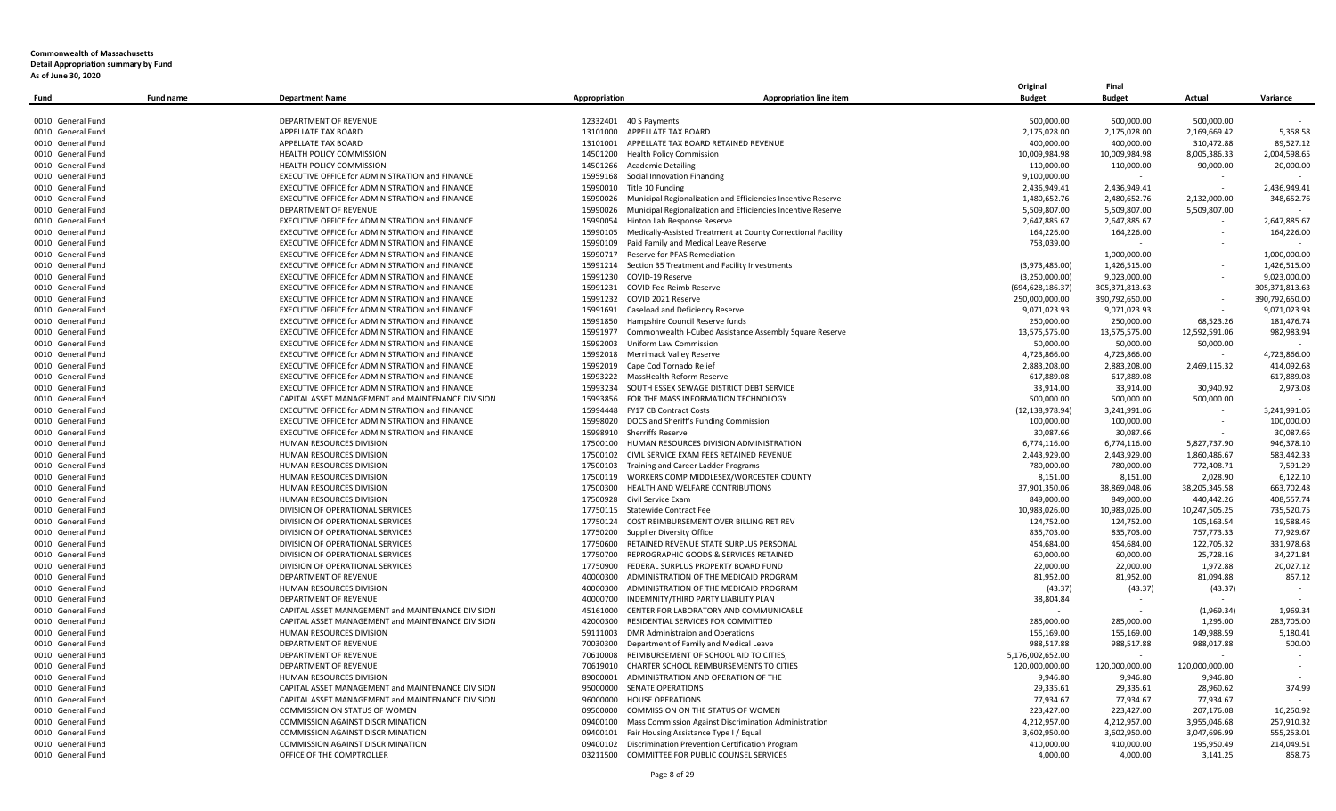**Commonwealth of Massachusetts**
**Detail Appropriation summary by Fund**
**As of June 30, 2020**

| Fund | Fund name | Department Name | Appropriation | Appropriation line item | Original Budget | Final Budget | Actual | Variance |
|---|---|---|---|---|---|---|---|---|
| 0010 | General Fund | DEPARTMENT OF REVENUE | 12332401 | 40 S Payments | 500,000.00 | 500,000.00 | 500,000.00 | - |
| 0010 | General Fund | APPELLATE TAX BOARD | 13101000 | APPELLATE TAX BOARD | 2,175,028.00 | 2,175,028.00 | 2,169,669.42 | 5,358.58 |
| 0010 | General Fund | APPELLATE TAX BOARD | 13101001 | APPELLATE TAX BOARD RETAINED REVENUE | 400,000.00 | 400,000.00 | 310,472.88 | 89,527.12 |
| 0010 | General Fund | HEALTH POLICY COMMISSION | 14501200 | Health Policy Commission | 10,009,984.98 | 10,009,984.98 | 8,005,386.33 | 2,004,598.65 |
| 0010 | General Fund | HEALTH POLICY COMMISSION | 14501266 | Academic Detailing | 110,000.00 | 110,000.00 | 90,000.00 | 20,000.00 |
| 0010 | General Fund | EXECUTIVE OFFICE for ADMINISTRATION and FINANCE | 15959168 | Social Innovation Financing | 9,100,000.00 | - | - | - |
| 0010 | General Fund | EXECUTIVE OFFICE for ADMINISTRATION and FINANCE | 15990010 | Title 10 Funding | 2,436,949.41 | 2,436,949.41 | - | 2,436,949.41 |
| 0010 | General Fund | EXECUTIVE OFFICE for ADMINISTRATION and FINANCE | 15990026 | Municipal Regionalization and Efficiencies Incentive Reserve | 1,480,652.76 | 2,480,652.76 | 2,132,000.00 | 348,652.76 |
| 0010 | General Fund | DEPARTMENT OF REVENUE | 15990026 | Municipal Regionalization and Efficiencies Incentive Reserve | 5,509,807.00 | 5,509,807.00 | 5,509,807.00 | - |
| 0010 | General Fund | EXECUTIVE OFFICE for ADMINISTRATION and FINANCE | 15990054 | Hinton Lab Response Reserve | 2,647,885.67 | 2,647,885.67 | - | 2,647,885.67 |
| 0010 | General Fund | EXECUTIVE OFFICE for ADMINISTRATION and FINANCE | 15990105 | Medically-Assisted Treatment at County Correctional Facility | 164,226.00 | 164,226.00 | - | 164,226.00 |
| 0010 | General Fund | EXECUTIVE OFFICE for ADMINISTRATION and FINANCE | 15990109 | Paid Family and Medical Leave Reserve | 753,039.00 | - | - | - |
| 0010 | General Fund | EXECUTIVE OFFICE for ADMINISTRATION and FINANCE | 15990717 | Reserve for PFAS Remediation | - | 1,000,000.00 | - | 1,000,000.00 |
| 0010 | General Fund | EXECUTIVE OFFICE for ADMINISTRATION and FINANCE | 15991214 | Section 35 Treatment and Facility Investments | (3,973,485.00) | 1,426,515.00 | - | 1,426,515.00 |
| 0010 | General Fund | EXECUTIVE OFFICE for ADMINISTRATION and FINANCE | 15991230 | COVID-19 Reserve | (3,250,000.00) | 9,023,000.00 | - | 9,023,000.00 |
| 0010 | General Fund | EXECUTIVE OFFICE for ADMINISTRATION and FINANCE | 15991231 | COVID Fed Reimb Reserve | (694,628,186.37) | 305,371,813.63 | - | 305,371,813.63 |
| 0010 | General Fund | EXECUTIVE OFFICE for ADMINISTRATION and FINANCE | 15991232 | COVID 2021 Reserve | 250,000,000.00 | 390,792,650.00 | - | 390,792,650.00 |
| 0010 | General Fund | EXECUTIVE OFFICE for ADMINISTRATION and FINANCE | 15991691 | Caseload and Deficiency Reserve | 9,071,023.93 | 9,071,023.93 | - | 9,071,023.93 |
| 0010 | General Fund | EXECUTIVE OFFICE for ADMINISTRATION and FINANCE | 15991850 | Hampshire Council Reserve funds | 250,000.00 | 250,000.00 | 68,523.26 | 181,476.74 |
| 0010 | General Fund | EXECUTIVE OFFICE for ADMINISTRATION and FINANCE | 15991977 | Commonwealth I-Cubed Assistance Assembly Square Reserve | 13,575,575.00 | 13,575,575.00 | 12,592,591.06 | 982,983.94 |
| 0010 | General Fund | EXECUTIVE OFFICE for ADMINISTRATION and FINANCE | 15992003 | Uniform Law Commission | 50,000.00 | 50,000.00 | 50,000.00 | - |
| 0010 | General Fund | EXECUTIVE OFFICE for ADMINISTRATION and FINANCE | 15992018 | Merrimack Valley Reserve | 4,723,866.00 | 4,723,866.00 | - | 4,723,866.00 |
| 0010 | General Fund | EXECUTIVE OFFICE for ADMINISTRATION and FINANCE | 15992019 | Cape Cod Tornado Relief | 2,883,208.00 | 2,883,208.00 | 2,469,115.32 | 414,092.68 |
| 0010 | General Fund | EXECUTIVE OFFICE for ADMINISTRATION and FINANCE | 15993222 | MassHealth Reform Reserve | 617,889.08 | 617,889.08 | - | 617,889.08 |
| 0010 | General Fund | EXECUTIVE OFFICE for ADMINISTRATION and FINANCE | 15993234 | SOUTH ESSEX SEWAGE DISTRICT DEBT SERVICE | 33,914.00 | 33,914.00 | 30,940.92 | 2,973.08 |
| 0010 | General Fund | CAPITAL ASSET MANAGEMENT and MAINTENANCE DIVISION | 15993856 | FOR THE MASS INFORMATION TECHNOLOGY | 500,000.00 | 500,000.00 | 500,000.00 | - |
| 0010 | General Fund | EXECUTIVE OFFICE for ADMINISTRATION and FINANCE | 15994448 | FY17 CB Contract Costs | (12,138,978.94) | 3,241,991.06 | - | 3,241,991.06 |
| 0010 | General Fund | EXECUTIVE OFFICE for ADMINISTRATION and FINANCE | 15998020 | DOCS and Sheriff's Funding Commission | 100,000.00 | 100,000.00 | - | 100,000.00 |
| 0010 | General Fund | EXECUTIVE OFFICE for ADMINISTRATION and FINANCE | 15998910 | Sherriffs Reserve | 30,087.66 | 30,087.66 | - | 30,087.66 |
| 0010 | General Fund | HUMAN RESOURCES DIVISION | 17500100 | HUMAN RESOURCES DIVISION ADMINISTRATION | 6,774,116.00 | 6,774,116.00 | 5,827,737.90 | 946,378.10 |
| 0010 | General Fund | HUMAN RESOURCES DIVISION | 17500102 | CIVIL SERVICE EXAM FEES RETAINED REVENUE | 2,443,929.00 | 2,443,929.00 | 1,860,486.67 | 583,442.33 |
| 0010 | General Fund | HUMAN RESOURCES DIVISION | 17500103 | Training and Career Ladder Programs | 780,000.00 | 780,000.00 | 772,408.71 | 7,591.29 |
| 0010 | General Fund | HUMAN RESOURCES DIVISION | 17500119 | WORKERS COMP MIDDLESEX/WORCESTER COUNTY | 8,151.00 | 8,151.00 | 2,028.90 | 6,122.10 |
| 0010 | General Fund | HUMAN RESOURCES DIVISION | 17500300 | HEALTH AND WELFARE CONTRIBUTIONS | 37,901,350.06 | 38,869,048.06 | 38,205,345.58 | 663,702.48 |
| 0010 | General Fund | HUMAN RESOURCES DIVISION | 17500928 | Civil Service Exam | 849,000.00 | 849,000.00 | 440,442.26 | 408,557.74 |
| 0010 | General Fund | DIVISION OF OPERATIONAL SERVICES | 17750115 | Statewide Contract Fee | 10,983,026.00 | 10,983,026.00 | 10,247,505.25 | 735,520.75 |
| 0010 | General Fund | DIVISION OF OPERATIONAL SERVICES | 17750124 | COST REIMBURSEMENT OVER BILLING RET REV | 124,752.00 | 124,752.00 | 105,163.54 | 19,588.46 |
| 0010 | General Fund | DIVISION OF OPERATIONAL SERVICES | 17750200 | Supplier Diversity Office | 835,703.00 | 835,703.00 | 757,773.33 | 77,929.67 |
| 0010 | General Fund | DIVISION OF OPERATIONAL SERVICES | 17750600 | RETAINED REVENUE STATE SURPLUS PERSONAL | 454,684.00 | 454,684.00 | 122,705.32 | 331,978.68 |
| 0010 | General Fund | DIVISION OF OPERATIONAL SERVICES | 17750700 | REPROGRAPHIC GOODS & SERVICES RETAINED | 60,000.00 | 60,000.00 | 25,728.16 | 34,271.84 |
| 0010 | General Fund | DIVISION OF OPERATIONAL SERVICES | 17750900 | FEDERAL SURPLUS PROPERTY BOARD FUND | 22,000.00 | 22,000.00 | 1,972.88 | 20,027.12 |
| 0010 | General Fund | DEPARTMENT OF REVENUE | 40000300 | ADMINISTRATION OF THE MEDICAID PROGRAM | 81,952.00 | 81,952.00 | 81,094.88 | 857.12 |
| 0010 | General Fund | HUMAN RESOURCES DIVISION | 40000300 | ADMINISTRATION OF THE MEDICAID PROGRAM | (43.37) | (43.37) | (43.37) | - |
| 0010 | General Fund | DEPARTMENT OF REVENUE | 40000700 | INDEMNITY/THIRD PARTY LIABILITY PLAN | 38,804.84 | - | - | - |
| 0010 | General Fund | CAPITAL ASSET MANAGEMENT and MAINTENANCE DIVISION | 45161000 | CENTER FOR LABORATORY AND COMMUNICABLE | - | - | (1,969.34) | 1,969.34 |
| 0010 | General Fund | CAPITAL ASSET MANAGEMENT and MAINTENANCE DIVISION | 42000300 | RESIDENTIAL SERVICES FOR COMMITTED | 285,000.00 | 285,000.00 | 1,295.00 | 283,705.00 |
| 0010 | General Fund | HUMAN RESOURCES DIVISION | 59111003 | DMR Administraion and Operations | 155,169.00 | 155,169.00 | 149,988.59 | 5,180.41 |
| 0010 | General Fund | DEPARTMENT OF REVENUE | 70030300 | Department of Family and Medical Leave | 988,517.88 | 988,517.88 | 988,017.88 | 500.00 |
| 0010 | General Fund | DEPARTMENT OF REVENUE | 70610008 | REIMBURSEMENT OF SCHOOL AID TO CITIES, | 5,176,002,652.00 | - | - | - |
| 0010 | General Fund | DEPARTMENT OF REVENUE | 70619010 | CHARTER SCHOOL REIMBURSEMENTS TO CITIES | 120,000,000.00 | 120,000,000.00 | 120,000,000.00 | - |
| 0010 | General Fund | HUMAN RESOURCES DIVISION | 89000001 | ADMINISTRATION AND OPERATION OF THE | 9,946.80 | 9,946.80 | 9,946.80 | - |
| 0010 | General Fund | CAPITAL ASSET MANAGEMENT and MAINTENANCE DIVISION | 95000000 | SENATE OPERATIONS | 29,335.61 | 29,335.61 | 28,960.62 | 374.99 |
| 0010 | General Fund | CAPITAL ASSET MANAGEMENT and MAINTENANCE DIVISION | 96000000 | HOUSE OPERATIONS | 77,934.67 | 77,934.67 | 77,934.67 | - |
| 0010 | General Fund | COMMISSION ON STATUS OF WOMEN | 09500000 | COMMISSION ON THE STATUS OF WOMEN | 223,427.00 | 223,427.00 | 207,176.08 | 16,250.92 |
| 0010 | General Fund | COMMISSION AGAINST DISCRIMINATION | 09400100 | Mass Commission Against Discrimination Administration | 4,212,957.00 | 4,212,957.00 | 3,955,046.68 | 257,910.32 |
| 0010 | General Fund | COMMISSION AGAINST DISCRIMINATION | 09400101 | Fair Housing Assistance Type I / Equal | 3,602,950.00 | 3,602,950.00 | 3,047,696.99 | 555,253.01 |
| 0010 | General Fund | COMMISSION AGAINST DISCRIMINATION | 09400102 | Discrimination Prevention Certification Program | 410,000.00 | 410,000.00 | 195,950.49 | 214,049.51 |
| 0010 | General Fund | OFFICE OF THE COMPTROLLER | 03211500 | COMMITTEE FOR PUBLIC COUNSEL SERVICES | 4,000.00 | 4,000.00 | 3,141.25 | 858.75 |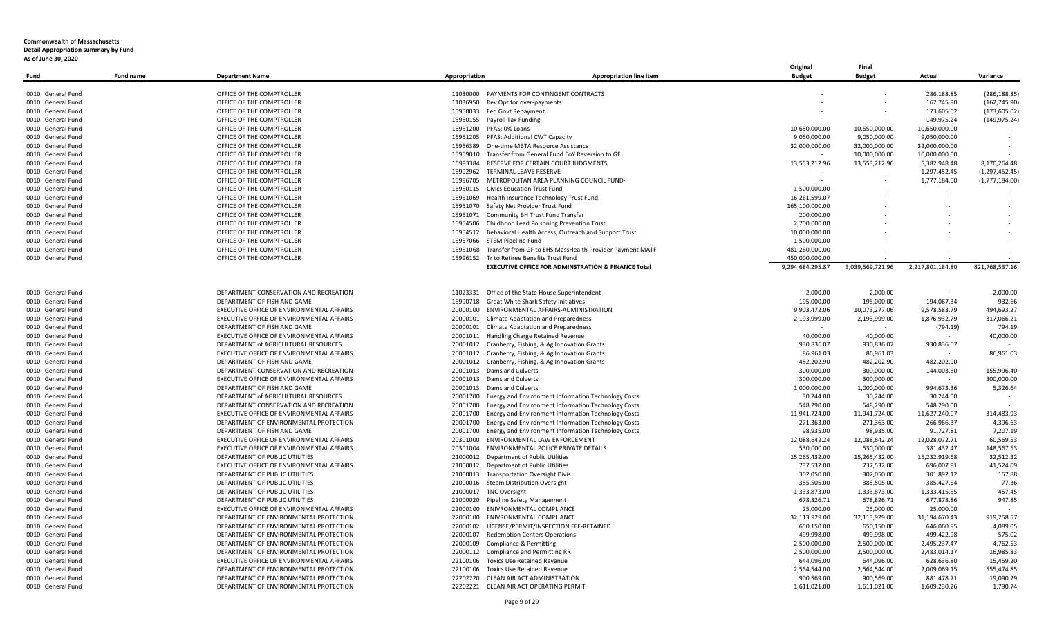**Commonwealth of Massachusetts**
**Detail Appropriation summary by Fund**
**As of June 30, 2020**

| Fund | Fund name | Department Name | Appropriation | Appropriation line item | Original Budget | Final Budget | Actual | Variance |
|---|---|---|---|---|---|---|---|---|
| 0010 | General Fund | OFFICE OF THE COMPTROLLER | 11030000 | PAYMENTS FOR CONTINGENT CONTRACTS | - | - | 286,188.85 | (286,188.85) |
| 0010 | General Fund | OFFICE OF THE COMPTROLLER | 11036950 | Rev Opt for over-payments | - | - | 162,745.90 | (162,745.90) |
| 0010 | General Fund | OFFICE OF THE COMPTROLLER | 15950033 | Fed Govt Repayment | - | - | 173,605.02 | (173,605.02) |
| 0010 | General Fund | OFFICE OF THE COMPTROLLER | 15950155 | Payroll Tax Funding | - | - | 149,975.24 | (149,975.24) |
| 0010 | General Fund | OFFICE OF THE COMPTROLLER | 15951200 | PFAS: 0% Loans | 10,650,000.00 | 10,650,000.00 | 10,650,000.00 | - |
| 0010 | General Fund | OFFICE OF THE COMPTROLLER | 15951205 | PFAS: Additional CWT Capacity | 9,050,000.00 | 9,050,000.00 | 9,050,000.00 | - |
| 0010 | General Fund | OFFICE OF THE COMPTROLLER | 15956389 | One-time MBTA Resource Assistance | 32,000,000.00 | 32,000,000.00 | 32,000,000.00 | - |
| 0010 | General Fund | OFFICE OF THE COMPTROLLER | 15959010 | Transfer from General Fund EoY Reversion to GF | - | 10,000,000.00 | 10,000,000.00 | - |
| 0010 | General Fund | OFFICE OF THE COMPTROLLER | 15993384 | RESERVE FOR CERTAIN COURT JUDGMENTS, | 13,553,212.96 | 13,553,212.96 | 5,382,948.48 | 8,170,264.48 |
| 0010 | General Fund | OFFICE OF THE COMPTROLLER | 15992962 | TERMINAL LEAVE RESERVE | - | - | 1,297,452.45 | (1,297,452.45) |
| 0010 | General Fund | OFFICE OF THE COMPTROLLER | 15996705 | METROPOLITAN AREA PLANNING COUNCIL FUND- | - | - | 1,777,184.00 | (1,777,184.00) |
| 0010 | General Fund | OFFICE OF THE COMPTROLLER | 15950115 | Civics Education Trust Fund | 1,500,000.00 | - | - | - |
| 0010 | General Fund | OFFICE OF THE COMPTROLLER | 15951069 | Health Insurance Technology Trust Fund | 16,261,599.07 | - | - | - |
| 0010 | General Fund | OFFICE OF THE COMPTROLLER | 15951070 | Safety Net Provider Trust Fund | 165,100,000.00 | - | - | - |
| 0010 | General Fund | OFFICE OF THE COMPTROLLER | 15951071 | Community BH Trust Fund Transfer | 200,000.00 | - | - | - |
| 0010 | General Fund | OFFICE OF THE COMPTROLLER | 15954506 | Childhood Lead Poisoning Prevention Trust | 2,700,000.00 | - | - | - |
| 0010 | General Fund | OFFICE OF THE COMPTROLLER | 15954512 | Behavioral Health Access, Outreach and Support Trust | 10,000,000.00 | - | - | - |
| 0010 | General Fund | OFFICE OF THE COMPTROLLER | 15957066 | STEM Pipeline Fund | 1,500,000.00 | - | - | - |
| 0010 | General Fund | OFFICE OF THE COMPTROLLER | 15951068 | Transfer from GF to EHS MassHealth Provider Payment MATF | 481,260,000.00 | - | - | - |
| 0010 | General Fund | OFFICE OF THE COMPTROLLER | 15996152 | Tr to Retiree Benefits Trust Fund | 450,000,000.00 | - | - | - |
| | | | | **EXECUTIVE OFFICE FOR ADMINSTRATION & FINANCE Total** | 9,294,684,295.87 | 3,039,569,721.96 | 2,217,801,184.80 | 821,768,537.16 |
| | | | | | | | | |
| 0010 | General Fund | DEPARTMENT CONSERVATION AND RECREATION | 11023331 | Office of the State House Superintendent | 2,000.00 | 2,000.00 | - | 2,000.00 |
| 0010 | General Fund | DEPARTMENT OF FISH AND GAME | 15990718 | Great White Shark Safety Initiatives | 195,000.00 | 195,000.00 | 194,067.34 | 932.66 |
| 0010 | General Fund | EXECUTIVE OFFICE OF ENVIRONMENTAL AFFAIRS | 20000100 | ENVIRONMENTAL AFFAIRS-ADMINISTRATION | 9,903,472.06 | 10,073,277.06 | 9,578,583.79 | 494,693.27 |
| 0010 | General Fund | EXECUTIVE OFFICE OF ENVIRONMENTAL AFFAIRS | 20000101 | Climate Adaptation and Preparedness | 2,193,999.00 | 2,193,999.00 | 1,876,932.79 | 317,066.21 |
| 0010 | General Fund | DEPARTMENT OF FISH AND GAME | 20000101 | Climate Adaptation and Preparedness | - | - | (794.19) | 794.19 |
| 0010 | General Fund | EXECUTIVE OFFICE OF ENVIRONMENTAL AFFAIRS | 20001011 | Handling Charge Retained Revenue | 40,000.00 | 40,000.00 | - | 40,000.00 |
| 0010 | General Fund | DEPARTMENT of AGRICULTURAL RESOURCES | 20001012 | Cranberry, Fishing, & Ag Innovation Grants | 930,836.07 | 930,836.07 | 930,836.07 | - |
| 0010 | General Fund | EXECUTIVE OFFICE OF ENVIRONMENTAL AFFAIRS | 20001012 | Cranberry, Fishing, & Ag Innovation Grants | 86,961.03 | 86,961.03 | - | 86,961.03 |
| 0010 | General Fund | DEPARTMENT OF FISH AND GAME | 20001012 | Cranberry, Fishing, & Ag Innovation Grants | 482,202.90 | 482,202.90 | 482,202.90 | - |
| 0010 | General Fund | DEPARTMENT CONSERVATION AND RECREATION | 20001013 | Dams and Culverts | 300,000.00 | 300,000.00 | 144,003.60 | 155,996.40 |
| 0010 | General Fund | EXECUTIVE OFFICE OF ENVIRONMENTAL AFFAIRS | 20001013 | Dams and Culverts | 300,000.00 | 300,000.00 | - | 300,000.00 |
| 0010 | General Fund | DEPARTMENT OF FISH AND GAME | 20001013 | Dams and Culverts | 1,000,000.00 | 1,000,000.00 | 994,673.36 | 5,326.64 |
| 0010 | General Fund | DEPARTMENT of AGRICULTURAL RESOURCES | 20001700 | Energy and Environment Information Technology Costs | 30,244.00 | 30,244.00 | 30,244.00 | - |
| 0010 | General Fund | DEPARTMENT CONSERVATION AND RECREATION | 20001700 | Energy and Environment Information Technology Costs | 548,290.00 | 548,290.00 | 548,290.00 | - |
| 0010 | General Fund | EXECUTIVE OFFICE OF ENVIRONMENTAL AFFAIRS | 20001700 | Energy and Environment Information Technology Costs | 11,941,724.00 | 11,941,724.00 | 11,627,240.07 | 314,483.93 |
| 0010 | General Fund | DEPARTMENT OF ENVIRONMENTAL PROTECTION | 20001700 | Energy and Environment Information Technology Costs | 271,363.00 | 271,363.00 | 266,966.37 | 4,396.63 |
| 0010 | General Fund | DEPARTMENT OF FISH AND GAME | 20001700 | Energy and Environment Information Technology Costs | 98,935.00 | 98,935.00 | 91,727.81 | 7,207.19 |
| 0010 | General Fund | EXECUTIVE OFFICE OF ENVIRONMENTAL AFFAIRS | 20301000 | ENVIRONMENTAL LAW ENFORCEMENT | 12,088,642.24 | 12,088,642.24 | 12,028,072.71 | 60,569.53 |
| 0010 | General Fund | EXECUTIVE OFFICE OF ENVIRONMENTAL AFFAIRS | 20301004 | ENVIRONMENTAL POLICE PRIVATE DETAILS | 530,000.00 | 530,000.00 | 381,432.47 | 148,567.53 |
| 0010 | General Fund | DEPARTMENT OF PUBLIC UTILITIES | 21000012 | Department of Public Utilities | 15,265,432.00 | 15,265,432.00 | 15,232,919.68 | 32,512.32 |
| 0010 | General Fund | EXECUTIVE OFFICE OF ENVIRONMENTAL AFFAIRS | 21000012 | Department of Public Utilities | 737,532.00 | 737,532.00 | 696,007.91 | 41,524.09 |
| 0010 | General Fund | DEPARTMENT OF PUBLIC UTILITIES | 21000013 | Transportation Oversight Divis | 302,050.00 | 302,050.00 | 301,892.12 | 157.88 |
| 0010 | General Fund | DEPARTMENT OF PUBLIC UTILITIES | 21000016 | Steam Distribution Oversight | 385,505.00 | 385,505.00 | 385,427.64 | 77.36 |
| 0010 | General Fund | DEPARTMENT OF PUBLIC UTILITIES | 21000017 | TNC Oversight | 1,333,873.00 | 1,333,873.00 | 1,333,415.55 | 457.45 |
| 0010 | General Fund | DEPARTMENT OF PUBLIC UTILITIES | 21000020 | Pipeline Safety Management | 678,826.71 | 678,826.71 | 677,878.86 | 947.85 |
| 0010 | General Fund | EXECUTIVE OFFICE OF ENVIRONMENTAL AFFAIRS | 22000100 | ENIVRONMENTAL COMPLIANCE | 25,000.00 | 25,000.00 | 25,000.00 | - |
| 0010 | General Fund | DEPARTMENT OF ENVIRONMENTAL PROTECTION | 22000100 | ENIVRONMENTAL COMPLIANCE | 32,113,929.00 | 32,113,929.00 | 31,194,670.43 | 919,258.57 |
| 0010 | General Fund | DEPARTMENT OF ENVIRONMENTAL PROTECTION | 22000102 | LICENSE/PERMIT/INSPECTION FEE-RETAINED | 650,150.00 | 650,150.00 | 646,060.95 | 4,089.05 |
| 0010 | General Fund | DEPARTMENT OF ENVIRONMENTAL PROTECTION | 22000107 | Redemption Centers Operations | 499,998.00 | 499,998.00 | 499,422.98 | 575.02 |
| 0010 | General Fund | DEPARTMENT OF ENVIRONMENTAL PROTECTION | 22000109 | Compliance & Permitting | 2,500,000.00 | 2,500,000.00 | 2,495,237.47 | 4,762.53 |
| 0010 | General Fund | DEPARTMENT OF ENVIRONMENTAL PROTECTION | 22000112 | Compliance and Permitting RR | 2,500,000.00 | 2,500,000.00 | 2,483,014.17 | 16,985.83 |
| 0010 | General Fund | EXECUTIVE OFFICE OF ENVIRONMENTAL AFFAIRS | 22100106 | Toxics Use Retained Revenue | 644,096.00 | 644,096.00 | 628,636.80 | 15,459.20 |
| 0010 | General Fund | DEPARTMENT OF ENVIRONMENTAL PROTECTION | 22100106 | Toxics Use Retained Revenue | 2,564,544.00 | 2,564,544.00 | 2,009,069.15 | 555,474.85 |
| 0010 | General Fund | DEPARTMENT OF ENVIRONMENTAL PROTECTION | 22202220 | CLEAN AIR ACT ADMINISTRATION | 900,569.00 | 900,569.00 | 881,478.71 | 19,090.29 |
| 0010 | General Fund | DEPARTMENT OF ENVIRONMENTAL PROTECTION | 22202221 | CLEAN AIR ACT OPERATING PERMIT | 1,611,021.00 | 1,611,021.00 | 1,609,230.26 | 1,790.74 |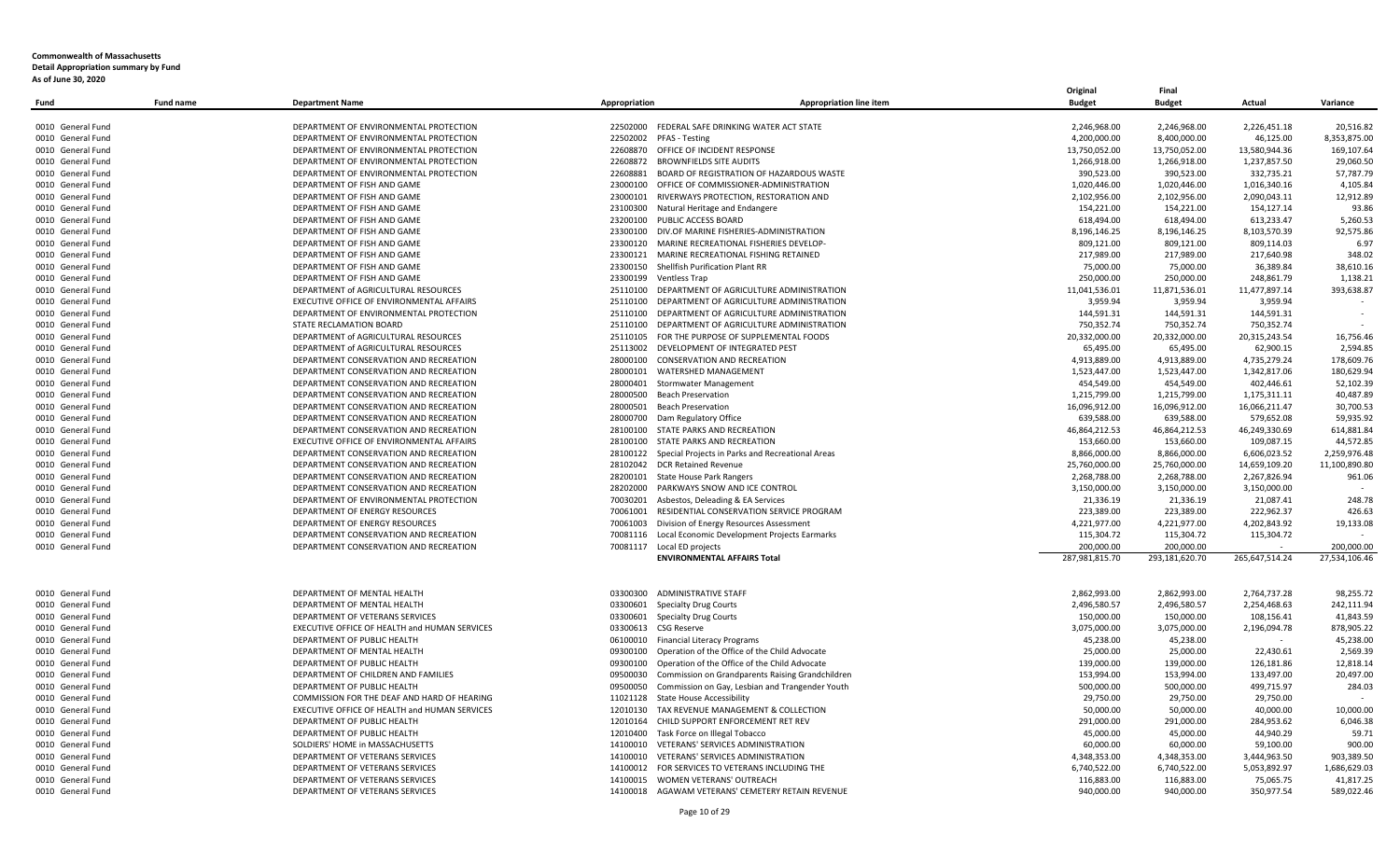**Commonwealth of Massachusetts**
**Detail Appropriation summary by Fund**
**As of June 30, 2020**

| Fund | Fund name | Department Name | Appropriation | Appropriation line item | Original Budget | Final Budget | Actual | Variance |
|---|---|---|---|---|---|---|---|---|
| 0010 | General Fund | DEPARTMENT OF ENVIRONMENTAL PROTECTION | 22502000 | FEDERAL SAFE DRINKING WATER ACT STATE | 2,246,968.00 | 2,246,968.00 | 2,226,451.18 | 20,516.82 |
| 0010 | General Fund | DEPARTMENT OF ENVIRONMENTAL PROTECTION | 22502002 | PFAS - Testing | 4,200,000.00 | 8,400,000.00 | 46,125.00 | 8,353,875.00 |
| 0010 | General Fund | DEPARTMENT OF ENVIRONMENTAL PROTECTION | 22608870 | OFFICE OF INCIDENT RESPONSE | 13,750,052.00 | 13,750,052.00 | 13,580,944.36 | 169,107.64 |
| 0010 | General Fund | DEPARTMENT OF ENVIRONMENTAL PROTECTION | 22608872 | BROWNFIELDS SITE AUDITS | 1,266,918.00 | 1,266,918.00 | 1,237,857.50 | 29,060.50 |
| 0010 | General Fund | DEPARTMENT OF ENVIRONMENTAL PROTECTION | 22608881 | BOARD OF REGISTRATION OF HAZARDOUS WASTE | 390,523.00 | 390,523.00 | 332,735.21 | 57,787.79 |
| 0010 | General Fund | DEPARTMENT OF FISH AND GAME | 23000100 | OFFICE OF COMMISSIONER-ADMINISTRATION | 1,020,446.00 | 1,020,446.00 | 1,016,340.16 | 4,105.84 |
| 0010 | General Fund | DEPARTMENT OF FISH AND GAME | 23000101 | RIVERWAYS PROTECTION, RESTORATION AND | 2,102,956.00 | 2,102,956.00 | 2,090,043.11 | 12,912.89 |
| 0010 | General Fund | DEPARTMENT OF FISH AND GAME | 23100300 | Natural Heritage and Endangere | 154,221.00 | 154,221.00 | 154,127.14 | 93.86 |
| 0010 | General Fund | DEPARTMENT OF FISH AND GAME | 23200100 | PUBLIC ACCESS BOARD | 618,494.00 | 618,494.00 | 613,233.47 | 5,260.53 |
| 0010 | General Fund | DEPARTMENT OF FISH AND GAME | 23300100 | DIV.OF MARINE FISHERIES-ADMINISTRATION | 8,196,146.25 | 8,196,146.25 | 8,103,570.39 | 92,575.86 |
| 0010 | General Fund | DEPARTMENT OF FISH AND GAME | 23300120 | MARINE RECREATIONAL FISHERIES DEVELOP- | 809,121.00 | 809,121.00 | 809,114.03 | 6.97 |
| 0010 | General Fund | DEPARTMENT OF FISH AND GAME | 23300121 | MARINE RECREATIONAL FISHING RETAINED | 217,989.00 | 217,989.00 | 217,640.98 | 348.02 |
| 0010 | General Fund | DEPARTMENT OF FISH AND GAME | 23300150 | Shellfish Purification Plant RR | 75,000.00 | 75,000.00 | 36,389.84 | 38,610.16 |
| 0010 | General Fund | DEPARTMENT OF FISH AND GAME | 23300199 | Ventless Trap | 250,000.00 | 250,000.00 | 248,861.79 | 1,138.21 |
| 0010 | General Fund | DEPARTMENT of AGRICULTURAL RESOURCES | 25110100 | DEPARTMENT OF AGRICULTURE ADMINISTRATION | 11,041,536.01 | 11,871,536.01 | 11,477,897.14 | 393,638.87 |
| 0010 | General Fund | EXECUTIVE OFFICE OF ENVIRONMENTAL AFFAIRS | 25110100 | DEPARTMENT OF AGRICULTURE ADMINISTRATION | 3,959.94 | 3,959.94 | 3,959.94 | - |
| 0010 | General Fund | DEPARTMENT OF ENVIRONMENTAL PROTECTION | 25110100 | DEPARTMENT OF AGRICULTURE ADMINISTRATION | 144,591.31 | 144,591.31 | 144,591.31 | - |
| 0010 | General Fund | STATE RECLAMATION BOARD | 25110100 | DEPARTMENT OF AGRICULTURE ADMINISTRATION | 750,352.74 | 750,352.74 | 750,352.74 | - |
| 0010 | General Fund | DEPARTMENT of AGRICULTURAL RESOURCES | 25110105 | FOR THE PURPOSE OF SUPPLEMENTAL FOODS | 20,332,000.00 | 20,332,000.00 | 20,315,243.54 | 16,756.46 |
| 0010 | General Fund | DEPARTMENT of AGRICULTURAL RESOURCES | 25113002 | DEVELOPMENT OF INTEGRATED PEST | 65,495.00 | 65,495.00 | 62,900.15 | 2,594.85 |
| 0010 | General Fund | DEPARTMENT CONSERVATION AND RECREATION | 28000100 | CONSERVATION AND RECREATION | 4,913,889.00 | 4,913,889.00 | 4,735,279.24 | 178,609.76 |
| 0010 | General Fund | DEPARTMENT CONSERVATION AND RECREATION | 28000101 | WATERSHED MANAGEMENT | 1,523,447.00 | 1,523,447.00 | 1,342,817.06 | 180,629.94 |
| 0010 | General Fund | DEPARTMENT CONSERVATION AND RECREATION | 28000401 | Stormwater Management | 454,549.00 | 454,549.00 | 402,446.61 | 52,102.39 |
| 0010 | General Fund | DEPARTMENT CONSERVATION AND RECREATION | 28000500 | Beach Preservation | 1,215,799.00 | 1,215,799.00 | 1,175,311.11 | 40,487.89 |
| 0010 | General Fund | DEPARTMENT CONSERVATION AND RECREATION | 28000501 | Beach Preservation | 16,096,912.00 | 16,096,912.00 | 16,066,211.47 | 30,700.53 |
| 0010 | General Fund | DEPARTMENT CONSERVATION AND RECREATION | 28000700 | Dam Regulatory Office | 639,588.00 | 639,588.00 | 579,652.08 | 59,935.92 |
| 0010 | General Fund | DEPARTMENT CONSERVATION AND RECREATION | 28100100 | STATE PARKS AND RECREATION | 46,864,212.53 | 46,864,212.53 | 46,249,330.69 | 614,881.84 |
| 0010 | General Fund | EXECUTIVE OFFICE OF ENVIRONMENTAL AFFAIRS | 28100100 | STATE PARKS AND RECREATION | 153,660.00 | 153,660.00 | 109,087.15 | 44,572.85 |
| 0010 | General Fund | DEPARTMENT CONSERVATION AND RECREATION | 28100122 | Special Projects in Parks and Recreational Areas | 8,866,000.00 | 8,866,000.00 | 6,606,023.52 | 2,259,976.48 |
| 0010 | General Fund | DEPARTMENT CONSERVATION AND RECREATION | 28102042 | DCR Retained Revenue | 25,760,000.00 | 25,760,000.00 | 14,659,109.20 | 11,100,890.80 |
| 0010 | General Fund | DEPARTMENT CONSERVATION AND RECREATION | 28200101 | State House Park Rangers | 2,268,788.00 | 2,268,788.00 | 2,267,826.94 | 961.06 |
| 0010 | General Fund | DEPARTMENT CONSERVATION AND RECREATION | 28202000 | PARKWAYS SNOW AND ICE CONTROL | 3,150,000.00 | 3,150,000.00 | 3,150,000.00 | - |
| 0010 | General Fund | DEPARTMENT OF ENVIRONMENTAL PROTECTION | 70030201 | Asbestos, Deleading & EA Services | 21,336.19 | 21,336.19 | 21,087.41 | 248.78 |
| 0010 | General Fund | DEPARTMENT OF ENERGY RESOURCES | 70061001 | RESIDENTIAL CONSERVATION SERVICE PROGRAM | 223,389.00 | 223,389.00 | 222,962.37 | 426.63 |
| 0010 | General Fund | DEPARTMENT OF ENERGY RESOURCES | 70061003 | Division of Energy Resources Assessment | 4,221,977.00 | 4,221,977.00 | 4,202,843.92 | 19,133.08 |
| 0010 | General Fund | DEPARTMENT CONSERVATION AND RECREATION | 70081116 | Local Economic Development Projects Earmarks | 115,304.72 | 115,304.72 | 115,304.72 | - |
| 0010 | General Fund | DEPARTMENT CONSERVATION AND RECREATION | 70081117 | Local ED projects | 200,000.00 | 200,000.00 | - | 200,000.00 |
| | | | | **ENVIRONMENTAL AFFAIRS Total** | 287,981,815.70 | 293,181,620.70 | 265,647,514.24 | 27,534,106.46 |
| 0010 | General Fund | DEPARTMENT OF MENTAL HEALTH | 03300300 | ADMINISTRATIVE STAFF | 2,862,993.00 | 2,862,993.00 | 2,764,737.28 | 98,255.72 |
| 0010 | General Fund | DEPARTMENT OF MENTAL HEALTH | 03300601 | Specialty Drug Courts | 2,496,580.57 | 2,496,580.57 | 2,254,468.63 | 242,111.94 |
| 0010 | General Fund | DEPARTMENT OF VETERANS SERVICES | 03300601 | Specialty Drug Courts | 150,000.00 | 150,000.00 | 108,156.41 | 41,843.59 |
| 0010 | General Fund | EXECUTIVE OFFICE OF HEALTH and HUMAN SERVICES | 03300613 | CSG Reserve | 3,075,000.00 | 3,075,000.00 | 2,196,094.78 | 878,905.22 |
| 0010 | General Fund | DEPARTMENT OF PUBLIC HEALTH | 06100010 | Financial Literacy Programs | 45,238.00 | 45,238.00 | - | 45,238.00 |
| 0010 | General Fund | DEPARTMENT OF MENTAL HEALTH | 09300100 | Operation of the Office of the Child Advocate | 25,000.00 | 25,000.00 | 22,430.61 | 2,569.39 |
| 0010 | General Fund | DEPARTMENT OF PUBLIC HEALTH | 09300100 | Operation of the Office of the Child Advocate | 139,000.00 | 139,000.00 | 126,181.86 | 12,818.14 |
| 0010 | General Fund | DEPARTMENT OF CHILDREN AND FAMILIES | 09500030 | Commission on Grandparents Raising Grandchildren | 153,994.00 | 153,994.00 | 133,497.00 | 20,497.00 |
| 0010 | General Fund | DEPARTMENT OF PUBLIC HEALTH | 09500050 | Commission on Gay, Lesbian and Trangender Youth | 500,000.00 | 500,000.00 | 499,715.97 | 284.03 |
| 0010 | General Fund | COMMISSION FOR THE DEAF AND HARD OF HEARING | 11021128 | State House Accessibility | 29,750.00 | 29,750.00 | 29,750.00 | - |
| 0010 | General Fund | EXECUTIVE OFFICE OF HEALTH and HUMAN SERVICES | 12010130 | TAX REVENUE MANAGEMENT & COLLECTION | 50,000.00 | 50,000.00 | 40,000.00 | 10,000.00 |
| 0010 | General Fund | DEPARTMENT OF PUBLIC HEALTH | 12010164 | CHILD SUPPORT ENFORCEMENT RET REV | 291,000.00 | 291,000.00 | 284,953.62 | 6,046.38 |
| 0010 | General Fund | DEPARTMENT OF PUBLIC HEALTH | 12010400 | Task Force on Illegal Tobacco | 45,000.00 | 45,000.00 | 44,940.29 | 59.71 |
| 0010 | General Fund | SOLDIERS' HOME in MASSACHUSETTS | 14100010 | VETERANS' SERVICES ADMINISTRATION | 60,000.00 | 60,000.00 | 59,100.00 | 900.00 |
| 0010 | General Fund | DEPARTMENT OF VETERANS SERVICES | 14100010 | VETERANS' SERVICES ADMINISTRATION | 4,348,353.00 | 4,348,353.00 | 3,444,963.50 | 903,389.50 |
| 0010 | General Fund | DEPARTMENT OF VETERANS SERVICES | 14100012 | FOR SERVICES TO VETERANS INCLUDING THE | 6,740,522.00 | 6,740,522.00 | 5,053,892.97 | 1,686,629.03 |
| 0010 | General Fund | DEPARTMENT OF VETERANS SERVICES | 14100015 | WOMEN VETERANS' OUTREACH | 116,883.00 | 116,883.00 | 75,065.75 | 41,817.25 |
| 0010 | General Fund | DEPARTMENT OF VETERANS SERVICES | 14100018 | AGAWAM VETERANS' CEMETERY RETAIN REVENUE | 940,000.00 | 940,000.00 | 350,977.54 | 589,022.46 |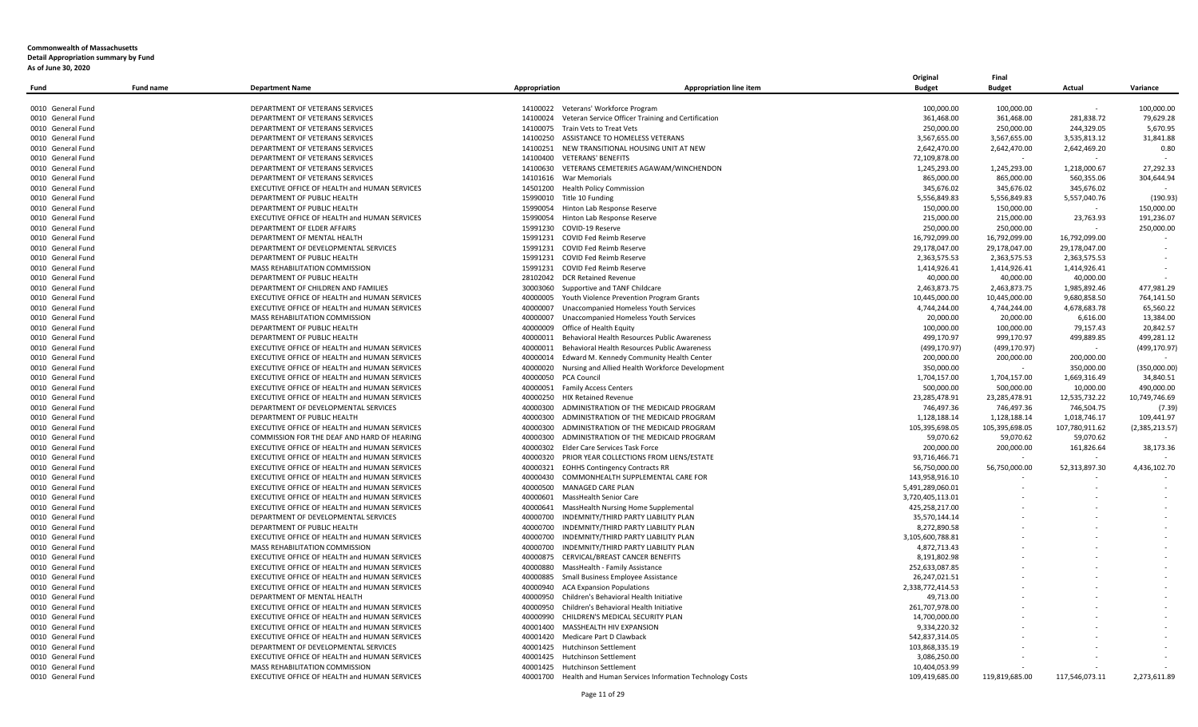**Commonwealth of Massachusetts**
**Detail Appropriation summary by Fund**
**As of June 30, 2020**

| Fund | Fund name | Department Name | Appropriation | Appropriation line item | Original Budget | Final Budget | Actual | Variance |
|---|---|---|---|---|---|---|---|---|
| 0010 | General Fund | DEPARTMENT OF VETERANS SERVICES | 14100022 | Veterans' Workforce Program | 100,000.00 | 100,000.00 | - | 100,000.00 |
| 0010 | General Fund | DEPARTMENT OF VETERANS SERVICES | 14100024 | Veteran Service Officer Training and Certification | 361,468.00 | 361,468.00 | 281,838.72 | 79,629.28 |
| 0010 | General Fund | DEPARTMENT OF VETERANS SERVICES | 14100075 | Train Vets to Treat Vets | 250,000.00 | 250,000.00 | 244,329.05 | 5,670.95 |
| 0010 | General Fund | DEPARTMENT OF VETERANS SERVICES | 14100250 | ASSISTANCE TO HOMELESS VETERANS | 3,567,655.00 | 3,567,655.00 | 3,535,813.12 | 31,841.88 |
| 0010 | General Fund | DEPARTMENT OF VETERANS SERVICES | 14100251 | NEW TRANSITIONAL HOUSING UNIT AT NEW | 2,642,470.00 | 2,642,470.00 | 2,642,469.20 | 0.80 |
| 0010 | General Fund | DEPARTMENT OF VETERANS SERVICES | 14100400 | VETERANS' BENEFITS | 72,109,878.00 | - | - | - |
| 0010 | General Fund | DEPARTMENT OF VETERANS SERVICES | 14100630 | VETERANS CEMETERIES AGAWAM/WINCHENDON | 1,245,293.00 | 1,245,293.00 | 1,218,000.67 | 27,292.33 |
| 0010 | General Fund | DEPARTMENT OF VETERANS SERVICES | 14101616 | War Memorials | 865,000.00 | 865,000.00 | 560,355.06 | 304,644.94 |
| 0010 | General Fund | EXECUTIVE OFFICE OF HEALTH AND HUMAN SERVICES | 14501200 | Health Policy Commission | 345,676.02 | 345,676.02 | 345,676.02 | - |
| 0010 | General Fund | DEPARTMENT OF PUBLIC HEALTH | 15900010 | Title 10 Funding | 5,556,849.83 | 5,556,849.83 | 5,557,040.76 | (190.93) |
| 0010 | General Fund | DEPARTMENT OF PUBLIC HEALTH | 15990054 | Hinton Lab Response Reserve | 150,000.00 | 150,000.00 | - | 150,000.00 |
| 0010 | General Fund | EXECUTIVE OFFICE OF HEALTH AND HUMAN SERVICES | 15990054 | Hinton Lab Response Reserve | 215,000.00 | 215,000.00 | 23,763.93 | 191,236.07 |
| 0010 | General Fund | DEPARTMENT OF ELDER AFFAIRS | 15991230 | COVID-19 Reserve | 250,000.00 | 250,000.00 | - | 250,000.00 |
| 0010 | General Fund | DEPARTMENT OF MENTAL HEALTH | 15991231 | COVID Fed Reimb Reserve | 16,792,099.00 | 16,792,099.00 | 16,792,099.00 | - |
| 0010 | General Fund | DEPARTMENT OF DEVELOPMENTAL SERVICES | 15991231 | COVID Fed Reimb Reserve | 29,178,047.00 | 29,178,047.00 | 29,178,047.00 | - |
| 0010 | General Fund | DEPARTMENT OF PUBLIC HEALTH | 15991231 | COVID Fed Reimb Reserve | 2,363,575.53 | 2,363,575.53 | 2,363,575.53 | - |
| 0010 | General Fund | MASS REHABILITATION COMMISSION | 15991231 | COVID Fed Reimb Reserve | 1,414,926.41 | 1,414,926.41 | 1,414,926.41 | - |
| 0010 | General Fund | DEPARTMENT OF PUBLIC HEALTH | 28102042 | DCR Retained Revenue | 40,000.00 | 40,000.00 | 40,000.00 | - |
| 0010 | General Fund | DEPARTMENT OF CHILDREN AND FAMILIES | 30003060 | Supportive and TANF Childcare | 2,463,873.75 | 2,463,873.75 | 1,985,892.46 | 477,981.29 |
| 0010 | General Fund | EXECUTIVE OFFICE OF HEALTH AND HUMAN SERVICES | 40000005 | Youth Violence Prevention Program Grants | 10,445,000.00 | 10,445,000.00 | 9,680,858.50 | 764,141.50 |
| 0010 | General Fund | EXECUTIVE OFFICE OF HEALTH AND HUMAN SERVICES | 40000007 | Unaccompanied Homeless Youth Services | 4,744,244.00 | 4,744,244.00 | 4,678,683.78 | 65,560.22 |
| 0010 | General Fund | MASS REHABILITATION COMMISSION | 40000007 | Unaccompanied Homeless Youth Services | 20,000.00 | 20,000.00 | 6,616.00 | 13,384.00 |
| 0010 | General Fund | DEPARTMENT OF PUBLIC HEALTH | 40000009 | Office of Health Equity | 100,000.00 | 100,000.00 | 79,157.43 | 20,842.57 |
| 0010 | General Fund | DEPARTMENT OF PUBLIC HEALTH | 40000011 | Behavioral Health Resources Public Awareness | 499,170.97 | 999,170.97 | 499,889.85 | 499,281.12 |
| 0010 | General Fund | EXECUTIVE OFFICE OF HEALTH AND HUMAN SERVICES | 40000011 | Behavioral Health Resources Public Awareness | (499,170.97) | (499,170.97) | - | (499,170.97) |
| 0010 | General Fund | EXECUTIVE OFFICE OF HEALTH AND HUMAN SERVICES | 40000014 | Edward M. Kennedy Community Health Center | 200,000.00 | 200,000.00 | 200,000.00 | - |
| 0010 | General Fund | EXECUTIVE OFFICE OF HEALTH AND HUMAN SERVICES | 40000020 | Nursing and Allied Health Workforce Development | 350,000.00 | - | 350,000.00 | (350,000.00) |
| 0010 | General Fund | EXECUTIVE OFFICE OF HEALTH AND HUMAN SERVICES | 40000050 | PCA Council | 1,704,157.00 | 1,704,157.00 | 1,669,316.49 | 34,840.51 |
| 0010 | General Fund | EXECUTIVE OFFICE OF HEALTH AND HUMAN SERVICES | 40000051 | Family Access Centers | 500,000.00 | 500,000.00 | 10,000.00 | 490,000.00 |
| 0010 | General Fund | EXECUTIVE OFFICE OF HEALTH AND HUMAN SERVICES | 40000250 | HIX Retained Revenue | 23,285,478.91 | 23,285,478.91 | 12,535,732.22 | 10,749,746.69 |
| 0010 | General Fund | DEPARTMENT OF DEVELOPMENTAL SERVICES | 40000300 | ADMINISTRATION OF THE MEDICAID PROGRAM | 746,497.36 | 746,497.36 | 746,504.75 | (7.39) |
| 0010 | General Fund | DEPARTMENT OF PUBLIC HEALTH | 40000300 | ADMINISTRATION OF THE MEDICAID PROGRAM | 1,128,188.14 | 1,128,188.14 | 1,018,746.17 | 109,441.97 |
| 0010 | General Fund | EXECUTIVE OFFICE OF HEALTH AND HUMAN SERVICES | 40000300 | ADMINISTRATION OF THE MEDICAID PROGRAM | 105,395,698.05 | 105,395,698.05 | 107,780,911.62 | (2,385,213.57) |
| 0010 | General Fund | COMMISSION FOR THE DEAF AND HARD OF HEARING | 40000300 | ADMINISTRATION OF THE MEDICAID PROGRAM | 59,070.62 | 59,070.62 | 59,070.62 | - |
| 0010 | General Fund | EXECUTIVE OFFICE OF HEALTH AND HUMAN SERVICES | 40000302 | Elder Care Services Task Force | 200,000.00 | 200,000.00 | 161,826.64 | 38,173.36 |
| 0010 | General Fund | EXECUTIVE OFFICE OF HEALTH AND HUMAN SERVICES | 40000320 | PRIOR YEAR COLLECTIONS FROM LIENS/ESTATE | 93,716,466.71 | - | - | - |
| 0010 | General Fund | EXECUTIVE OFFICE OF HEALTH AND HUMAN SERVICES | 40000321 | EOHHS Contingency Contracts RR | 56,750,000.00 | 56,750,000.00 | 52,313,897.30 | 4,436,102.70 |
| 0010 | General Fund | EXECUTIVE OFFICE OF HEALTH AND HUMAN SERVICES | 40000430 | COMMONHEALTH SUPPLEMENTAL CARE FOR | 143,958,916.10 | - | - | - |
| 0010 | General Fund | EXECUTIVE OFFICE OF HEALTH AND HUMAN SERVICES | 40000500 | MANAGED CARE PLAN | 5,491,289,060.01 | - | - | - |
| 0010 | General Fund | EXECUTIVE OFFICE OF HEALTH AND HUMAN SERVICES | 40000601 | MassHealth Senior Care | 3,720,405,113.01 | - | - | - |
| 0010 | General Fund | EXECUTIVE OFFICE OF HEALTH AND HUMAN SERVICES | 40000641 | MassHealth Nursing Home Supplemental | 425,258,217.00 | - | - | - |
| 0010 | General Fund | DEPARTMENT OF DEVELOPMENTAL SERVICES | 40000700 | INDEMNITY/THIRD PARTY LIABILITY PLAN | 35,570,144.14 | - | - | - |
| 0010 | General Fund | DEPARTMENT OF PUBLIC HEALTH | 40000700 | INDEMNITY/THIRD PARTY LIABILITY PLAN | 8,272,890.58 | - | - | - |
| 0010 | General Fund | EXECUTIVE OFFICE OF HEALTH AND HUMAN SERVICES | 40000700 | INDEMNITY/THIRD PARTY LIABILITY PLAN | 3,105,600,788.81 | - | - | - |
| 0010 | General Fund | MASS REHABILITATION COMMISSION | 40000700 | INDEMNITY/THIRD PARTY LIABILITY PLAN | 4,872,713.43 | - | - | - |
| 0010 | General Fund | EXECUTIVE OFFICE OF HEALTH AND HUMAN SERVICES | 40000875 | CERVICAL/BREAST CANCER BENEFITS | 8,191,802.98 | - | - | - |
| 0010 | General Fund | EXECUTIVE OFFICE OF HEALTH AND HUMAN SERVICES | 40000880 | MassHealth - Family Assistance | 252,633,087.85 | - | - | - |
| 0010 | General Fund | EXECUTIVE OFFICE OF HEALTH AND HUMAN SERVICES | 40000885 | Small Business Employee Assistance | 26,247,021.51 | - | - | - |
| 0010 | General Fund | EXECUTIVE OFFICE OF HEALTH AND HUMAN SERVICES | 40000940 | ACA Expansion Populations | 2,338,772,414.53 | - | - | - |
| 0010 | General Fund | DEPARTMENT OF MENTAL HEALTH | 40000950 | Children's Behavioral Health Initiative | 49,713.00 | - | - | - |
| 0010 | General Fund | EXECUTIVE OFFICE OF HEALTH AND HUMAN SERVICES | 40000950 | Children's Behavioral Health Initiative | 261,707,978.00 | - | - | - |
| 0010 | General Fund | EXECUTIVE OFFICE OF HEALTH AND HUMAN SERVICES | 40000990 | CHILDREN'S MEDICAL SECURITY PLAN | 14,700,000.00 | - | - | - |
| 0010 | General Fund | EXECUTIVE OFFICE OF HEALTH AND HUMAN SERVICES | 40001400 | MASSHEALTH HIV EXPANSION | 9,334,220.32 | - | - | - |
| 0010 | General Fund | EXECUTIVE OFFICE OF HEALTH AND HUMAN SERVICES | 40001420 | Medicare Part D Clawback | 542,837,314.05 | - | - | - |
| 0010 | General Fund | DEPARTMENT OF DEVELOPMENTAL SERVICES | 40001425 | Hutchinson Settlement | 103,868,335.19 | - | - | - |
| 0010 | General Fund | EXECUTIVE OFFICE OF HEALTH AND HUMAN SERVICES | 40001425 | Hutchinson Settlement | 3,086,250.00 | - | - | - |
| 0010 | General Fund | MASS REHABILITATION COMMISSION | 40001425 | Hutchinson Settlement | 10,404,053.99 | - | - | - |
| 0010 | General Fund | EXECUTIVE OFFICE OF HEALTH AND HUMAN SERVICES | 40001700 | Health and Human Services Information Technology Costs | 109,419,685.00 | 119,819,685.00 | 117,546,073.11 | 2,273,611.89 |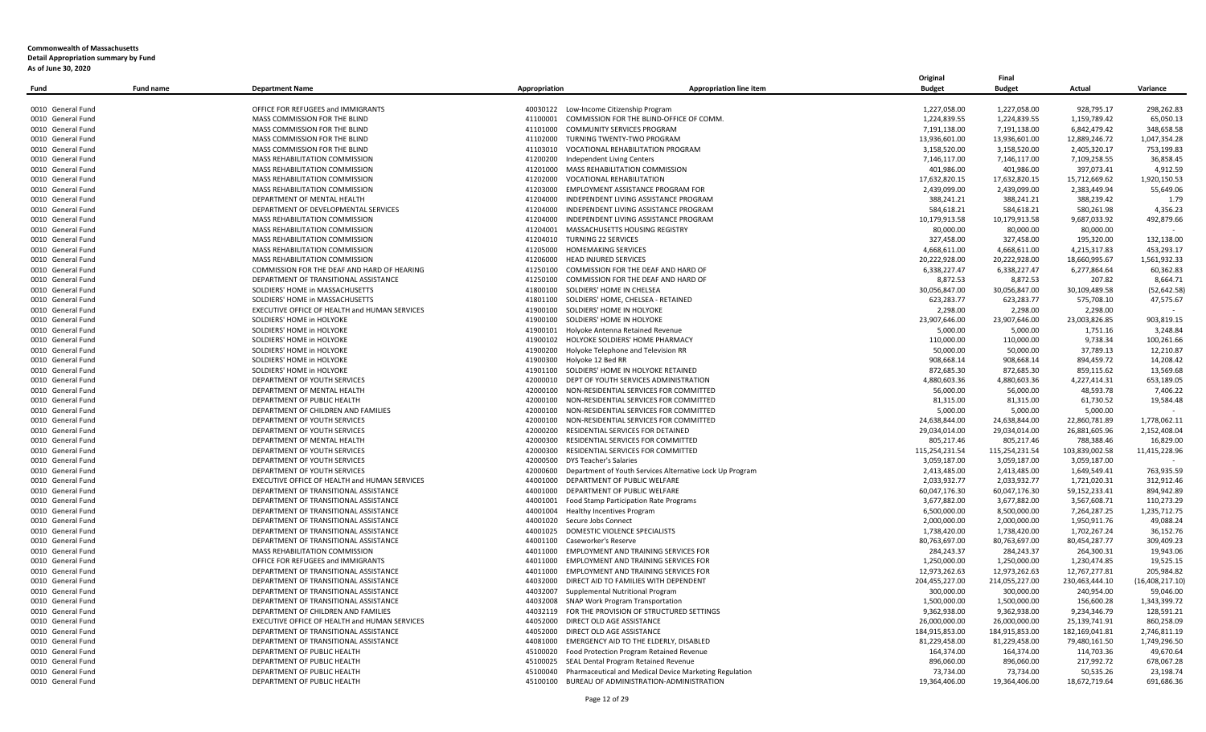**Commonwealth of Massachusetts**
**Detail Appropriation summary by Fund**
**As of June 30, 2020**

| Fund | Fund name | Department Name | Appropriation | Appropriation line item | Original Budget | Final Budget | Actual | Variance |
|---|---|---|---|---|---|---|---|---|
| 0010 General Fund | | OFFICE FOR REFUGEES and IMMIGRANTS | 40030122 | Low-Income Citizenship Program | 1,227,058.00 | 1,227,058.00 | 928,795.17 | 298,262.83 |
| 0010 General Fund | | MASS COMMISSION FOR THE BLIND | 41100001 | COMMISSION FOR THE BLIND-OFFICE OF COMM. | 1,224,839.55 | 1,224,839.55 | 1,159,789.42 | 65,050.13 |
| 0010 General Fund | | MASS COMMISSION FOR THE BLIND | 41101000 | COMMUNITY SERVICES PROGRAM | 7,191,138.00 | 7,191,138.00 | 6,842,479.42 | 348,658.58 |
| 0010 General Fund | | MASS COMMISSION FOR THE BLIND | 41102000 | TURNING TWENTY-TWO PROGRAM | 13,936,601.00 | 13,936,601.00 | 12,889,246.72 | 1,047,354.28 |
| 0010 General Fund | | MASS COMMISSION FOR THE BLIND | 41103010 | VOCATIONAL REHABILITATION PROGRAM | 3,158,520.00 | 3,158,520.00 | 2,405,320.17 | 753,199.83 |
| 0010 General Fund | | MASS REHABILITATION COMMISSION | 41200200 | Independent Living Centers | 7,146,117.00 | 7,146,117.00 | 7,109,258.55 | 36,858.45 |
| 0010 General Fund | | MASS REHABILITATION COMMISSION | 41201000 | MASS REHABILITATION COMMISSION | 401,986.00 | 401,986.00 | 397,073.41 | 4,912.59 |
| 0010 General Fund | | MASS REHABILITATION COMMISSION | 41202000 | VOCATIONAL REHABILITATION | 17,632,820.15 | 17,632,820.15 | 15,712,669.62 | 1,920,150.53 |
| 0010 General Fund | | MASS REHABILITATION COMMISSION | 41203000 | EMPLOYMENT ASSISTANCE PROGRAM FOR | 2,439,099.00 | 2,439,099.00 | 2,383,449.94 | 55,649.06 |
| 0010 General Fund | | DEPARTMENT OF MENTAL HEALTH | 41204000 | INDEPENDENT LIVING ASSISTANCE PROGRAM | 388,241.21 | 388,241.21 | 388,239.42 | 1.79 |
| 0010 General Fund | | DEPARTMENT OF DEVELOPMENTAL SERVICES | 41204000 | INDEPENDENT LIVING ASSISTANCE PROGRAM | 584,618.21 | 584,618.21 | 580,261.98 | 4,356.23 |
| 0010 General Fund | | MASS REHABILITATION COMMISSION | 41204000 | INDEPENDENT LIVING ASSISTANCE PROGRAM | 10,179,913.58 | 10,179,913.58 | 9,687,033.92 | 492,879.66 |
| 0010 General Fund | | MASS REHABILITATION COMMISSION | 41204001 | MASSACHUSETTS HOUSING REGISTRY | 80,000.00 | 80,000.00 | 80,000.00 | - |
| 0010 General Fund | | MASS REHABILITATION COMMISSION | 41204010 | TURNING 22 SERVICES | 327,458.00 | 327,458.00 | 195,320.00 | 132,138.00 |
| 0010 General Fund | | MASS REHABILITATION COMMISSION | 41205000 | HOMEMAKING SERVICES | 4,668,611.00 | 4,668,611.00 | 4,215,317.83 | 453,293.17 |
| 0010 General Fund | | MASS REHABILITATION COMMISSION | 41206000 | HEAD INJURED SERVICES | 20,222,928.00 | 20,222,928.00 | 18,660,995.67 | 1,561,932.33 |
| 0010 General Fund | | COMMISSION FOR THE DEAF AND HARD OF HEARING | 41250100 | COMMISSION FOR THE DEAF AND HARD OF | 6,338,227.47 | 6,338,227.47 | 6,277,864.64 | 60,362.83 |
| 0010 General Fund | | DEPARTMENT OF TRANSITIONAL ASSISTANCE | 41250100 | COMMISSION FOR THE DEAF AND HARD OF | 8,872.53 | 8,872.53 | 207.82 | 8,664.71 |
| 0010 General Fund | | SOLDIERS' HOME in MASSACHUSETTS | 41800100 | SOLDIERS' HOME IN CHELSEA | 30,056,847.00 | 30,056,847.00 | 30,109,489.58 | (52,642.58) |
| 0010 General Fund | | SOLDIERS' HOME in MASSACHUSETTS | 41801100 | SOLDIERS' HOME, CHELSEA - RETAINED | 623,283.77 | 623,283.77 | 575,708.10 | 47,575.67 |
| 0010 General Fund | | EXECUTIVE OFFICE OF HEALTH and HUMAN SERVICES | 41900100 | SOLDIERS' HOME IN HOLYOKE | 2,298.00 | 2,298.00 | 2,298.00 | - |
| 0010 General Fund | | SOLDIERS' HOME in HOLYOKE | 41900100 | SOLDIERS' HOME IN HOLYOKE | 23,907,646.00 | 23,907,646.00 | 23,003,826.85 | 903,819.15 |
| 0010 General Fund | | SOLDIERS' HOME in HOLYOKE | 41900101 | Holyoke Antenna Retained Revenue | 5,000.00 | 5,000.00 | 1,751.16 | 3,248.84 |
| 0010 General Fund | | SOLDIERS' HOME in HOLYOKE | 41900102 | HOLYOKE SOLDIERS' HOME PHARMACY | 110,000.00 | 110,000.00 | 9,738.34 | 100,261.66 |
| 0010 General Fund | | SOLDIERS' HOME in HOLYOKE | 41900200 | Holyoke Telephone and Television RR | 50,000.00 | 50,000.00 | 37,789.13 | 12,210.87 |
| 0010 General Fund | | SOLDIERS' HOME in HOLYOKE | 41900300 | Holyoke 12 Bed RR | 908,668.14 | 908,668.14 | 894,459.72 | 14,208.42 |
| 0010 General Fund | | SOLDIERS' HOME in HOLYOKE | 41901100 | SOLDIERS' HOME IN HOLYOKE RETAINED | 872,685.30 | 872,685.30 | 859,115.62 | 13,569.68 |
| 0010 General Fund | | DEPARTMENT OF YOUTH SERVICES | 42000010 | DEPT OF YOUTH SERVICES ADMINISTRATION | 4,880,603.36 | 4,880,603.36 | 4,227,414.31 | 653,189.05 |
| 0010 General Fund | | DEPARTMENT OF MENTAL HEALTH | 42000100 | NON-RESIDENTIAL SERVICES FOR COMMITTED | 56,000.00 | 56,000.00 | 48,593.78 | 7,406.22 |
| 0010 General Fund | | DEPARTMENT OF PUBLIC HEALTH | 42000100 | NON-RESIDENTIAL SERVICES FOR COMMITTED | 81,315.00 | 81,315.00 | 61,730.52 | 19,584.48 |
| 0010 General Fund | | DEPARTMENT OF CHILDREN AND FAMILIES | 42000100 | NON-RESIDENTIAL SERVICES FOR COMMITTED | 5,000.00 | 5,000.00 | 5,000.00 | - |
| 0010 General Fund | | DEPARTMENT OF YOUTH SERVICES | 42000100 | NON-RESIDENTIAL SERVICES FOR COMMITTED | 24,638,844.00 | 24,638,844.00 | 22,860,781.89 | 1,778,062.11 |
| 0010 General Fund | | DEPARTMENT OF YOUTH SERVICES | 42000200 | RESIDENTIAL SERVICES FOR DETAINED | 29,034,014.00 | 29,034,014.00 | 26,881,605.96 | 2,152,408.04 |
| 0010 General Fund | | DEPARTMENT OF MENTAL HEALTH | 42000300 | RESIDENTIAL SERVICES FOR COMMITTED | 805,217.46 | 805,217.46 | 788,388.46 | 16,829.00 |
| 0010 General Fund | | DEPARTMENT OF YOUTH SERVICES | 42000300 | RESIDENTIAL SERVICES FOR COMMITTED | 115,254,231.54 | 115,254,231.54 | 103,839,002.58 | 11,415,228.96 |
| 0010 General Fund | | DEPARTMENT OF YOUTH SERVICES | 42000500 | DYS Teacher's Salaries | 3,059,187.00 | 3,059,187.00 | 3,059,187.00 | - |
| 0010 General Fund | | DEPARTMENT OF YOUTH SERVICES | 42000600 | Department of Youth Services Alternative Lock Up Program | 2,413,485.00 | 2,413,485.00 | 1,649,549.41 | 763,935.59 |
| 0010 General Fund | | EXECUTIVE OFFICE OF HEALTH and HUMAN SERVICES | 44001000 | DEPARTMENT OF PUBLIC WELFARE | 2,033,932.77 | 2,033,932.77 | 1,721,020.31 | 312,912.46 |
| 0010 General Fund | | DEPARTMENT OF TRANSITIONAL ASSISTANCE | 44001000 | DEPARTMENT OF PUBLIC WELFARE | 60,047,176.30 | 60,047,176.30 | 59,152,233.41 | 894,942.89 |
| 0010 General Fund | | DEPARTMENT OF TRANSITIONAL ASSISTANCE | 44001001 | Food Stamp Participation Rate Programs | 3,677,882.00 | 3,677,882.00 | 3,567,608.71 | 110,273.29 |
| 0010 General Fund | | DEPARTMENT OF TRANSITIONAL ASSISTANCE | 44001004 | Healthy Incentives Program | 6,500,000.00 | 8,500,000.00 | 7,264,287.25 | 1,235,712.75 |
| 0010 General Fund | | DEPARTMENT OF TRANSITIONAL ASSISTANCE | 44001020 | Secure Jobs Connect | 2,000,000.00 | 2,000,000.00 | 1,950,911.76 | 49,088.24 |
| 0010 General Fund | | DEPARTMENT OF TRANSITIONAL ASSISTANCE | 44001025 | DOMESTIC VIOLENCE SPECIALISTS | 1,738,420.00 | 1,738,420.00 | 1,702,267.24 | 36,152.76 |
| 0010 General Fund | | DEPARTMENT OF TRANSITIONAL ASSISTANCE | 44001100 | Caseworker's Reserve | 80,763,697.00 | 80,763,697.00 | 80,454,287.77 | 309,409.23 |
| 0010 General Fund | | MASS REHABILITATION COMMISSION | 44011000 | EMPLOYMENT AND TRAINING SERVICES FOR | 284,243.37 | 284,243.37 | 264,300.31 | 19,943.06 |
| 0010 General Fund | | OFFICE FOR REFUGEES and IMMIGRANTS | 44011000 | EMPLOYMENT AND TRAINING SERVICES FOR | 1,250,000.00 | 1,250,000.00 | 1,230,474.85 | 19,525.15 |
| 0010 General Fund | | DEPARTMENT OF TRANSITIONAL ASSISTANCE | 44011000 | EMPLOYMENT AND TRAINING SERVICES FOR | 12,973,262.63 | 12,973,262.63 | 12,767,277.81 | 205,984.82 |
| 0010 General Fund | | DEPARTMENT OF TRANSITIONAL ASSISTANCE | 44032000 | DIRECT AID TO FAMILIES WITH DEPENDENT | 204,455,227.00 | 214,055,227.00 | 230,463,444.10 | (16,408,217.10) |
| 0010 General Fund | | DEPARTMENT OF TRANSITIONAL ASSISTANCE | 44032007 | Supplemental Nutritional Program | 300,000.00 | 300,000.00 | 240,954.00 | 59,046.00 |
| 0010 General Fund | | DEPARTMENT OF TRANSITIONAL ASSISTANCE | 44032008 | SNAP Work Program Transportation | 1,500,000.00 | 1,500,000.00 | 156,600.28 | 1,343,399.72 |
| 0010 General Fund | | DEPARTMENT OF CHILDREN AND FAMILIES | 44032119 | FOR THE PROVISION OF STRUCTURED SETTINGS | 9,362,938.00 | 9,362,938.00 | 9,234,346.79 | 128,591.21 |
| 0010 General Fund | | EXECUTIVE OFFICE OF HEALTH and HUMAN SERVICES | 44052000 | DIRECT OLD AGE ASSISTANCE | 26,000,000.00 | 26,000,000.00 | 25,139,741.91 | 860,258.09 |
| 0010 General Fund | | DEPARTMENT OF TRANSITIONAL ASSISTANCE | 44052000 | DIRECT OLD AGE ASSISTANCE | 184,915,853.00 | 184,915,853.00 | 182,169,041.81 | 2,746,811.19 |
| 0010 General Fund | | DEPARTMENT OF TRANSITIONAL ASSISTANCE | 44081000 | EMERGENCY AID TO THE ELDERLY, DISABLED | 81,229,458.00 | 81,229,458.00 | 79,480,161.50 | 1,749,296.50 |
| 0010 General Fund | | DEPARTMENT OF PUBLIC HEALTH | 45100020 | Food Protection Program Retained Revenue | 164,374.00 | 164,374.00 | 114,703.36 | 49,670.64 |
| 0010 General Fund | | DEPARTMENT OF PUBLIC HEALTH | 45100025 | SEAL Dental Program Retained Revenue | 896,060.00 | 896,060.00 | 217,992.72 | 678,067.28 |
| 0010 General Fund | | DEPARTMENT OF PUBLIC HEALTH | 45100040 | Pharmaceutical and Medical Device Marketing Regulation | 73,734.00 | 73,734.00 | 50,535.26 | 23,198.74 |
| 0010 General Fund | | DEPARTMENT OF PUBLIC HEALTH | 45100100 | BUREAU OF ADMINISTRATION-ADMINISTRATION | 19,364,406.00 | 19,364,406.00 | 18,672,719.64 | 691,686.36 |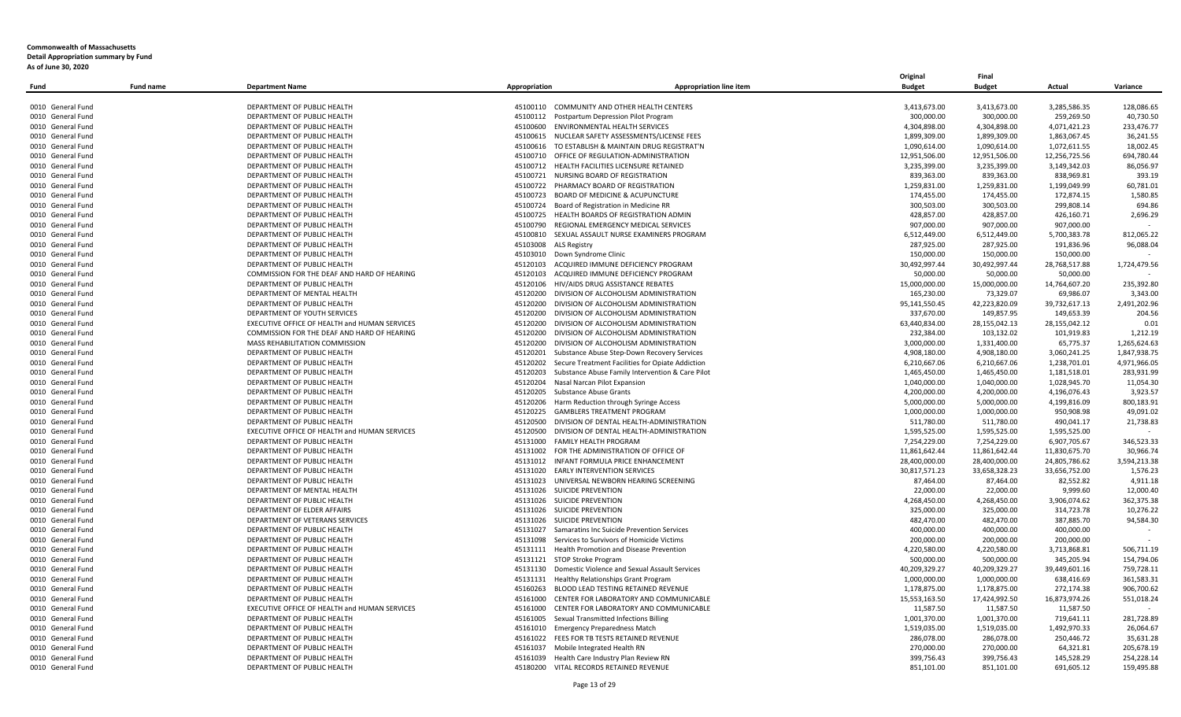**Commonwealth of Massachusetts**
**Detail Appropriation summary by Fund**
**As of June 30, 2020**

| Fund | Fund name | Department Name | Appropriation | Appropriation line item | Original Budget | Final Budget | Actual | Variance |
|---|---|---|---|---|---|---|---|---|
| 0010 | General Fund | DEPARTMENT OF PUBLIC HEALTH | 45100110 | COMMUNITY AND OTHER HEALTH CENTERS | 3,413,673.00 | 3,413,673.00 | 3,285,586.35 | 128,086.65 |
| 0010 | General Fund | DEPARTMENT OF PUBLIC HEALTH | 45100112 | Postpartum Depression Pilot Program | 300,000.00 | 300,000.00 | 259,269.50 | 40,730.50 |
| 0010 | General Fund | DEPARTMENT OF PUBLIC HEALTH | 45100600 | ENVIRONMENTAL HEALTH SERVICES | 4,304,898.00 | 4,304,898.00 | 4,071,421.23 | 233,476.77 |
| 0010 | General Fund | DEPARTMENT OF PUBLIC HEALTH | 45100615 | NUCLEAR SAFETY ASSESSMENTS/LICENSE FEES | 1,899,309.00 | 1,899,309.00 | 1,863,067.45 | 36,241.55 |
| 0010 | General Fund | DEPARTMENT OF PUBLIC HEALTH | 45100616 | TO ESTABLISH & MAINTAIN DRUG REGISTRAT'N | 1,090,614.00 | 1,090,614.00 | 1,072,611.55 | 18,002.45 |
| 0010 | General Fund | DEPARTMENT OF PUBLIC HEALTH | 45100710 | OFFICE OF REGULATION-ADMINISTRATION | 12,951,506.00 | 12,951,506.00 | 12,256,725.56 | 694,780.44 |
| 0010 | General Fund | DEPARTMENT OF PUBLIC HEALTH | 45100712 | HEALTH FACILITIES LICENSURE RETAINED | 3,235,399.00 | 3,235,399.00 | 3,149,342.03 | 86,056.97 |
| 0010 | General Fund | DEPARTMENT OF PUBLIC HEALTH | 45100721 | NURSING BOARD OF REGISTRATION | 839,363.00 | 839,363.00 | 838,969.81 | 393.19 |
| 0010 | General Fund | DEPARTMENT OF PUBLIC HEALTH | 45100722 | PHARMACY BOARD OF REGISTRATION | 1,259,831.00 | 1,259,831.00 | 1,199,049.99 | 60,781.01 |
| 0010 | General Fund | DEPARTMENT OF PUBLIC HEALTH | 45100723 | BOARD OF MEDICINE & ACUPUNCTURE | 174,455.00 | 174,455.00 | 172,874.15 | 1,580.85 |
| 0010 | General Fund | DEPARTMENT OF PUBLIC HEALTH | 45100724 | Board of Registration in Medicine RR | 300,503.00 | 300,503.00 | 299,808.14 | 694.86 |
| 0010 | General Fund | DEPARTMENT OF PUBLIC HEALTH | 45100725 | HEALTH BOARDS OF REGISTRATION ADMIN | 428,857.00 | 428,857.00 | 426,160.71 | 2,696.29 |
| 0010 | General Fund | DEPARTMENT OF PUBLIC HEALTH | 45100790 | REGIONAL EMERGENCY MEDICAL SERVICES | 907,000.00 | 907,000.00 | 907,000.00 | - |
| 0010 | General Fund | DEPARTMENT OF PUBLIC HEALTH | 45100810 | SEXUAL ASSAULT NURSE EXAMINERS PROGRAM | 6,512,449.00 | 6,512,449.00 | 5,700,383.78 | 812,065.22 |
| 0010 | General Fund | DEPARTMENT OF PUBLIC HEALTH | 45103008 | ALS Registry | 287,925.00 | 287,925.00 | 191,836.96 | 96,088.04 |
| 0010 | General Fund | DEPARTMENT OF PUBLIC HEALTH | 45103010 | Down Syndrome Clinic | 150,000.00 | 150,000.00 | 150,000.00 | - |
| 0010 | General Fund | DEPARTMENT OF PUBLIC HEALTH | 45120103 | ACQUIRED IMMUNE DEFICIENCY PROGRAM | 30,492,997.44 | 30,492,997.44 | 28,768,517.88 | 1,724,479.56 |
| 0010 | General Fund | COMMISSION FOR THE DEAF AND HARD OF HEARING | 45120103 | ACQUIRED IMMUNE DEFICIENCY PROGRAM | 50,000.00 | 50,000.00 | 50,000.00 | - |
| 0010 | General Fund | DEPARTMENT OF PUBLIC HEALTH | 45120106 | HIV/AIDS DRUG ASSISTANCE REBATES | 15,000,000.00 | 15,000,000.00 | 14,764,607.20 | 235,392.80 |
| 0010 | General Fund | DEPARTMENT OF MENTAL HEALTH | 45120200 | DIVISION OF ALCOHOLISM ADMINISTRATION | 165,230.00 | 73,329.07 | 69,986.07 | 3,343.00 |
| 0010 | General Fund | DEPARTMENT OF PUBLIC HEALTH | 45120200 | DIVISION OF ALCOHOLISM ADMINISTRATION | 95,141,550.45 | 42,223,820.09 | 39,732,617.13 | 2,491,202.96 |
| 0010 | General Fund | DEPARTMENT OF YOUTH SERVICES | 45120200 | DIVISION OF ALCOHOLISM ADMINISTRATION | 337,670.00 | 149,857.95 | 149,653.39 | 204.56 |
| 0010 | General Fund | EXECUTIVE OFFICE OF HEALTH and HUMAN SERVICES | 45120200 | DIVISION OF ALCOHOLISM ADMINISTRATION | 63,440,834.00 | 28,155,042.13 | 28,155,042.12 | 0.01 |
| 0010 | General Fund | COMMISSION FOR THE DEAF AND HARD OF HEARING | 45120200 | DIVISION OF ALCOHOLISM ADMINISTRATION | 232,384.00 | 103,132.02 | 101,919.83 | 1,212.19 |
| 0010 | General Fund | MASS REHABILITATION COMMISSION | 45120200 | DIVISION OF ALCOHOLISM ADMINISTRATION | 3,000,000.00 | 1,331,400.00 | 65,775.37 | 1,265,624.63 |
| 0010 | General Fund | DEPARTMENT OF PUBLIC HEALTH | 45120201 | Substance Abuse Step-Down Recovery Services | 4,908,180.00 | 4,908,180.00 | 3,060,241.25 | 1,847,938.75 |
| 0010 | General Fund | DEPARTMENT OF PUBLIC HEALTH | 45120202 | Secure Treatment Facilities for Opiate Addiction | 6,210,667.06 | 6,210,667.06 | 1,238,701.01 | 4,971,966.05 |
| 0010 | General Fund | DEPARTMENT OF PUBLIC HEALTH | 45120203 | Substance Abuse Family Intervention & Care Pilot | 1,465,450.00 | 1,465,450.00 | 1,181,518.01 | 283,931.99 |
| 0010 | General Fund | DEPARTMENT OF PUBLIC HEALTH | 45120204 | Nasal Narcan Pilot Expansion | 1,040,000.00 | 1,040,000.00 | 1,028,945.70 | 11,054.30 |
| 0010 | General Fund | DEPARTMENT OF PUBLIC HEALTH | 45120205 | Substance Abuse Grants | 4,200,000.00 | 4,200,000.00 | 4,196,076.43 | 3,923.57 |
| 0010 | General Fund | DEPARTMENT OF PUBLIC HEALTH | 45120206 | Harm Reduction through Syringe Access | 5,000,000.00 | 5,000,000.00 | 4,199,816.09 | 800,183.91 |
| 0010 | General Fund | DEPARTMENT OF PUBLIC HEALTH | 45120225 | GAMBLERS TREATMENT PROGRAM | 1,000,000.00 | 1,000,000.00 | 950,908.98 | 49,091.02 |
| 0010 | General Fund | DEPARTMENT OF PUBLIC HEALTH | 45120500 | DIVISION OF DENTAL HEALTH-ADMINISTRATION | 511,780.00 | 511,780.00 | 490,041.17 | 21,738.83 |
| 0010 | General Fund | EXECUTIVE OFFICE OF HEALTH and HUMAN SERVICES | 45120500 | DIVISION OF DENTAL HEALTH-ADMINISTRATION | 1,595,525.00 | 1,595,525.00 | 1,595,525.00 | - |
| 0010 | General Fund | DEPARTMENT OF PUBLIC HEALTH | 45131000 | FAMILY HEALTH PROGRAM | 7,254,229.00 | 7,254,229.00 | 6,907,705.67 | 346,523.33 |
| 0010 | General Fund | DEPARTMENT OF PUBLIC HEALTH | 45131002 | FOR THE ADMINISTRATION OF OFFICE OF | 11,861,642.44 | 11,861,642.44 | 11,830,675.70 | 30,966.74 |
| 0010 | General Fund | DEPARTMENT OF PUBLIC HEALTH | 45131012 | INFANT FORMULA PRICE ENHANCEMENT | 28,400,000.00 | 28,400,000.00 | 24,805,786.62 | 3,594,213.38 |
| 0010 | General Fund | DEPARTMENT OF PUBLIC HEALTH | 45131020 | EARLY INTERVENTION SERVICES | 30,817,571.23 | 33,658,328.23 | 33,656,752.00 | 1,576.23 |
| 0010 | General Fund | DEPARTMENT OF PUBLIC HEALTH | 45131023 | UNIVERSAL NEWBORN HEARING SCREENING | 87,464.00 | 87,464.00 | 82,552.82 | 4,911.18 |
| 0010 | General Fund | DEPARTMENT OF MENTAL HEALTH | 45131026 | SUICIDE PREVENTION | 22,000.00 | 22,000.00 | 9,999.60 | 12,000.40 |
| 0010 | General Fund | DEPARTMENT OF PUBLIC HEALTH | 45131026 | SUICIDE PREVENTION | 4,268,450.00 | 4,268,450.00 | 3,906,074.62 | 362,375.38 |
| 0010 | General Fund | DEPARTMENT OF ELDER AFFAIRS | 45131026 | SUICIDE PREVENTION | 325,000.00 | 325,000.00 | 314,723.78 | 10,276.22 |
| 0010 | General Fund | DEPARTMENT OF VETERANS SERVICES | 45131026 | SUICIDE PREVENTION | 482,470.00 | 482,470.00 | 387,885.70 | 94,584.30 |
| 0010 | General Fund | DEPARTMENT OF PUBLIC HEALTH | 45131027 | Samaratins Inc Suicide Prevention Services | 400,000.00 | 400,000.00 | 400,000.00 | - |
| 0010 | General Fund | DEPARTMENT OF PUBLIC HEALTH | 45131098 | Services to Survivors of Homicide Victims | 200,000.00 | 200,000.00 | 200,000.00 | - |
| 0010 | General Fund | DEPARTMENT OF PUBLIC HEALTH | 45131111 | Health Promotion and Disease Prevention | 4,220,580.00 | 4,220,580.00 | 3,713,868.81 | 506,711.19 |
| 0010 | General Fund | DEPARTMENT OF PUBLIC HEALTH | 45131121 | STOP Stroke Program | 500,000.00 | 500,000.00 | 345,205.94 | 154,794.06 |
| 0010 | General Fund | DEPARTMENT OF PUBLIC HEALTH | 45131130 | Domestic Violence and Sexual Assault Services | 40,209,329.27 | 40,209,329.27 | 39,449,601.16 | 759,728.11 |
| 0010 | General Fund | DEPARTMENT OF PUBLIC HEALTH | 45131131 | Healthy Relationships Grant Program | 1,000,000.00 | 1,000,000.00 | 638,416.69 | 361,583.31 |
| 0010 | General Fund | DEPARTMENT OF PUBLIC HEALTH | 45160263 | BLOOD LEAD TESTING RETAINED REVENUE | 1,178,875.00 | 1,178,875.00 | 272,174.38 | 906,700.62 |
| 0010 | General Fund | DEPARTMENT OF PUBLIC HEALTH | 45161000 | CENTER FOR LABORATORY AND COMMUNICABLE | 15,553,163.50 | 17,424,992.50 | 16,873,974.26 | 551,018.24 |
| 0010 | General Fund | EXECUTIVE OFFICE OF HEALTH and HUMAN SERVICES | 45161000 | CENTER FOR LABORATORY AND COMMUNICABLE | 11,587.50 | 11,587.50 | 11,587.50 | - |
| 0010 | General Fund | DEPARTMENT OF PUBLIC HEALTH | 45161005 | Sexual Transmitted Infections Billing | 1,001,370.00 | 1,001,370.00 | 719,641.11 | 281,728.89 |
| 0010 | General Fund | DEPARTMENT OF PUBLIC HEALTH | 45161010 | Emergency Preparedness Match | 1,519,035.00 | 1,519,035.00 | 1,492,970.33 | 26,064.67 |
| 0010 | General Fund | DEPARTMENT OF PUBLIC HEALTH | 45161022 | FEES FOR TB TESTS RETAINED REVENUE | 286,078.00 | 286,078.00 | 250,446.72 | 35,631.28 |
| 0010 | General Fund | DEPARTMENT OF PUBLIC HEALTH | 45161037 | Mobile Integrated Health RN | 270,000.00 | 270,000.00 | 64,321.81 | 205,678.19 |
| 0010 | General Fund | DEPARTMENT OF PUBLIC HEALTH | 45161039 | Health Care Industry Plan Review RN | 399,756.43 | 399,756.43 | 145,528.29 | 254,228.14 |
| 0010 | General Fund | DEPARTMENT OF PUBLIC HEALTH | 45180200 | VITAL RECORDS RETAINED REVENUE | 851,101.00 | 851,101.00 | 691,605.12 | 159,495.88 |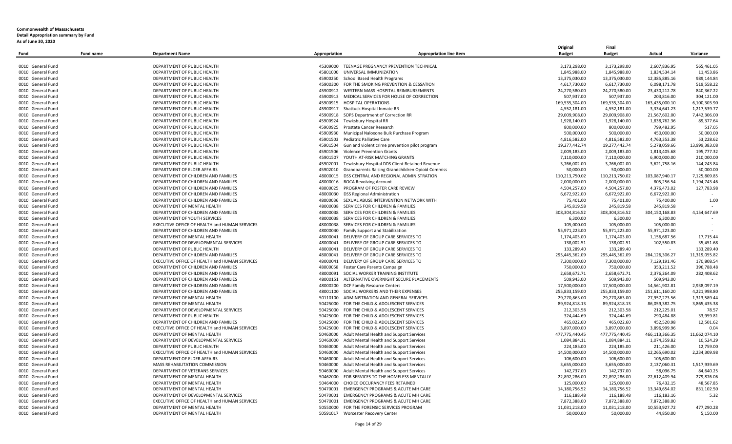**Commonwealth of Massachusetts**
**Detail Appropriation summary by Fund**
**As of June 30, 2020**

| Fund | Fund name | Department Name | Appropriation | Appropriation line item | Original Budget | Final Budget | Actual | Variance |
|---|---|---|---|---|---|---|---|---|
| 0010 | General Fund | DEPARTMENT OF PUBLIC HEALTH | 45309000 | TEENAGE PREGNANCY PREVENTION TECHNICAL | 3,173,298.00 | 3,173,298.00 | 2,607,836.95 | 565,461.05 |
| 0010 | General Fund | DEPARTMENT OF PUBLIC HEALTH | 45801000 | UNIVERSAL IMMUNIZATION | 1,845,988.00 | 1,845,988.00 | 1,834,534.14 | 11,453.86 |
| 0010 | General Fund | DEPARTMENT OF PUBLIC HEALTH | 45900250 | School Based Health Programs | 13,375,030.00 | 13,375,030.00 | 12,385,885.16 | 989,144.84 |
| 0010 | General Fund | DEPARTMENT OF PUBLIC HEALTH | 45900300 | FOR THE SMOKING PREVENTION & CESSATION | 4,617,730.00 | 6,617,730.00 | 6,098,171.78 | 519,558.22 |
| 0010 | General Fund | DEPARTMENT OF PUBLIC HEALTH | 45900912 | WESTERN MASS HOSPITAL REIMBURSEMENTS | 24,270,580.00 | 24,270,580.00 | 23,430,212.78 | 840,367.22 |
| 0010 | General Fund | DEPARTMENT OF PUBLIC HEALTH | 45900913 | MEDICAL SERVICES FOR HOUSE OF CORRECTION | 507,937.00 | 507,937.00 | 203,816.00 | 304,121.00 |
| 0010 | General Fund | DEPARTMENT OF PUBLIC HEALTH | 45900915 | HOSPITAL OPERATIONS | 169,535,304.00 | 169,535,304.00 | 163,435,000.10 | 6,100,303.90 |
| 0010 | General Fund | DEPARTMENT OF PUBLIC HEALTH | 45900917 | Shattuck Hospital Inmate RR | 4,552,181.00 | 4,552,181.00 | 3,334,641.23 | 1,217,539.77 |
| 0010 | General Fund | DEPARTMENT OF PUBLIC HEALTH | 45900918 | SOPS Department of Correction RR | 29,009,908.00 | 29,009,908.00 | 21,567,602.00 | 7,442,306.00 |
| 0010 | General Fund | DEPARTMENT OF PUBLIC HEALTH | 45900924 | Tewksbury Hospital RR | 1,928,140.00 | 1,928,140.00 | 1,838,762.36 | 89,377.64 |
| 0010 | General Fund | DEPARTMENT OF PUBLIC HEALTH | 45900925 | Prostate Cancer Research | 800,000.00 | 800,000.00 | 799,482.95 | 517.05 |
| 0010 | General Fund | DEPARTMENT OF PUBLIC HEALTH | 45900930 | Municipal Naloxone Bulk Purchase Program | 500,000.00 | 500,000.00 | 450,000.00 | 50,000.00 |
| 0010 | General Fund | DEPARTMENT OF PUBLIC HEALTH | 45901503 | Pediatric Palliative Care | 4,816,582.00 | 4,816,582.00 | 4,763,353.38 | 53,228.62 |
| 0010 | General Fund | DEPARTMENT OF PUBLIC HEALTH | 45901504 | Gun and violent crime prevention pilot program | 19,277,442.74 | 19,277,442.74 | 5,278,059.66 | 13,999,383.08 |
| 0010 | General Fund | DEPARTMENT OF PUBLIC HEALTH | 45901506 | Violence Prevention Grants | 2,009,183.00 | 2,009,183.00 | 1,813,405.68 | 195,777.32 |
| 0010 | General Fund | DEPARTMENT OF PUBLIC HEALTH | 45901507 | YOUTH AT-RISK MATCHING GRANTS | 7,110,000.00 | 7,110,000.00 | 6,900,000.00 | 210,000.00 |
| 0010 | General Fund | DEPARTMENT OF PUBLIC HEALTH | 45902001 | Tewksbury Hospital DDS Client Retained Revenue | 3,766,002.00 | 3,766,002.00 | 3,621,758.16 | 144,243.84 |
| 0010 | General Fund | DEPARTMENT OF ELDER AFFAIRS | 45902010 | Grandparents Raising Grandchildren Opioid Commiss | 50,000.00 | 50,000.00 | - | 50,000.00 |
| 0010 | General Fund | DEPARTMENT OF CHILDREN AND FAMILIES | 48000015 | DSS CENTRAL AND REGIONAL ADMINISTRATION | 110,213,750.02 | 110,213,750.02 | 103,087,940.17 | 7,125,809.85 |
| 0010 | General Fund | DEPARTMENT OF CHILDREN AND FAMILIES | 48000016 | ROCA Revolving Account | 2,000,000.00 | 2,000,000.00 | 805,256.54 | 1,194,743.46 |
| 0010 | General Fund | DEPARTMENT OF CHILDREN AND FAMILIES | 48000025 | PROGRAM OF FOSTER CARE REVIEW | 4,504,257.00 | 4,504,257.00 | 4,376,473.02 | 127,783.98 |
| 0010 | General Fund | DEPARTMENT OF CHILDREN AND FAMILIES | 48000030 | DSS Regional Administration | 6,672,922.00 | 6,672,922.00 | 6,672,922.00 | - |
| 0010 | General Fund | DEPARTMENT OF CHILDREN AND FAMILIES | 48000036 | SEXUAL ABUSE INTERVENTION NETWORK WITH | 75,401.00 | 75,401.00 | 75,400.00 | 1.00 |
| 0010 | General Fund | DEPARTMENT OF MENTAL HEALTH | 48000038 | SERVICES FOR CHILDREN & FAMILIES | 245,819.58 | 245,819.58 | 245,819.58 | - |
| 0010 | General Fund | DEPARTMENT OF CHILDREN AND FAMILIES | 48000038 | SERVICES FOR CHILDREN & FAMILIES | 308,304,816.52 | 308,304,816.52 | 304,150,168.83 | 4,154,647.69 |
| 0010 | General Fund | DEPARTMENT OF YOUTH SERVICES | 48000038 | SERVICES FOR CHILDREN & FAMILIES | 6,300.00 | 6,300.00 | 6,300.00 | - |
| 0010 | General Fund | EXECUTIVE OFFICE OF HEALTH and HUMAN SERVICES | 48000038 | SERVICES FOR CHILDREN & FAMILIES | 105,000.00 | 105,000.00 | 105,000.00 | - |
| 0010 | General Fund | DEPARTMENT OF CHILDREN AND FAMILIES | 48000040 | Family Support and Stabilization | 55,971,223.00 | 55,971,223.00 | 55,971,223.00 | - |
| 0010 | General Fund | DEPARTMENT OF MENTAL HEALTH | 48000041 | DELIVERY OF GROUP CARE SERVICES TO | 1,174,403.00 | 1,174,403.00 | 1,156,687.56 | 17,715.44 |
| 0010 | General Fund | DEPARTMENT OF DEVELOPMENTAL SERVICES | 48000041 | DELIVERY OF GROUP CARE SERVICES TO | 138,002.51 | 138,002.51 | 102,550.83 | 35,451.68 |
| 0010 | General Fund | DEPARTMENT OF PUBLIC HEALTH | 48000041 | DELIVERY OF GROUP CARE SERVICES TO | 133,289.40 | 133,289.40 | - | 133,289.40 |
| 0010 | General Fund | DEPARTMENT OF CHILDREN AND FAMILIES | 48000041 | DELIVERY OF GROUP CARE SERVICES TO | 295,445,362.09 | 295,445,362.09 | 284,126,306.27 | 11,319,055.82 |
| 0010 | General Fund | EXECUTIVE OFFICE OF HEALTH and HUMAN SERVICES | 48000041 | DELIVERY OF GROUP CARE SERVICES TO | 7,300,000.00 | 7,300,000.00 | 7,129,191.46 | 170,808.54 |
| 0010 | General Fund | DEPARTMENT OF CHILDREN AND FAMILIES | 48000058 | Foster Care Parents Campaign | 750,000.00 | 750,000.00 | 353,211.52 | 396,788.48 |
| 0010 | General Fund | DEPARTMENT OF CHILDREN AND FAMILIES | 48000091 | SOCIAL WORKER TRAINING INSTITUTE | 2,658,672.71 | 2,658,672.71 | 2,376,264.09 | 282,408.62 |
| 0010 | General Fund | DEPARTMENT OF CHILDREN AND FAMILIES | 48000151 | ALTERNATIVE OVERNIGHT SECURE PLACEMENTS | 509,943.00 | 509,943.00 | 509,943.00 | - |
| 0010 | General Fund | DEPARTMENT OF CHILDREN AND FAMILIES | 48000200 | DCF Family Resource Centers | 17,500,000.00 | 17,500,000.00 | 14,561,902.81 | 2,938,097.19 |
| 0010 | General Fund | DEPARTMENT OF CHILDREN AND FAMILIES | 48001100 | SOCIAL WORKERS AND THEIR EXPENSES | 255,833,159.00 | 255,833,159.00 | 251,611,160.20 | 4,221,998.80 |
| 0010 | General Fund | DEPARTMENT OF MENTAL HEALTH | 50110100 | ADMINISTRATION AND GENERAL SERVICES | 29,270,863.00 | 29,270,863.00 | 27,957,273.56 | 1,313,589.44 |
| 0010 | General Fund | DEPARTMENT OF MENTAL HEALTH | 50425000 | FOR THE CHILD & ADOLESCENT SERVICES | 89,924,818.13 | 89,924,818.13 | 86,059,382.75 | 3,865,435.38 |
| 0010 | General Fund | DEPARTMENT OF DEVELOPMENTAL SERVICES | 50425000 | FOR THE CHILD & ADOLESCENT SERVICES | 212,303.58 | 212,303.58 | 212,225.01 | 78.57 |
| 0010 | General Fund | DEPARTMENT OF PUBLIC HEALTH | 50425000 | FOR THE CHILD & ADOLESCENT SERVICES | 324,444.69 | 324,444.69 | 290,484.88 | 33,959.81 |
| 0010 | General Fund | DEPARTMENT OF CHILDREN AND FAMILIES | 50425000 | FOR THE CHILD & ADOLESCENT SERVICES | 465,022.60 | 465,022.60 | 452,520.98 | 12,501.62 |
| 0010 | General Fund | EXECUTIVE OFFICE OF HEALTH and HUMAN SERVICES | 50425000 | FOR THE CHILD & ADOLESCENT SERVICES | 3,897,000.00 | 3,897,000.00 | 3,896,999.96 | 0.04 |
| 0010 | General Fund | DEPARTMENT OF MENTAL HEALTH | 50460000 | Adult Mental Health and Support Services | 477,775,440.45 | 477,775,440.45 | 466,113,366.35 | 11,662,074.10 |
| 0010 | General Fund | DEPARTMENT OF DEVELOPMENTAL SERVICES | 50460000 | Adult Mental Health and Support Services | 1,084,884.11 | 1,084,884.11 | 1,074,359.82 | 10,524.29 |
| 0010 | General Fund | DEPARTMENT OF PUBLIC HEALTH | 50460000 | Adult Mental Health and Support Services | 224,185.00 | 224,185.00 | 211,426.00 | 12,759.00 |
| 0010 | General Fund | EXECUTIVE OFFICE OF HEALTH and HUMAN SERVICES | 50460000 | Adult Mental Health and Support Services | 14,500,000.00 | 14,500,000.00 | 12,265,690.02 | 2,234,309.98 |
| 0010 | General Fund | DEPARTMENT OF ELDER AFFAIRS | 50460000 | Adult Mental Health and Support Services | 106,600.00 | 106,600.00 | 106,600.00 | - |
| 0010 | General Fund | MASS REHABILITATION COMMISSION | 50460000 | Adult Mental Health and Support Services | 3,655,000.00 | 3,655,000.00 | 2,137,060.31 | 1,517,939.69 |
| 0010 | General Fund | DEPARTMENT OF VETERANS SERVICES | 50460000 | Adult Mental Health and Support Services | 142,737.00 | 142,737.00 | 58,096.75 | 84,640.25 |
| 0010 | General Fund | DEPARTMENT OF MENTAL HEALTH | 50462000 | FOR SERVICES TO THE HOMELESS MENTALLY | 22,892,286.00 | 22,892,286.00 | 22,612,409.94 | 279,876.06 |
| 0010 | General Fund | DEPARTMENT OF MENTAL HEALTH | 50464000 | CHOICE OCCUPANCY FEES RETAINED | 125,000.00 | 125,000.00 | 76,432.15 | 48,567.85 |
| 0010 | General Fund | DEPARTMENT OF MENTAL HEALTH | 50470001 | EMERGENCY PROGRAMS & ACUTE MH CARE | 14,180,756.52 | 14,180,756.52 | 13,349,654.02 | 831,102.50 |
| 0010 | General Fund | DEPARTMENT OF DEVELOPMENTAL SERVICES | 50470001 | EMERGENCY PROGRAMS & ACUTE MH CARE | 116,188.48 | 116,188.48 | 116,183.16 | 5.32 |
| 0010 | General Fund | EXECUTIVE OFFICE OF HEALTH and HUMAN SERVICES | 50470001 | EMERGENCY PROGRAMS & ACUTE MH CARE | 7,872,388.00 | 7,872,388.00 | 7,872,388.00 | - |
| 0010 | General Fund | DEPARTMENT OF MENTAL HEALTH | 50550000 | FOR THE FORENSIC SERVICES PROGRAM | 11,031,218.00 | 11,031,218.00 | 10,553,927.72 | 477,290.28 |
| 0010 | General Fund | DEPARTMENT OF MENTAL HEALTH | 50591017 | Worcester Recovery Center | 50,000.00 | 50,000.00 | 44,850.00 | 5,150.00 |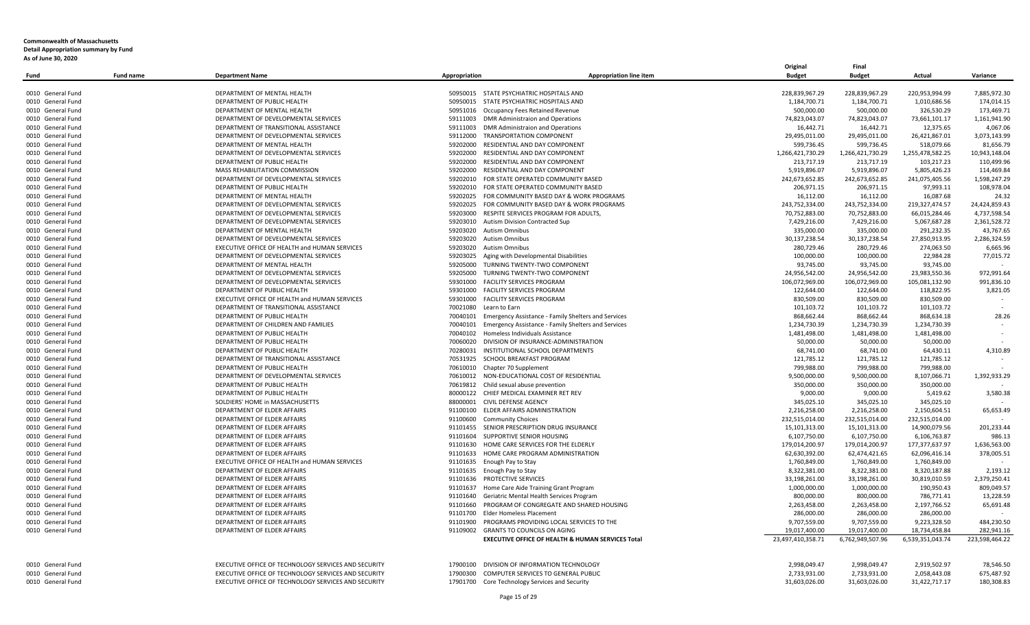**Commonwealth of Massachusetts**
**Detail Appropriation summary by Fund**
**As of June 30, 2020**

| Fund | Fund name | Department Name | Appropriation | Appropriation line item | Original Budget | Final Budget | Actual | Variance |
|---|---|---|---|---|---|---|---|---|
| 0010 | General Fund | DEPARTMENT OF MENTAL HEALTH | 50950015 | STATE PSYCHIATRIC HOSPITALS AND | 228,839,967.29 | 228,839,967.29 | 220,953,994.99 | 7,885,972.30 |
| 0010 | General Fund | DEPARTMENT OF PUBLIC HEALTH | 50950015 | STATE PSYCHIATRIC HOSPITALS AND | 1,184,700.71 | 1,184,700.71 | 1,010,686.56 | 174,014.15 |
| 0010 | General Fund | DEPARTMENT OF MENTAL HEALTH | 50951016 | Occupancy Fees Retained Revenue | 500,000.00 | 500,000.00 | 326,530.29 | 173,469.71 |
| 0010 | General Fund | DEPARTMENT OF DEVELOPMENTAL SERVICES | 59111003 | DMR Administraion and Operations | 74,823,043.07 | 74,823,043.07 | 73,661,101.17 | 1,161,941.90 |
| 0010 | General Fund | DEPARTMENT OF TRANSITIONAL ASSISTANCE | 59111003 | DMR Administraion and Operations | 16,442.71 | 16,442.71 | 12,375.65 | 4,067.06 |
| 0010 | General Fund | DEPARTMENT OF DEVELOPMENTAL SERVICES | 59112000 | TRANSPORTATION COMPONENT | 29,495,011.00 | 29,495,011.00 | 26,421,867.01 | 3,073,143.99 |
| 0010 | General Fund | DEPARTMENT OF MENTAL HEALTH | 59202000 | RESIDENTIAL AND DAY COMPONENT | 599,736.45 | 599,736.45 | 518,079.66 | 81,656.79 |
| 0010 | General Fund | DEPARTMENT OF DEVELOPMENTAL SERVICES | 59202000 | RESIDENTIAL AND DAY COMPONENT | 1,266,421,730.29 | 1,266,421,730.29 | 1,255,478,582.25 | 10,943,148.04 |
| 0010 | General Fund | DEPARTMENT OF PUBLIC HEALTH | 59202000 | RESIDENTIAL AND DAY COMPONENT | 213,717.19 | 213,717.19 | 103,217.23 | 110,499.96 |
| 0010 | General Fund | MASS REHABILITATION COMMISSION | 59202000 | RESIDENTIAL AND DAY COMPONENT | 5,919,896.07 | 5,919,896.07 | 5,805,426.23 | 114,469.84 |
| 0010 | General Fund | DEPARTMENT OF DEVELOPMENTAL SERVICES | 59202010 | FOR STATE OPERATED COMMUNITY BASED | 242,673,652.85 | 242,673,652.85 | 241,075,405.56 | 1,598,247.29 |
| 0010 | General Fund | DEPARTMENT OF PUBLIC HEALTH | 59202010 | FOR STATE OPERATED COMMUNITY BASED | 206,971.15 | 206,971.15 | 97,993.11 | 108,978.04 |
| 0010 | General Fund | DEPARTMENT OF MENTAL HEALTH | 59202025 | FOR COMMUNITY BASED DAY & WORK PROGRAMS | 16,112.00 | 16,112.00 | 16,087.68 | 24.32 |
| 0010 | General Fund | DEPARTMENT OF DEVELOPMENTAL SERVICES | 59202025 | FOR COMMUNITY BASED DAY & WORK PROGRAMS | 243,752,334.00 | 243,752,334.00 | 219,327,474.57 | 24,424,859.43 |
| 0010 | General Fund | DEPARTMENT OF DEVELOPMENTAL SERVICES | 59203000 | RESPITE SERVICES PROGRAM FOR ADULTS, | 70,752,883.00 | 70,752,883.00 | 66,015,284.46 | 4,737,598.54 |
| 0010 | General Fund | DEPARTMENT OF DEVELOPMENTAL SERVICES | 59203010 | Autism Division Contracted Sup | 7,429,216.00 | 7,429,216.00 | 5,067,687.28 | 2,361,528.72 |
| 0010 | General Fund | DEPARTMENT OF MENTAL HEALTH | 59203020 | Autism Omnibus | 335,000.00 | 335,000.00 | 291,232.35 | 43,767.65 |
| 0010 | General Fund | DEPARTMENT OF DEVELOPMENTAL SERVICES | 59203020 | Autism Omnibus | 30,137,238.54 | 30,137,238.54 | 27,850,913.95 | 2,286,324.59 |
| 0010 | General Fund | EXECUTIVE OFFICE OF HEALTH and HUMAN SERVICES | 59203020 | Autism Omnibus | 280,729.46 | 280,729.46 | 274,063.50 | 6,665.96 |
| 0010 | General Fund | DEPARTMENT OF DEVELOPMENTAL SERVICES | 59203025 | Aging with Developmental Disabilities | 100,000.00 | 100,000.00 | 22,984.28 | 77,015.72 |
| 0010 | General Fund | DEPARTMENT OF MENTAL HEALTH | 59205000 | TURNING TWENTY-TWO COMPONENT | 93,745.00 | 93,745.00 | 93,745.00 | - |
| 0010 | General Fund | DEPARTMENT OF DEVELOPMENTAL SERVICES | 59205000 | TURNING TWENTY-TWO COMPONENT | 24,956,542.00 | 24,956,542.00 | 23,983,550.36 | 972,991.64 |
| 0010 | General Fund | DEPARTMENT OF DEVELOPMENTAL SERVICES | 59301000 | FACILITY SERVICES PROGRAM | 106,072,969.00 | 106,072,969.00 | 105,081,132.90 | 991,836.10 |
| 0010 | General Fund | DEPARTMENT OF PUBLIC HEALTH | 59301000 | FACILITY SERVICES PROGRAM | 122,644.00 | 122,644.00 | 118,822.95 | 3,821.05 |
| 0010 | General Fund | EXECUTIVE OFFICE OF HEALTH and HUMAN SERVICES | 59301000 | FACILITY SERVICES PROGRAM | 830,509.00 | 830,509.00 | 830,509.00 | - |
| 0010 | General Fund | DEPARTMENT OF TRANSITIONAL ASSISTANCE | 70021080 | Learn to Earn | 101,103.72 | 101,103.72 | 101,103.72 | - |
| 0010 | General Fund | DEPARTMENT OF PUBLIC HEALTH | 70040101 | Emergency Assistance - Family Shelters and Services | 868,662.44 | 868,662.44 | 868,634.18 | 28.26 |
| 0010 | General Fund | DEPARTMENT OF CHILDREN AND FAMILIES | 70040101 | Emergency Assistance - Family Shelters and Services | 1,234,730.39 | 1,234,730.39 | 1,234,730.39 | - |
| 0010 | General Fund | DEPARTMENT OF PUBLIC HEALTH | 70040102 | Homeless Individuals Assistance | 1,481,498.00 | 1,481,498.00 | 1,481,498.00 | - |
| 0010 | General Fund | DEPARTMENT OF PUBLIC HEALTH | 70060020 | DIVISION OF INSURANCE-ADMINISTRATION | 50,000.00 | 50,000.00 | 50,000.00 | - |
| 0010 | General Fund | DEPARTMENT OF PUBLIC HEALTH | 70280031 | INSTITUTIONAL SCHOOL DEPARTMENTS | 68,741.00 | 68,741.00 | 64,430.11 | 4,310.89 |
| 0010 | General Fund | DEPARTMENT OF TRANSITIONAL ASSISTANCE | 70531925 | SCHOOL BREAKFAST PROGRAM | 121,785.12 | 121,785.12 | 121,785.12 | - |
| 0010 | General Fund | DEPARTMENT OF PUBLIC HEALTH | 70610010 | Chapter 70 Supplement | 799,988.00 | 799,988.00 | 799,988.00 | - |
| 0010 | General Fund | DEPARTMENT OF DEVELOPMENTAL SERVICES | 70610012 | NON-EDUCATIONAL COST OF RESIDENTIAL | 9,500,000.00 | 9,500,000.00 | 8,107,066.71 | 1,392,933.29 |
| 0010 | General Fund | DEPARTMENT OF PUBLIC HEALTH | 70619812 | Child sexual abuse prevention | 350,000.00 | 350,000.00 | 350,000.00 | - |
| 0010 | General Fund | DEPARTMENT OF PUBLIC HEALTH | 80000122 | CHIEF MEDICAL EXAMINER RET REV | 9,000.00 | 9,000.00 | 5,419.62 | 3,580.38 |
| 0010 | General Fund | SOLDIERS' HOME in MASSACHUSETTS | 88000001 | CIVIL DEFENSE AGENCY | 345,025.10 | 345,025.10 | 345,025.10 | - |
| 0010 | General Fund | DEPARTMENT OF ELDER AFFAIRS | 91100100 | ELDER AFFAIRS ADMINISTRATION | 2,216,258.00 | 2,216,258.00 | 2,150,604.51 | 65,653.49 |
| 0010 | General Fund | DEPARTMENT OF ELDER AFFAIRS | 91100600 | Community Choices | 232,515,014.00 | 232,515,014.00 | 232,515,014.00 | - |
| 0010 | General Fund | DEPARTMENT OF ELDER AFFAIRS | 91101455 | SENIOR PRESCRIPTION DRUG INSURANCE | 15,101,313.00 | 15,101,313.00 | 14,900,079.56 | 201,233.44 |
| 0010 | General Fund | DEPARTMENT OF ELDER AFFAIRS | 91101604 | SUPPORTIVE SENIOR HOUSING | 6,107,750.00 | 6,107,750.00 | 6,106,763.87 | 986.13 |
| 0010 | General Fund | DEPARTMENT OF ELDER AFFAIRS | 91101630 | HOME CARE SERVICES FOR THE ELDERLY | 179,014,200.97 | 179,014,200.97 | 177,377,637.97 | 1,636,563.00 |
| 0010 | General Fund | DEPARTMENT OF ELDER AFFAIRS | 91101633 | HOME CARE PROGRAM ADMINISTRATION | 62,630,392.00 | 62,474,421.65 | 62,096,416.14 | 378,005.51 |
| 0010 | General Fund | EXECUTIVE OFFICE OF HEALTH and HUMAN SERVICES | 91101635 | Enough Pay to Stay | 1,760,849.00 | 1,760,849.00 | 1,760,849.00 | - |
| 0010 | General Fund | DEPARTMENT OF ELDER AFFAIRS | 91101635 | Enough Pay to Stay | 8,322,381.00 | 8,322,381.00 | 8,320,187.88 | 2,193.12 |
| 0010 | General Fund | DEPARTMENT OF ELDER AFFAIRS | 91101636 | PROTECTIVE SERVICES | 33,198,261.00 | 33,198,261.00 | 30,819,010.59 | 2,379,250.41 |
| 0010 | General Fund | DEPARTMENT OF ELDER AFFAIRS | 91101637 | Home Care Aide Training Grant Program | 1,000,000.00 | 1,000,000.00 | 190,950.43 | 809,049.57 |
| 0010 | General Fund | DEPARTMENT OF ELDER AFFAIRS | 91101640 | Geriatric Mental Health Services Program | 800,000.00 | 800,000.00 | 786,771.41 | 13,228.59 |
| 0010 | General Fund | DEPARTMENT OF ELDER AFFAIRS | 91101660 | PROGRAM OF CONGREGATE AND SHARED HOUSING | 2,263,458.00 | 2,263,458.00 | 2,197,766.52 | 65,691.48 |
| 0010 | General Fund | DEPARTMENT OF ELDER AFFAIRS | 91101700 | Elder Homeless Placement | 286,000.00 | 286,000.00 | 286,000.00 | - |
| 0010 | General Fund | DEPARTMENT OF ELDER AFFAIRS | 91101900 | PROGRAMS PROVIDING LOCAL SERVICES TO THE | 9,707,559.00 | 9,707,559.00 | 9,223,328.50 | 484,230.50 |
| 0010 | General Fund | DEPARTMENT OF ELDER AFFAIRS | 91109002 | GRANTS TO COUNCILS ON AGING | 19,017,400.00 | 19,017,400.00 | 18,734,458.84 | 282,941.16 |
| | | | | **EXECUTIVE OFFICE OF HEALTH & HUMAN SERVICES Total** | 23,497,410,358.71 | 6,762,949,507.96 | 6,539,351,043.74 | 223,598,464.22 |
| | | | | | | | | |
| 0010 | General Fund | EXECUTIVE OFFICE OF TECHNOLOGY SERVICES AND SECURITY | 17900100 | DIVISION OF INFORMATION TECHNOLOGY | 2,998,049.47 | 2,998,049.47 | 2,919,502.97 | 78,546.50 |
| 0010 | General Fund | EXECUTIVE OFFICE OF TECHNOLOGY SERVICES AND SECURITY | 17900300 | COMPUTER SERVICES TO GENERAL PUBLIC | 2,733,931.00 | 2,733,931.00 | 2,058,443.08 | 675,487.92 |
| 0010 | General Fund | EXECUTIVE OFFICE OF TECHNOLOGY SERVICES AND SECURITY | 17901700 | Core Technology Services and Security | 31,603,026.00 | 31,603,026.00 | 31,422,717.17 | 180,308.83 |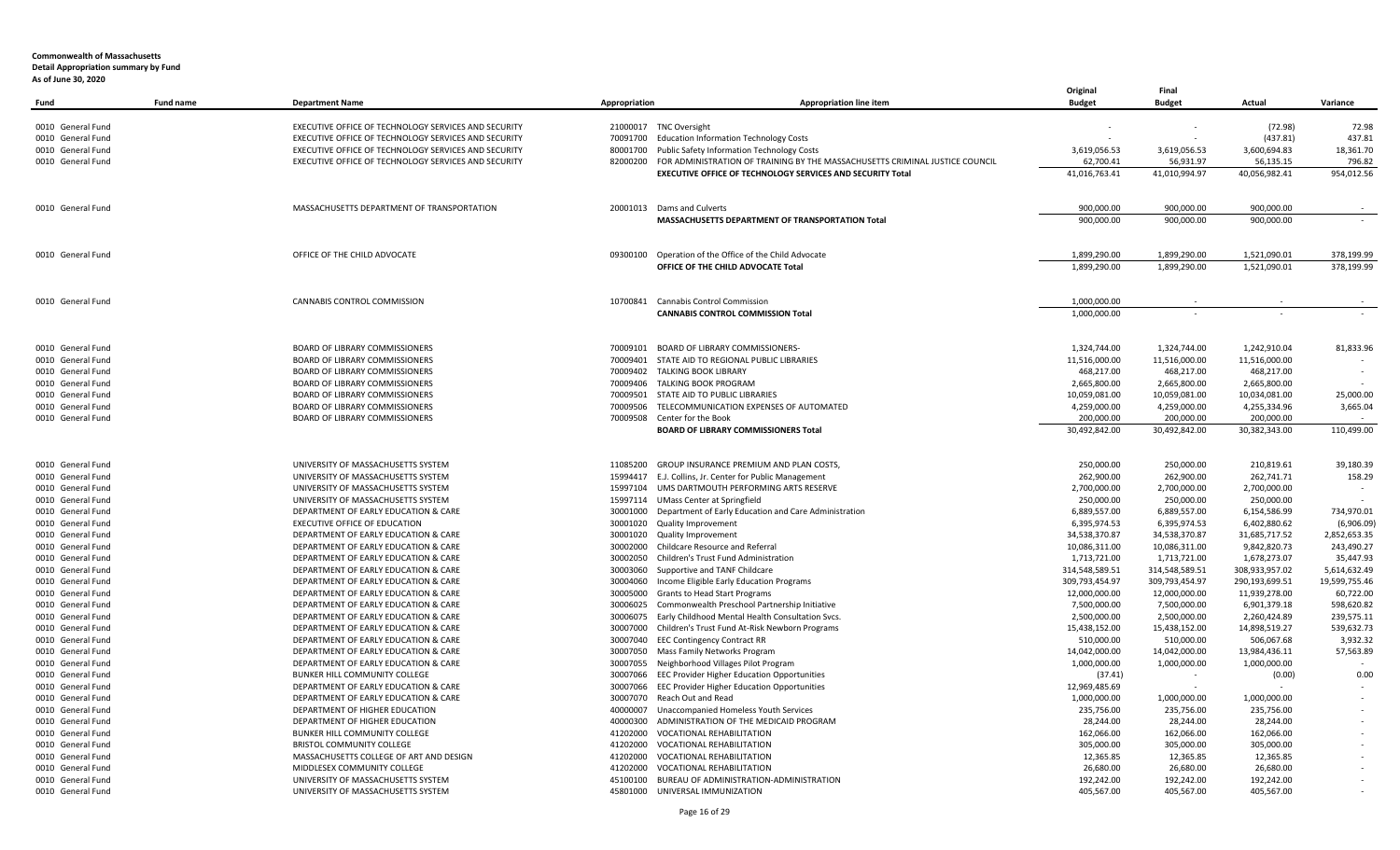**Commonwealth of Massachusetts**
**Detail Appropriation summary by Fund**
**As of June 30, 2020**

| Fund | Fund name | Department Name | Appropriation | Appropriation line item | Original Budget | Final Budget | Actual | Variance |
|---|---|---|---|---|---|---|---|---|
| 0010 | General Fund | EXECUTIVE OFFICE OF TECHNOLOGY SERVICES AND SECURITY | 21000017 | TNC Oversight | - | - | (72.98) | 72.98 |
| 0010 | General Fund | EXECUTIVE OFFICE OF TECHNOLOGY SERVICES AND SECURITY | 70091700 | Education Information Technology Costs | - | - | (437.81) | 437.81 |
| 0010 | General Fund | EXECUTIVE OFFICE OF TECHNOLOGY SERVICES AND SECURITY | 80001700 | Public Safety Information Technology Costs | 3,619,056.53 | 3,619,056.53 | 3,600,694.83 | 18,361.70 |
| 0010 | General Fund | EXECUTIVE OFFICE OF TECHNOLOGY SERVICES AND SECURITY | 82000200 | FOR ADMINISTRATION OF TRAINING BY THE MASSACHUSETTS CRIMINAL JUSTICE COUNCIL | 62,700.41 | 56,931.97 | 56,135.15 | 796.82 |
| | | | | **EXECUTIVE OFFICE OF TECHNOLOGY SERVICES AND SECURITY Total** | 41,016,763.41 | 41,010,994.97 | 40,056,982.41 | 954,012.56 |
| 0010 | General Fund | MASSACHUSETTS DEPARTMENT OF TRANSPORTATION | 20001013 | Dams and Culverts | 900,000.00 | 900,000.00 | 900,000.00 | - |
| | | | | **MASSACHUSETTS DEPARTMENT OF TRANSPORTATION Total** | 900,000.00 | 900,000.00 | 900,000.00 | - |
| 0010 | General Fund | OFFICE OF THE CHILD ADVOCATE | 09300100 | Operation of the Office of the Child Advocate | 1,899,290.00 | 1,899,290.00 | 1,521,090.01 | 378,199.99 |
| | | | | **OFFICE OF THE CHILD ADVOCATE Total** | 1,899,290.00 | 1,899,290.00 | 1,521,090.01 | 378,199.99 |
| 0010 | General Fund | CANNABIS CONTROL COMMISSION | 10700841 | Cannabis Control Commission | 1,000,000.00 | - | - | - |
| | | | | **CANNABIS CONTROL COMMISSION Total** | 1,000,000.00 | - | - | - |
| 0010 | General Fund | BOARD OF LIBRARY COMMISSIONERS | 70009101 | BOARD OF LIBRARY COMMISSIONERS- | 1,324,744.00 | 1,324,744.00 | 1,242,910.04 | 81,833.96 |
| 0010 | General Fund | BOARD OF LIBRARY COMMISSIONERS | 70009401 | STATE AID TO REGIONAL PUBLIC LIBRARIES | 11,516,000.00 | 11,516,000.00 | 11,516,000.00 | - |
| 0010 | General Fund | BOARD OF LIBRARY COMMISSIONERS | 70009402 | TALKING BOOK LIBRARY | 468,217.00 | 468,217.00 | 468,217.00 | - |
| 0010 | General Fund | BOARD OF LIBRARY COMMISSIONERS | 70009406 | TALKING BOOK PROGRAM | 2,665,800.00 | 2,665,800.00 | 2,665,800.00 | - |
| 0010 | General Fund | BOARD OF LIBRARY COMMISSIONERS | 70009501 | STATE AID TO PUBLIC LIBRARIES | 10,059,081.00 | 10,059,081.00 | 10,034,081.00 | 25,000.00 |
| 0010 | General Fund | BOARD OF LIBRARY COMMISSIONERS | 70009506 | TELECOMMUNICATION EXPENSES OF AUTOMATED | 4,259,000.00 | 4,259,000.00 | 4,255,334.96 | 3,665.04 |
| 0010 | General Fund | BOARD OF LIBRARY COMMISSIONERS | 70009508 | Center for the Book | 200,000.00 | 200,000.00 | 200,000.00 | - |
| | | | | **BOARD OF LIBRARY COMMISSIONERS Total** | 30,492,842.00 | 30,492,842.00 | 30,382,343.00 | 110,499.00 |
| 0010 | General Fund | UNIVERSITY OF MASSACHUSETTS SYSTEM | 11085200 | GROUP INSURANCE PREMIUM AND PLAN COSTS, | 250,000.00 | 250,000.00 | 210,819.61 | 39,180.39 |
| 0010 | General Fund | UNIVERSITY OF MASSACHUSETTS SYSTEM | 15994417 | E.J. Collins, Jr. Center for Public Management | 262,900.00 | 262,900.00 | 262,741.71 | 158.29 |
| 0010 | General Fund | UNIVERSITY OF MASSACHUSETTS SYSTEM | 15997104 | UMS DARTMOUTH PERFORMING ARTS RESERVE | 2,700,000.00 | 2,700,000.00 | 2,700,000.00 | - |
| 0010 | General Fund | UNIVERSITY OF MASSACHUSETTS SYSTEM | 15997114 | UMass Center at Springfield | 250,000.00 | 250,000.00 | 250,000.00 | - |
| 0010 | General Fund | DEPARTMENT OF EARLY EDUCATION & CARE | 30001000 | Department of Early Education and Care Administration | 6,889,557.00 | 6,889,557.00 | 6,154,586.99 | 734,970.01 |
| 0010 | General Fund | EXECUTIVE OFFICE OF EDUCATION | 30001020 | Quality Improvement | 6,395,974.53 | 6,395,974.53 | 6,402,880.62 | (6,906.09) |
| 0010 | General Fund | DEPARTMENT OF EARLY EDUCATION & CARE | 30001020 | Quality Improvement | 34,538,370.87 | 34,538,370.87 | 31,685,717.52 | 2,852,653.35 |
| 0010 | General Fund | DEPARTMENT OF EARLY EDUCATION & CARE | 30002000 | Childcare Resource and Referral | 10,086,311.00 | 10,086,311.00 | 9,842,820.73 | 243,490.27 |
| 0010 | General Fund | DEPARTMENT OF EARLY EDUCATION & CARE | 30002050 | Children's Trust Fund Administration | 1,713,721.00 | 1,713,721.00 | 1,678,273.07 | 35,447.93 |
| 0010 | General Fund | DEPARTMENT OF EARLY EDUCATION & CARE | 30003060 | Supportive and TANF Childcare | 314,548,589.51 | 314,548,589.51 | 308,933,957.02 | 5,614,632.49 |
| 0010 | General Fund | DEPARTMENT OF EARLY EDUCATION & CARE | 30004060 | Income Eligible Early Education Programs | 309,793,454.97 | 309,793,454.97 | 290,193,699.51 | 19,599,755.46 |
| 0010 | General Fund | DEPARTMENT OF EARLY EDUCATION & CARE | 30005000 | Grants to Head Start Programs | 12,000,000.00 | 12,000,000.00 | 11,939,278.00 | 60,722.00 |
| 0010 | General Fund | DEPARTMENT OF EARLY EDUCATION & CARE | 30006025 | Commonwealth Preschool Partnership Initiative | 7,500,000.00 | 7,500,000.00 | 6,901,379.18 | 598,620.82 |
| 0010 | General Fund | DEPARTMENT OF EARLY EDUCATION & CARE | 30006075 | Early Childhood Mental Health Consultation Svcs. | 2,500,000.00 | 2,500,000.00 | 2,260,424.89 | 239,575.11 |
| 0010 | General Fund | DEPARTMENT OF EARLY EDUCATION & CARE | 30007000 | Children's Trust Fund At-Risk Newborn Programs | 15,438,152.00 | 15,438,152.00 | 14,898,519.27 | 539,632.73 |
| 0010 | General Fund | DEPARTMENT OF EARLY EDUCATION & CARE | 30007040 | EEC Contingency Contract RR | 510,000.00 | 510,000.00 | 506,067.68 | 3,932.32 |
| 0010 | General Fund | DEPARTMENT OF EARLY EDUCATION & CARE | 30007050 | Mass Family Networks Program | 14,042,000.00 | 14,042,000.00 | 13,984,436.11 | 57,563.89 |
| 0010 | General Fund | DEPARTMENT OF EARLY EDUCATION & CARE | 30007055 | Neighborhood Villages Pilot Program | 1,000,000.00 | 1,000,000.00 | 1,000,000.00 | - |
| 0010 | General Fund | BUNKER HILL COMMUNITY COLLEGE | 30007066 | EEC Provider Higher Education Opportunities | (37.41) | - | (0.00) | 0.00 |
| 0010 | General Fund | DEPARTMENT OF EARLY EDUCATION & CARE | 30007066 | EEC Provider Higher Education Opportunities | 12,969,485.69 | - | - | - |
| 0010 | General Fund | DEPARTMENT OF EARLY EDUCATION & CARE | 30007070 | Reach Out and Read | 1,000,000.00 | 1,000,000.00 | 1,000,000.00 | - |
| 0010 | General Fund | DEPARTMENT OF HIGHER EDUCATION | 40000007 | Unaccompanied Homeless Youth Services | 235,756.00 | 235,756.00 | 235,756.00 | - |
| 0010 | General Fund | DEPARTMENT OF HIGHER EDUCATION | 40000300 | ADMINISTRATION OF THE MEDICAID PROGRAM | 28,244.00 | 28,244.00 | 28,244.00 | - |
| 0010 | General Fund | BUNKER HILL COMMUNITY COLLEGE | 41202000 | VOCATIONAL REHABILITATION | 162,066.00 | 162,066.00 | 162,066.00 | - |
| 0010 | General Fund | BRISTOL COMMUNITY COLLEGE | 41202000 | VOCATIONAL REHABILITATION | 305,000.00 | 305,000.00 | 305,000.00 | - |
| 0010 | General Fund | MASSACHUSETTS COLLEGE OF ART AND DESIGN | 41202000 | VOCATIONAL REHABILITATION | 12,365.85 | 12,365.85 | 12,365.85 | - |
| 0010 | General Fund | MIDDLESEX COMMUNITY COLLEGE | 41202000 | VOCATIONAL REHABILITATION | 26,680.00 | 26,680.00 | 26,680.00 | - |
| 0010 | General Fund | UNIVERSITY OF MASSACHUSETTS SYSTEM | 45100100 | BUREAU OF ADMINISTRATION-ADMINISTRATION | 192,242.00 | 192,242.00 | 192,242.00 | - |
| 0010 | General Fund | UNIVERSITY OF MASSACHUSETTS SYSTEM | 45801000 | UNIVERSAL IMMUNIZATION | 405,567.00 | 405,567.00 | 405,567.00 | - |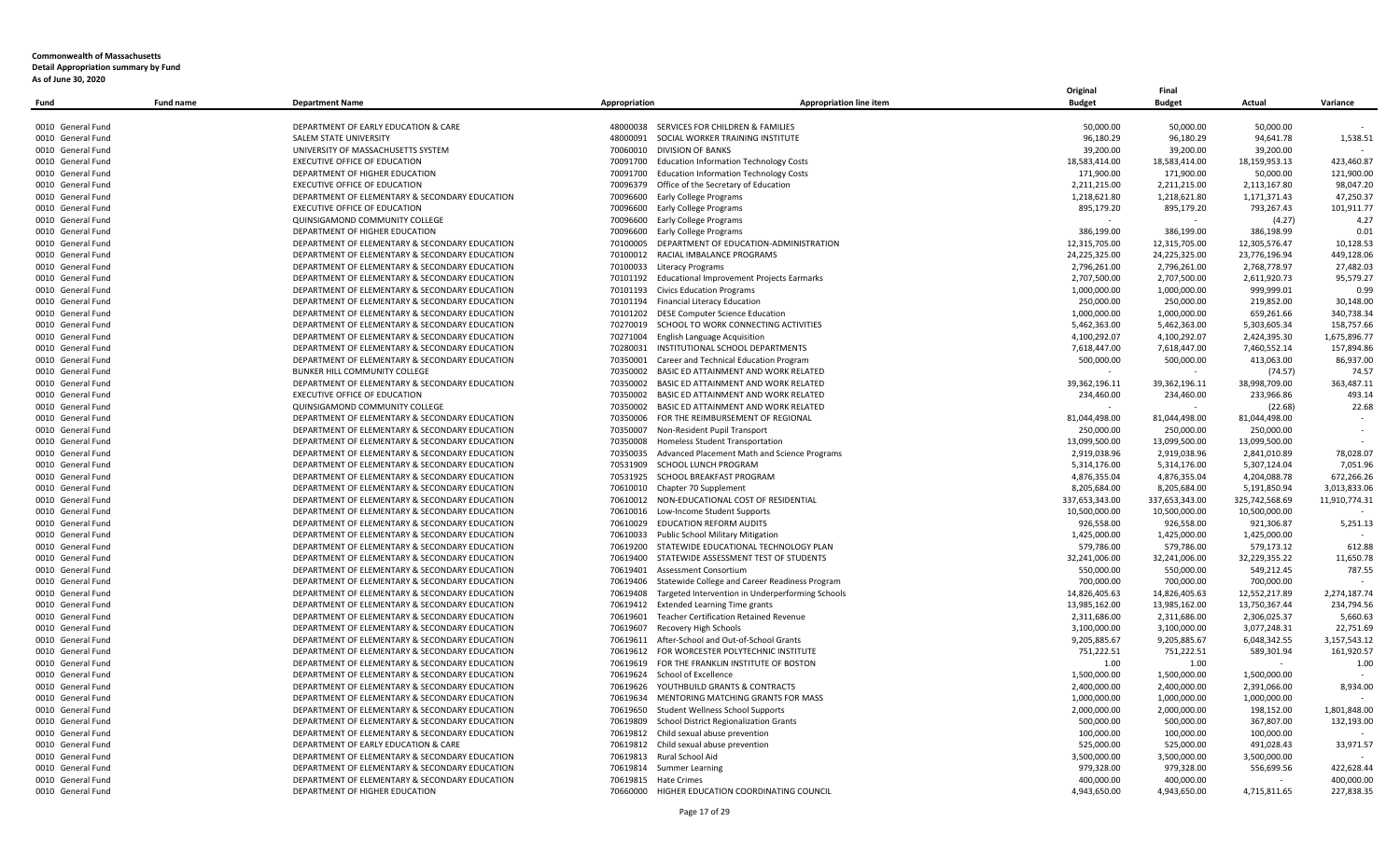**Commonwealth of Massachusetts**
**Detail Appropriation summary by Fund**
**As of June 30, 2020**

| Fund | Fund name | Department Name | Appropriation | Appropriation line item | Original Budget | Final Budget | Actual | Variance |
|---|---|---|---|---|---|---|---|---|
| 0010 | General Fund | DEPARTMENT OF EARLY EDUCATION & CARE | 48000038 | SERVICES FOR CHILDREN & FAMILIES | 50,000.00 | 50,000.00 | 50,000.00 | - |
| 0010 | General Fund | SALEM STATE UNIVERSITY | 48000091 | SOCIAL WORKER TRAINING INSTITUTE | 96,180.29 | 96,180.29 | 94,641.78 | 1,538.51 |
| 0010 | General Fund | UNIVERSITY OF MASSACHUSETTS SYSTEM | 70060010 | DIVISION OF BANKS | 39,200.00 | 39,200.00 | 39,200.00 | - |
| 0010 | General Fund | EXECUTIVE OFFICE OF EDUCATION | 70091700 | Education Information Technology Costs | 18,583,414.00 | 18,583,414.00 | 18,159,953.13 | 423,460.87 |
| 0010 | General Fund | DEPARTMENT OF HIGHER EDUCATION | 70091700 | Education Information Technology Costs | 171,900.00 | 171,900.00 | 50,000.00 | 121,900.00 |
| 0010 | General Fund | EXECUTIVE OFFICE OF EDUCATION | 70096379 | Office of the Secretary of Education | 2,211,215.00 | 2,211,215.00 | 2,113,167.80 | 98,047.20 |
| 0010 | General Fund | DEPARTMENT OF ELEMENTARY & SECONDARY EDUCATION | 70096600 | Early College Programs | 1,218,621.80 | 1,218,621.80 | 1,171,371.43 | 47,250.37 |
| 0010 | General Fund | EXECUTIVE OFFICE OF EDUCATION | 70096600 | Early College Programs | 895,179.20 | 895,179.20 | 793,267.43 | 101,911.77 |
| 0010 | General Fund | QUINSIGAMOND COMMUNITY COLLEGE | 70096600 | Early College Programs | - | - | (4.27) | 4.27 |
| 0010 | General Fund | DEPARTMENT OF HIGHER EDUCATION | 70096600 | Early College Programs | 386,199.00 | 386,199.00 | 386,198.99 | 0.01 |
| 0010 | General Fund | DEPARTMENT OF ELEMENTARY & SECONDARY EDUCATION | 70100005 | DEPARTMENT OF EDUCATION-ADMINISTRATION | 12,315,705.00 | 12,315,705.00 | 12,305,576.47 | 10,128.53 |
| 0010 | General Fund | DEPARTMENT OF ELEMENTARY & SECONDARY EDUCATION | 70100012 | RACIAL IMBALANCE PROGRAMS | 24,225,325.00 | 24,225,325.00 | 23,776,196.94 | 449,128.06 |
| 0010 | General Fund | DEPARTMENT OF ELEMENTARY & SECONDARY EDUCATION | 70100033 | Literacy Programs | 2,796,261.00 | 2,796,261.00 | 2,768,778.97 | 27,482.03 |
| 0010 | General Fund | DEPARTMENT OF ELEMENTARY & SECONDARY EDUCATION | 70101192 | Educational Improvement Projects Earmarks | 2,707,500.00 | 2,707,500.00 | 2,611,920.73 | 95,579.27 |
| 0010 | General Fund | DEPARTMENT OF ELEMENTARY & SECONDARY EDUCATION | 70101193 | Civics Education Programs | 1,000,000.00 | 1,000,000.00 | 999,999.01 | 0.99 |
| 0010 | General Fund | DEPARTMENT OF ELEMENTARY & SECONDARY EDUCATION | 70101194 | Financial Literacy Education | 250,000.00 | 250,000.00 | 219,852.00 | 30,148.00 |
| 0010 | General Fund | DEPARTMENT OF ELEMENTARY & SECONDARY EDUCATION | 70101202 | DESE Computer Science Education | 1,000,000.00 | 1,000,000.00 | 659,261.66 | 340,738.34 |
| 0010 | General Fund | DEPARTMENT OF ELEMENTARY & SECONDARY EDUCATION | 70270019 | SCHOOL TO WORK CONNECTING ACTIVITIES | 5,462,363.00 | 5,462,363.00 | 5,303,605.34 | 158,757.66 |
| 0010 | General Fund | DEPARTMENT OF ELEMENTARY & SECONDARY EDUCATION | 70271004 | English Language Acquisition | 4,100,292.07 | 4,100,292.07 | 2,424,395.30 | 1,675,896.77 |
| 0010 | General Fund | DEPARTMENT OF ELEMENTARY & SECONDARY EDUCATION | 70280031 | INSTITUTIONAL SCHOOL DEPARTMENTS | 7,618,447.00 | 7,618,447.00 | 7,460,552.14 | 157,894.86 |
| 0010 | General Fund | DEPARTMENT OF ELEMENTARY & SECONDARY EDUCATION | 70350001 | Career and Technical Education Program | 500,000.00 | 500,000.00 | 413,063.00 | 86,937.00 |
| 0010 | General Fund | BUNKER HILL COMMUNITY COLLEGE | 70350002 | BASIC ED ATTAINMENT AND WORK RELATED | - | - | (74.57) | 74.57 |
| 0010 | General Fund | DEPARTMENT OF ELEMENTARY & SECONDARY EDUCATION | 70350002 | BASIC ED ATTAINMENT AND WORK RELATED | 39,362,196.11 | 39,362,196.11 | 38,998,709.00 | 363,487.11 |
| 0010 | General Fund | EXECUTIVE OFFICE OF EDUCATION | 70350002 | BASIC ED ATTAINMENT AND WORK RELATED | 234,460.00 | 234,460.00 | 233,966.86 | 493.14 |
| 0010 | General Fund | QUINSIGAMOND COMMUNITY COLLEGE | 70350002 | BASIC ED ATTAINMENT AND WORK RELATED | - | - | (22.68) | 22.68 |
| 0010 | General Fund | DEPARTMENT OF ELEMENTARY & SECONDARY EDUCATION | 70350006 | FOR THE REIMBURSEMENT OF REGIONAL | 81,044,498.00 | 81,044,498.00 | 81,044,498.00 | - |
| 0010 | General Fund | DEPARTMENT OF ELEMENTARY & SECONDARY EDUCATION | 70350007 | Non-Resident Pupil Transport | 250,000.00 | 250,000.00 | 250,000.00 | - |
| 0010 | General Fund | DEPARTMENT OF ELEMENTARY & SECONDARY EDUCATION | 70350008 | Homeless Student Transportation | 13,099,500.00 | 13,099,500.00 | 13,099,500.00 | - |
| 0010 | General Fund | DEPARTMENT OF ELEMENTARY & SECONDARY EDUCATION | 70350035 | Advanced Placement Math and Science Programs | 2,919,038.96 | 2,919,038.96 | 2,841,010.89 | 78,028.07 |
| 0010 | General Fund | DEPARTMENT OF ELEMENTARY & SECONDARY EDUCATION | 70531909 | SCHOOL LUNCH PROGRAM | 5,314,176.00 | 5,314,176.00 | 5,307,124.04 | 7,051.96 |
| 0010 | General Fund | DEPARTMENT OF ELEMENTARY & SECONDARY EDUCATION | 70531925 | SCHOOL BREAKFAST PROGRAM | 4,876,355.04 | 4,876,355.04 | 4,204,088.78 | 672,266.26 |
| 0010 | General Fund | DEPARTMENT OF ELEMENTARY & SECONDARY EDUCATION | 70610010 | Chapter 70 Supplement | 8,205,684.00 | 8,205,684.00 | 5,191,850.94 | 3,013,833.06 |
| 0010 | General Fund | DEPARTMENT OF ELEMENTARY & SECONDARY EDUCATION | 70610012 | NON-EDUCATIONAL COST OF RESIDENTIAL | 337,653,343.00 | 337,653,343.00 | 325,742,568.69 | 11,910,774.31 |
| 0010 | General Fund | DEPARTMENT OF ELEMENTARY & SECONDARY EDUCATION | 70610016 | Low-Income Student Supports | 10,500,000.00 | 10,500,000.00 | 10,500,000.00 | - |
| 0010 | General Fund | DEPARTMENT OF ELEMENTARY & SECONDARY EDUCATION | 70610029 | EDUCATION REFORM AUDITS | 926,558.00 | 926,558.00 | 921,306.87 | 5,251.13 |
| 0010 | General Fund | DEPARTMENT OF ELEMENTARY & SECONDARY EDUCATION | 70610033 | Public School Military Mitigation | 1,425,000.00 | 1,425,000.00 | 1,425,000.00 | - |
| 0010 | General Fund | DEPARTMENT OF ELEMENTARY & SECONDARY EDUCATION | 70619200 | STATEWIDE EDUCATIONAL TECHNOLOGY PLAN | 579,786.00 | 579,786.00 | 579,173.12 | 612.88 |
| 0010 | General Fund | DEPARTMENT OF ELEMENTARY & SECONDARY EDUCATION | 70619400 | STATEWIDE ASSESSMENT TEST OF STUDENTS | 32,241,006.00 | 32,241,006.00 | 32,229,355.22 | 11,650.78 |
| 0010 | General Fund | DEPARTMENT OF ELEMENTARY & SECONDARY EDUCATION | 70619401 | Assessment Consortium | 550,000.00 | 550,000.00 | 549,212.45 | 787.55 |
| 0010 | General Fund | DEPARTMENT OF ELEMENTARY & SECONDARY EDUCATION | 70619406 | Statewide College and Career Readiness Program | 700,000.00 | 700,000.00 | 700,000.00 | - |
| 0010 | General Fund | DEPARTMENT OF ELEMENTARY & SECONDARY EDUCATION | 70619408 | Targeted Intervention in Underperforming Schools | 14,826,405.63 | 14,826,405.63 | 12,552,217.89 | 2,274,187.74 |
| 0010 | General Fund | DEPARTMENT OF ELEMENTARY & SECONDARY EDUCATION | 70619412 | Extended Learning Time grants | 13,985,162.00 | 13,985,162.00 | 13,750,367.44 | 234,794.56 |
| 0010 | General Fund | DEPARTMENT OF ELEMENTARY & SECONDARY EDUCATION | 70619601 | Teacher Certification Retained Revenue | 2,311,686.00 | 2,311,686.00 | 2,306,025.37 | 5,660.63 |
| 0010 | General Fund | DEPARTMENT OF ELEMENTARY & SECONDARY EDUCATION | 70619607 | Recovery High Schools | 3,100,000.00 | 3,100,000.00 | 3,077,248.31 | 22,751.69 |
| 0010 | General Fund | DEPARTMENT OF ELEMENTARY & SECONDARY EDUCATION | 70619611 | After-School and Out-of-School Grants | 9,205,885.67 | 9,205,885.67 | 6,048,342.55 | 3,157,543.12 |
| 0010 | General Fund | DEPARTMENT OF ELEMENTARY & SECONDARY EDUCATION | 70619612 | FOR WORCESTER POLYTECHNIC INSTITUTE | 751,222.51 | 751,222.51 | 589,301.94 | 161,920.57 |
| 0010 | General Fund | DEPARTMENT OF ELEMENTARY & SECONDARY EDUCATION | 70619619 | FOR THE FRANKLIN INSTITUTE OF BOSTON | 1.00 | 1.00 | - | 1.00 |
| 0010 | General Fund | DEPARTMENT OF ELEMENTARY & SECONDARY EDUCATION | 70619624 | School of Excellence | 1,500,000.00 | 1,500,000.00 | 1,500,000.00 | - |
| 0010 | General Fund | DEPARTMENT OF ELEMENTARY & SECONDARY EDUCATION | 70619626 | YOUTHBUILD GRANTS & CONTRACTS | 2,400,000.00 | 2,400,000.00 | 2,391,066.00 | 8,934.00 |
| 0010 | General Fund | DEPARTMENT OF ELEMENTARY & SECONDARY EDUCATION | 70619634 | MENTORING MATCHING GRANTS FOR MASS | 1,000,000.00 | 1,000,000.00 | 1,000,000.00 | - |
| 0010 | General Fund | DEPARTMENT OF ELEMENTARY & SECONDARY EDUCATION | 70619650 | Student Wellness School Supports | 2,000,000.00 | 2,000,000.00 | 198,152.00 | 1,801,848.00 |
| 0010 | General Fund | DEPARTMENT OF ELEMENTARY & SECONDARY EDUCATION | 70619809 | School District Regionalization Grants | 500,000.00 | 500,000.00 | 367,807.00 | 132,193.00 |
| 0010 | General Fund | DEPARTMENT OF ELEMENTARY & SECONDARY EDUCATION | 70619812 | Child sexual abuse prevention | 100,000.00 | 100,000.00 | 100,000.00 | - |
| 0010 | General Fund | DEPARTMENT OF EARLY EDUCATION & CARE | 70619812 | Child sexual abuse prevention | 525,000.00 | 525,000.00 | 491,028.43 | 33,971.57 |
| 0010 | General Fund | DEPARTMENT OF ELEMENTARY & SECONDARY EDUCATION | 70619813 | Rural School Aid | 3,500,000.00 | 3,500,000.00 | 3,500,000.00 | - |
| 0010 | General Fund | DEPARTMENT OF ELEMENTARY & SECONDARY EDUCATION | 70619814 | Summer Learning | 979,328.00 | 979,328.00 | 556,699.56 | 422,628.44 |
| 0010 | General Fund | DEPARTMENT OF ELEMENTARY & SECONDARY EDUCATION | 70619815 | Hate Crimes | 400,000.00 | 400,000.00 | - | 400,000.00 |
| 0010 | General Fund | DEPARTMENT OF HIGHER EDUCATION | 70660000 | HIGHER EDUCATION COORDINATING COUNCIL | 4,943,650.00 | 4,943,650.00 | 4,715,811.65 | 227,838.35 |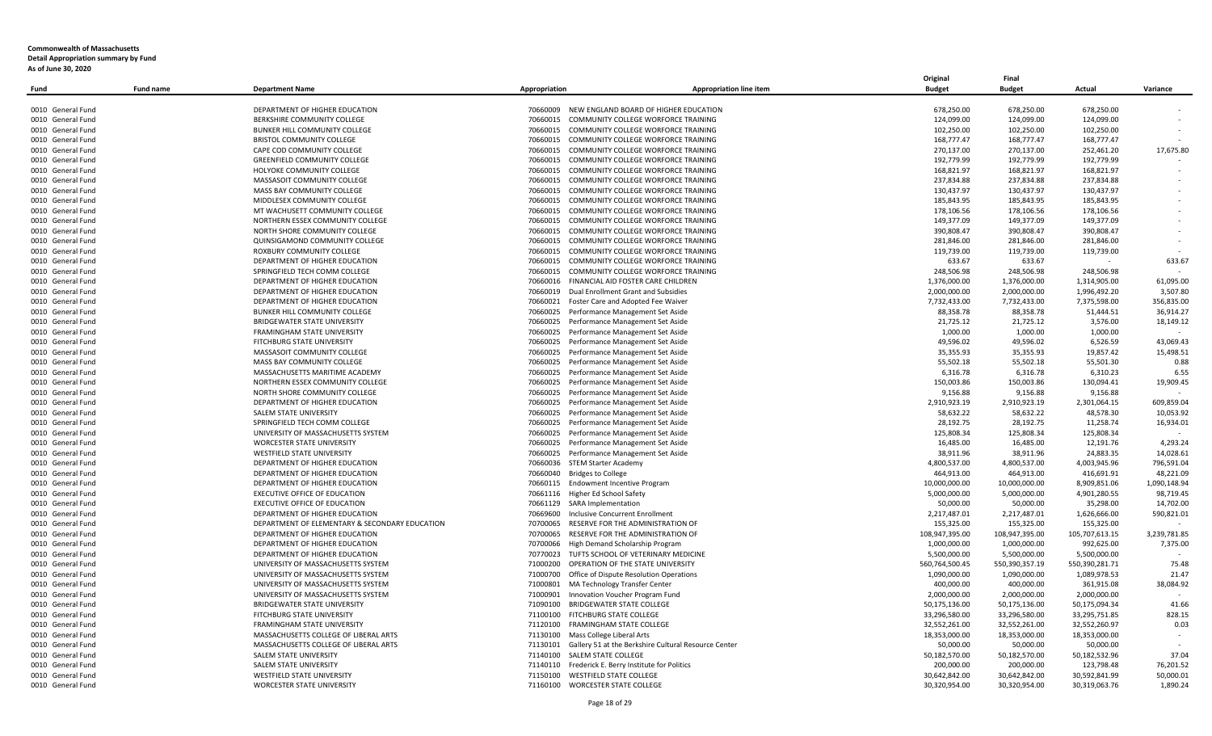**Commonwealth of Massachusetts**
**Detail Appropriation summary by Fund**
**As of June 30, 2020**

| Fund | Fund name | Department Name | Appropriation | Appropriation line item | Original Budget | Final Budget | Actual | Variance |
|---|---|---|---|---|---|---|---|---|
| 0010 | General Fund | DEPARTMENT OF HIGHER EDUCATION | 70660009 | NEW ENGLAND BOARD OF HIGHER EDUCATION | 678,250.00 | 678,250.00 | 678,250.00 | - |
| 0010 | General Fund | BERKSHIRE COMMUNITY COLLEGE | 70660015 | COMMUNITY COLLEGE WORFORCE TRAINING | 124,099.00 | 124,099.00 | 124,099.00 | - |
| 0010 | General Fund | BUNKER HILL COMMUNITY COLLEGE | 70660015 | COMMUNITY COLLEGE WORFORCE TRAINING | 102,250.00 | 102,250.00 | 102,250.00 | - |
| 0010 | General Fund | BRISTOL COMMUNITY COLLEGE | 70660015 | COMMUNITY COLLEGE WORFORCE TRAINING | 168,777.47 | 168,777.47 | 168,777.47 | - |
| 0010 | General Fund | CAPE COD COMMUNITY COLLEGE | 70660015 | COMMUNITY COLLEGE WORFORCE TRAINING | 270,137.00 | 270,137.00 | 252,461.20 | 17,675.80 |
| 0010 | General Fund | GREENFIELD COMMUNITY COLLEGE | 70660015 | COMMUNITY COLLEGE WORFORCE TRAINING | 192,779.99 | 192,779.99 | 192,779.99 | - |
| 0010 | General Fund | HOLYOKE COMMUNITY COLLEGE | 70660015 | COMMUNITY COLLEGE WORFORCE TRAINING | 168,821.97 | 168,821.97 | 168,821.97 | - |
| 0010 | General Fund | MASSASOIT COMMUNITY COLLEGE | 70660015 | COMMUNITY COLLEGE WORFORCE TRAINING | 237,834.88 | 237,834.88 | 237,834.88 | - |
| 0010 | General Fund | MASS BAY COMMUNITY COLLEGE | 70660015 | COMMUNITY COLLEGE WORFORCE TRAINING | 130,437.97 | 130,437.97 | 130,437.97 | - |
| 0010 | General Fund | MIDDLESEX COMMUNITY COLLEGE | 70660015 | COMMUNITY COLLEGE WORFORCE TRAINING | 185,843.95 | 185,843.95 | 185,843.95 | - |
| 0010 | General Fund | MT WACHUSETT COMMUNITY COLLEGE | 70660015 | COMMUNITY COLLEGE WORFORCE TRAINING | 178,106.56 | 178,106.56 | 178,106.56 | - |
| 0010 | General Fund | NORTHERN ESSEX COMMUNITY COLLEGE | 70660015 | COMMUNITY COLLEGE WORFORCE TRAINING | 149,377.09 | 149,377.09 | 149,377.09 | - |
| 0010 | General Fund | NORTH SHORE COMMUNITY COLLEGE | 70660015 | COMMUNITY COLLEGE WORFORCE TRAINING | 390,808.47 | 390,808.47 | 390,808.47 | - |
| 0010 | General Fund | QUINSIGAMOND COMMUNITY COLLEGE | 70660015 | COMMUNITY COLLEGE WORFORCE TRAINING | 281,846.00 | 281,846.00 | 281,846.00 | - |
| 0010 | General Fund | ROXBURY COMMUNITY COLLEGE | 70660015 | COMMUNITY COLLEGE WORFORCE TRAINING | 119,739.00 | 119,739.00 | 119,739.00 | - |
| 0010 | General Fund | DEPARTMENT OF HIGHER EDUCATION | 70660015 | COMMUNITY COLLEGE WORFORCE TRAINING | 633.67 | 633.67 | - | 633.67 |
| 0010 | General Fund | SPRINGFIELD TECH COMM COLLEGE | 70660015 | COMMUNITY COLLEGE WORFORCE TRAINING | 248,506.98 | 248,506.98 | 248,506.98 | - |
| 0010 | General Fund | DEPARTMENT OF HIGHER EDUCATION | 70660016 | FINANCIAL AID FOSTER CARE CHILDREN | 1,376,000.00 | 1,376,000.00 | 1,314,905.00 | 61,095.00 |
| 0010 | General Fund | DEPARTMENT OF HIGHER EDUCATION | 70660019 | Dual Enrollment Grant and Subsidies | 2,000,000.00 | 2,000,000.00 | 1,996,492.20 | 3,507.80 |
| 0010 | General Fund | DEPARTMENT OF HIGHER EDUCATION | 70660021 | Foster Care and Adopted Fee Waiver | 7,732,433.00 | 7,732,433.00 | 7,375,598.00 | 356,835.00 |
| 0010 | General Fund | BUNKER HILL COMMUNITY COLLEGE | 70660025 | Performance Management Set Aside | 88,358.78 | 88,358.78 | 51,444.51 | 36,914.27 |
| 0010 | General Fund | BRIDGEWATER STATE UNIVERSITY | 70660025 | Performance Management Set Aside | 21,725.12 | 21,725.12 | 3,576.00 | 18,149.12 |
| 0010 | General Fund | FRAMINGHAM STATE UNIVERSITY | 70660025 | Performance Management Set Aside | 1,000.00 | 1,000.00 | 1,000.00 | - |
| 0010 | General Fund | FITCHBURG STATE UNIVERSITY | 70660025 | Performance Management Set Aside | 49,596.02 | 49,596.02 | 6,526.59 | 43,069.43 |
| 0010 | General Fund | MASSASOIT COMMUNITY COLLEGE | 70660025 | Performance Management Set Aside | 35,355.93 | 35,355.93 | 19,857.42 | 15,498.51 |
| 0010 | General Fund | MASS BAY COMMUNITY COLLEGE | 70660025 | Performance Management Set Aside | 55,502.18 | 55,502.18 | 55,501.30 | 0.88 |
| 0010 | General Fund | MASSACHUSETTS MARITIME ACADEMY | 70660025 | Performance Management Set Aside | 6,316.78 | 6,316.78 | 6,310.23 | 6.55 |
| 0010 | General Fund | NORTHERN ESSEX COMMUNITY COLLEGE | 70660025 | Performance Management Set Aside | 150,003.86 | 150,003.86 | 130,094.41 | 19,909.45 |
| 0010 | General Fund | NORTH SHORE COMMUNITY COLLEGE | 70660025 | Performance Management Set Aside | 9,156.88 | 9,156.88 | 9,156.88 | - |
| 0010 | General Fund | DEPARTMENT OF HIGHER EDUCATION | 70660025 | Performance Management Set Aside | 2,910,923.19 | 2,910,923.19 | 2,301,064.15 | 609,859.04 |
| 0010 | General Fund | SALEM STATE UNIVERSITY | 70660025 | Performance Management Set Aside | 58,632.22 | 58,632.22 | 48,578.30 | 10,053.92 |
| 0010 | General Fund | SPRINGFIELD TECH COMM COLLEGE | 70660025 | Performance Management Set Aside | 28,192.75 | 28,192.75 | 11,258.74 | 16,934.01 |
| 0010 | General Fund | UNIVERSITY OF MASSACHUSETTS SYSTEM | 70660025 | Performance Management Set Aside | 125,808.34 | 125,808.34 | 125,808.34 | - |
| 0010 | General Fund | WORCESTER STATE UNIVERSITY | 70660025 | Performance Management Set Aside | 16,485.00 | 16,485.00 | 12,191.76 | 4,293.24 |
| 0010 | General Fund | WESTFIELD STATE UNIVERSITY | 70660025 | Performance Management Set Aside | 38,911.96 | 38,911.96 | 24,883.35 | 14,028.61 |
| 0010 | General Fund | DEPARTMENT OF HIGHER EDUCATION | 70660036 | STEM Starter Academy | 4,800,537.00 | 4,800,537.00 | 4,003,945.96 | 796,591.04 |
| 0010 | General Fund | DEPARTMENT OF HIGHER EDUCATION | 70660040 | Bridges to College | 464,913.00 | 464,913.00 | 416,691.91 | 48,221.09 |
| 0010 | General Fund | DEPARTMENT OF HIGHER EDUCATION | 70660115 | Endowment Incentive Program | 10,000,000.00 | 10,000,000.00 | 8,909,851.06 | 1,090,148.94 |
| 0010 | General Fund | EXECUTIVE OFFICE OF EDUCATION | 70661116 | Higher Ed School Safety | 5,000,000.00 | 5,000,000.00 | 4,901,280.55 | 98,719.45 |
| 0010 | General Fund | EXECUTIVE OFFICE OF EDUCATION | 70661129 | SARA Implementation | 50,000.00 | 50,000.00 | 35,298.00 | 14,702.00 |
| 0010 | General Fund | DEPARTMENT OF HIGHER EDUCATION | 70669600 | Inclusive Concurrent Enrollment | 2,217,487.01 | 2,217,487.01 | 1,626,666.00 | 590,821.01 |
| 0010 | General Fund | DEPARTMENT OF ELEMENTARY & SECONDARY EDUCATION | 70700065 | RESERVE FOR THE ADMINISTRATION OF | 155,325.00 | 155,325.00 | 155,325.00 | - |
| 0010 | General Fund | DEPARTMENT OF HIGHER EDUCATION | 70700065 | RESERVE FOR THE ADMINISTRATION OF | 108,947,395.00 | 108,947,395.00 | 105,707,613.15 | 3,239,781.85 |
| 0010 | General Fund | DEPARTMENT OF HIGHER EDUCATION | 70700066 | High Demand Scholarship Program | 1,000,000.00 | 1,000,000.00 | 992,625.00 | 7,375.00 |
| 0010 | General Fund | DEPARTMENT OF HIGHER EDUCATION | 70770023 | TUFTS SCHOOL OF VETERINARY MEDICINE | 5,500,000.00 | 5,500,000.00 | 5,500,000.00 | - |
| 0010 | General Fund | UNIVERSITY OF MASSACHUSETTS SYSTEM | 71000200 | OPERATION OF THE STATE UNIVERSITY | 560,764,500.45 | 550,390,357.19 | 550,390,281.71 | 75.48 |
| 0010 | General Fund | UNIVERSITY OF MASSACHUSETTS SYSTEM | 71000700 | Office of Dispute Resolution Operations | 1,090,000.00 | 1,090,000.00 | 1,089,978.53 | 21.47 |
| 0010 | General Fund | UNIVERSITY OF MASSACHUSETTS SYSTEM | 71000801 | MA Technology Transfer Center | 400,000.00 | 400,000.00 | 361,915.08 | 38,084.92 |
| 0010 | General Fund | UNIVERSITY OF MASSACHUSETTS SYSTEM | 71000901 | Innovation Voucher Program Fund | 2,000,000.00 | 2,000,000.00 | 2,000,000.00 | - |
| 0010 | General Fund | BRIDGEWATER STATE UNIVERSITY | 71090100 | BRIDGEWATER STATE COLLEGE | 50,175,136.00 | 50,175,136.00 | 50,175,094.34 | 41.66 |
| 0010 | General Fund | FITCHBURG STATE UNIVERSITY | 71100100 | FITCHBURG STATE COLLEGE | 33,296,580.00 | 33,296,580.00 | 33,295,751.85 | 828.15 |
| 0010 | General Fund | FRAMINGHAM STATE UNIVERSITY | 71120100 | FRAMINGHAM STATE COLLEGE | 32,552,261.00 | 32,552,261.00 | 32,552,260.97 | 0.03 |
| 0010 | General Fund | MASSACHUSETTS COLLEGE OF LIBERAL ARTS | 71130100 | Mass College Liberal Arts | 18,353,000.00 | 18,353,000.00 | 18,353,000.00 | - |
| 0010 | General Fund | MASSACHUSETTS COLLEGE OF LIBERAL ARTS | 71130101 | Gallery 51 at the Berkshire Cultural Resource Center | 50,000.00 | 50,000.00 | 50,000.00 | - |
| 0010 | General Fund | SALEM STATE UNIVERSITY | 71140100 | SALEM STATE COLLEGE | 50,182,570.00 | 50,182,570.00 | 50,182,532.96 | 37.04 |
| 0010 | General Fund | SALEM STATE UNIVERSITY | 71140110 | Frederick E. Berry Institute for Politics | 200,000.00 | 200,000.00 | 123,798.48 | 76,201.52 |
| 0010 | General Fund | WESTFIELD STATE UNIVERSITY | 71150100 | WESTFIELD STATE COLLEGE | 30,642,842.00 | 30,642,842.00 | 30,592,841.99 | 50,000.01 |
| 0010 | General Fund | WORCESTER STATE UNIVERSITY | 71160100 | WORCESTER STATE COLLEGE | 30,320,954.00 | 30,320,954.00 | 30,319,063.76 | 1,890.24 |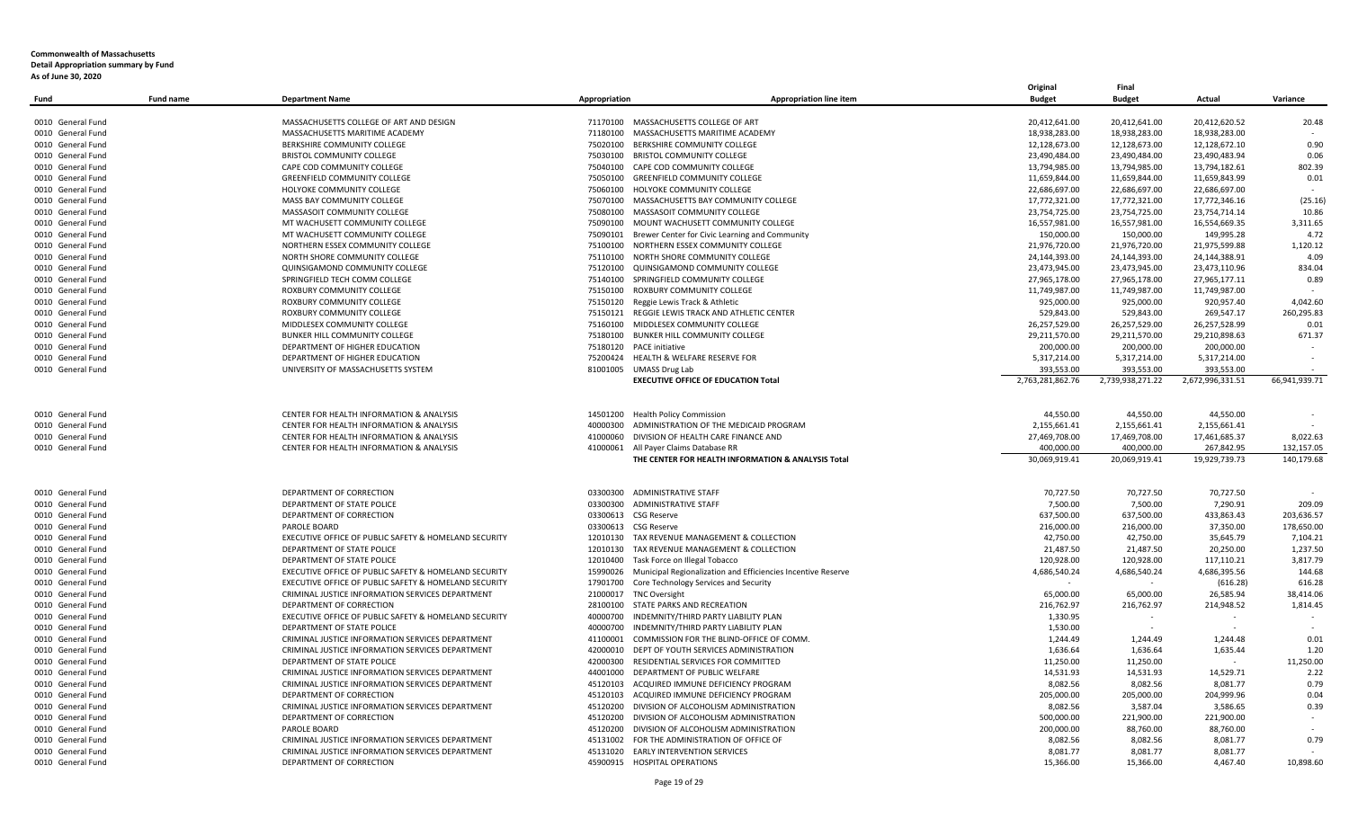**Commonwealth of Massachusetts**
**Detail Appropriation summary by Fund**
**As of June 30, 2020**

| Fund | Fund name | Department Name | Appropriation | Appropriation line item | Original Budget | Final Budget | Actual | Variance |
|---|---|---|---|---|---|---|---|---|
| 0010 | General Fund | MASSACHUSETTS COLLEGE OF ART AND DESIGN | 71170100 | MASSACHUSETTS COLLEGE OF ART | 20,412,641.00 | 20,412,641.00 | 20,412,620.52 | 20.48 |
| 0010 | General Fund | MASSACHUSETTS MARITIME ACADEMY | 71180100 | MASSACHUSETTS MARITIME ACADEMY | 18,938,283.00 | 18,938,283.00 | 18,938,283.00 | - |
| 0010 | General Fund | BERKSHIRE COMMUNITY COLLEGE | 75020100 | BERKSHIRE COMMUNITY COLLEGE | 12,128,673.00 | 12,128,673.00 | 12,128,672.10 | 0.90 |
| 0010 | General Fund | BRISTOL COMMUNITY COLLEGE | 75030100 | BRISTOL COMMUNITY COLLEGE | 23,490,484.00 | 23,490,484.00 | 23,490,483.94 | 0.06 |
| 0010 | General Fund | CAPE COD COMMUNITY COLLEGE | 75040100 | CAPE COD COMMUNITY COLLEGE | 13,794,985.00 | 13,794,985.00 | 13,794,182.61 | 802.39 |
| 0010 | General Fund | GREENFIELD COMMUNITY COLLEGE | 75050100 | GREENFIELD COMMUNITY COLLEGE | 11,659,844.00 | 11,659,844.00 | 11,659,843.99 | 0.01 |
| 0010 | General Fund | HOLYOKE COMMUNITY COLLEGE | 75060100 | HOLYOKE COMMUNITY COLLEGE | 22,686,697.00 | 22,686,697.00 | 22,686,697.00 | - |
| 0010 | General Fund | MASS BAY COMMUNITY COLLEGE | 75070100 | MASSACHUSETTS BAY COMMUNITY COLLEGE | 17,772,321.00 | 17,772,321.00 | 17,772,346.16 | (25.16) |
| 0010 | General Fund | MASSASOIT COMMUNITY COLLEGE | 75080100 | MASSASOIT COMMUNITY COLLEGE | 23,754,725.00 | 23,754,725.00 | 23,754,714.14 | 10.86 |
| 0010 | General Fund | MT WACHUSETT COMMUNITY COLLEGE | 75090100 | MOUNT WACHUSETT COMMUNITY COLLEGE | 16,557,981.00 | 16,557,981.00 | 16,554,669.35 | 3,311.65 |
| 0010 | General Fund | MT WACHUSETT COMMUNITY COLLEGE | 75090101 | Brewer Center for Civic Learning and Community | 150,000.00 | 150,000.00 | 149,995.28 | 4.72 |
| 0010 | General Fund | NORTHERN ESSEX COMMUNITY COLLEGE | 75100100 | NORTHERN ESSEX COMMUNITY COLLEGE | 21,976,720.00 | 21,976,720.00 | 21,975,599.88 | 1,120.12 |
| 0010 | General Fund | NORTH SHORE COMMUNITY COLLEGE | 75110100 | NORTH SHORE COMMUNITY COLLEGE | 24,144,393.00 | 24,144,393.00 | 24,144,388.91 | 4.09 |
| 0010 | General Fund | QUINSIGAMOND COMMUNITY COLLEGE | 75120100 | QUINSIGAMOND COMMUNITY COLLEGE | 23,473,945.00 | 23,473,945.00 | 23,473,110.96 | 834.04 |
| 0010 | General Fund | SPRINGFIELD TECH COMM COLLEGE | 75140100 | SPRINGFIELD COMMUNITY COLLEGE | 27,965,178.00 | 27,965,178.00 | 27,965,177.11 | 0.89 |
| 0010 | General Fund | ROXBURY COMMUNITY COLLEGE | 75150100 | ROXBURY COMMUNITY COLLEGE | 11,749,987.00 | 11,749,987.00 | 11,749,987.00 | - |
| 0010 | General Fund | ROXBURY COMMUNITY COLLEGE | 75150120 | Reggie Lewis Track & Athletic | 925,000.00 | 925,000.00 | 920,957.40 | 4,042.60 |
| 0010 | General Fund | ROXBURY COMMUNITY COLLEGE | 75150121 | REGGIE LEWIS TRACK AND ATHLETIC CENTER | 529,843.00 | 529,843.00 | 269,547.17 | 260,295.83 |
| 0010 | General Fund | MIDDLESEX COMMUNITY COLLEGE | 75160100 | MIDDLESEX COMMUNITY COLLEGE | 26,257,529.00 | 26,257,529.00 | 26,257,528.99 | 0.01 |
| 0010 | General Fund | BUNKER HILL COMMUNITY COLLEGE | 75180100 | BUNKER HILL COMMUNITY COLLEGE | 29,211,570.00 | 29,211,570.00 | 29,210,898.63 | 671.37 |
| 0010 | General Fund | DEPARTMENT OF HIGHER EDUCATION | 75180120 | PACE initiative | 200,000.00 | 200,000.00 | 200,000.00 | - |
| 0010 | General Fund | DEPARTMENT OF HIGHER EDUCATION | 75200424 | HEALTH & WELFARE RESERVE FOR | 5,317,214.00 | 5,317,214.00 | 5,317,214.00 | - |
| 0010 | General Fund | UNIVERSITY OF MASSACHUSETTS SYSTEM | 81001005 | UMASS Drug Lab | 393,553.00 | 393,553.00 | 393,553.00 | - |
| | | | | **EXECUTIVE OFFICE OF EDUCATION Total** | 2,763,281,862.76 | 2,739,938,271.22 | 2,672,996,331.51 | 66,941,939.71 |
| | | | | | | | | |
| 0010 | General Fund | CENTER FOR HEALTH INFORMATION & ANALYSIS | 14501200 | Health Policy Commission | 44,550.00 | 44,550.00 | 44,550.00 | - |
| 0010 | General Fund | CENTER FOR HEALTH INFORMATION & ANALYSIS | 40000300 | ADMINISTRATION OF THE MEDICAID PROGRAM | 2,155,661.41 | 2,155,661.41 | 2,155,661.41 | - |
| 0010 | General Fund | CENTER FOR HEALTH INFORMATION & ANALYSIS | 41000060 | DIVISION OF HEALTH CARE FINANCE AND | 27,469,708.00 | 17,469,708.00 | 17,461,685.37 | 8,022.63 |
| 0010 | General Fund | CENTER FOR HEALTH INFORMATION & ANALYSIS | 41000061 | All Payer Claims Database RR | 400,000.00 | 400,000.00 | 267,842.95 | 132,157.05 |
| | | | | **THE CENTER FOR HEALTH INFORMATION & ANALYSIS Total** | 30,069,919.41 | 20,069,919.41 | 19,929,739.73 | 140,179.68 |
| | | | | | | | | |
| 0010 | General Fund | DEPARTMENT OF CORRECTION | 03300300 | ADMINISTRATIVE STAFF | 70,727.50 | 70,727.50 | 70,727.50 | - |
| 0010 | General Fund | DEPARTMENT OF STATE POLICE | 03300300 | ADMINISTRATIVE STAFF | 7,500.00 | 7,500.00 | 7,290.91 | 209.09 |
| 0010 | General Fund | DEPARTMENT OF CORRECTION | 03300613 | CSG Reserve | 637,500.00 | 637,500.00 | 433,863.43 | 203,636.57 |
| 0010 | General Fund | PAROLE BOARD | 03300613 | CSG Reserve | 216,000.00 | 216,000.00 | 37,350.00 | 178,650.00 |
| 0010 | General Fund | EXECUTIVE OFFICE OF PUBLIC SAFETY & HOMELAND SECURITY | 12010130 | TAX REVENUE MANAGEMENT & COLLECTION | 42,750.00 | 42,750.00 | 35,645.79 | 7,104.21 |
| 0010 | General Fund | DEPARTMENT OF STATE POLICE | 12010130 | TAX REVENUE MANAGEMENT & COLLECTION | 21,487.50 | 21,487.50 | 20,250.00 | 1,237.50 |
| 0010 | General Fund | DEPARTMENT OF STATE POLICE | 12010400 | Task Force on Illegal Tobacco | 120,928.00 | 120,928.00 | 117,110.21 | 3,817.79 |
| 0010 | General Fund | EXECUTIVE OFFICE OF PUBLIC SAFETY & HOMELAND SECURITY | 15990026 | Municipal Regionalization and Efficiencies Incentive Reserve | 4,686,540.24 | 4,686,540.24 | 4,686,395.56 | 144.68 |
| 0010 | General Fund | EXECUTIVE OFFICE OF PUBLIC SAFETY & HOMELAND SECURITY | 17901700 | Core Technology Services and Security | - | - | (616.28) | 616.28 |
| 0010 | General Fund | CRIMINAL JUSTICE INFORMATION SERVICES DEPARTMENT | 21000017 | TNC Oversight | 65,000.00 | 65,000.00 | 26,585.94 | 38,414.06 |
| 0010 | General Fund | DEPARTMENT OF CORRECTION | 28100100 | STATE PARKS AND RECREATION | 216,762.97 | 216,762.97 | 214,948.52 | 1,814.45 |
| 0010 | General Fund | EXECUTIVE OFFICE OF PUBLIC SAFETY & HOMELAND SECURITY | 40000700 | INDEMNITY/THIRD PARTY LIABILITY PLAN | 1,330.95 | - | - | - |
| 0010 | General Fund | DEPARTMENT OF STATE POLICE | 40000700 | INDEMNITY/THIRD PARTY LIABILITY PLAN | 1,530.00 | - | - | - |
| 0010 | General Fund | CRIMINAL JUSTICE INFORMATION SERVICES DEPARTMENT | 41100001 | COMMISSION FOR THE BLIND-OFFICE OF COMM. | 1,244.49 | 1,244.49 | 1,244.48 | 0.01 |
| 0010 | General Fund | CRIMINAL JUSTICE INFORMATION SERVICES DEPARTMENT | 42000010 | DEPT OF YOUTH SERVICES ADMINISTRATION | 1,636.64 | 1,636.64 | 1,635.44 | 1.20 |
| 0010 | General Fund | DEPARTMENT OF STATE POLICE | 42000300 | RESIDENTIAL SERVICES FOR COMMITTED | 11,250.00 | 11,250.00 | - | 11,250.00 |
| 0010 | General Fund | CRIMINAL JUSTICE INFORMATION SERVICES DEPARTMENT | 44001000 | DEPARTMENT OF PUBLIC WELFARE | 14,531.93 | 14,531.93 | 14,529.71 | 2.22 |
| 0010 | General Fund | CRIMINAL JUSTICE INFORMATION SERVICES DEPARTMENT | 45120103 | ACQUIRED IMMUNE DEFICIENCY PROGRAM | 8,082.56 | 8,082.56 | 8,081.77 | 0.79 |
| 0010 | General Fund | DEPARTMENT OF CORRECTION | 45120103 | ACQUIRED IMMUNE DEFICIENCY PROGRAM | 205,000.00 | 205,000.00 | 204,999.96 | 0.04 |
| 0010 | General Fund | CRIMINAL JUSTICE INFORMATION SERVICES DEPARTMENT | 45120200 | DIVISION OF ALCOHOLISM ADMINISTRATION | 8,082.56 | 3,587.04 | 3,586.65 | 0.39 |
| 0010 | General Fund | DEPARTMENT OF CORRECTION | 45120200 | DIVISION OF ALCOHOLISM ADMINISTRATION | 500,000.00 | 221,900.00 | 221,900.00 | - |
| 0010 | General Fund | PAROLE BOARD | 45120200 | DIVISION OF ALCOHOLISM ADMINISTRATION | 200,000.00 | 88,760.00 | 88,760.00 | - |
| 0010 | General Fund | CRIMINAL JUSTICE INFORMATION SERVICES DEPARTMENT | 45131002 | FOR THE ADMINISTRATION OF OFFICE OF | 8,082.56 | 8,082.56 | 8,081.77 | 0.79 |
| 0010 | General Fund | CRIMINAL JUSTICE INFORMATION SERVICES DEPARTMENT | 45131020 | EARLY INTERVENTION SERVICES | 8,081.77 | 8,081.77 | 8,081.77 | - |
| 0010 | General Fund | DEPARTMENT OF CORRECTION | 45900915 | HOSPITAL OPERATIONS | 15,366.00 | 15,366.00 | 4,467.40 | 10,898.60 |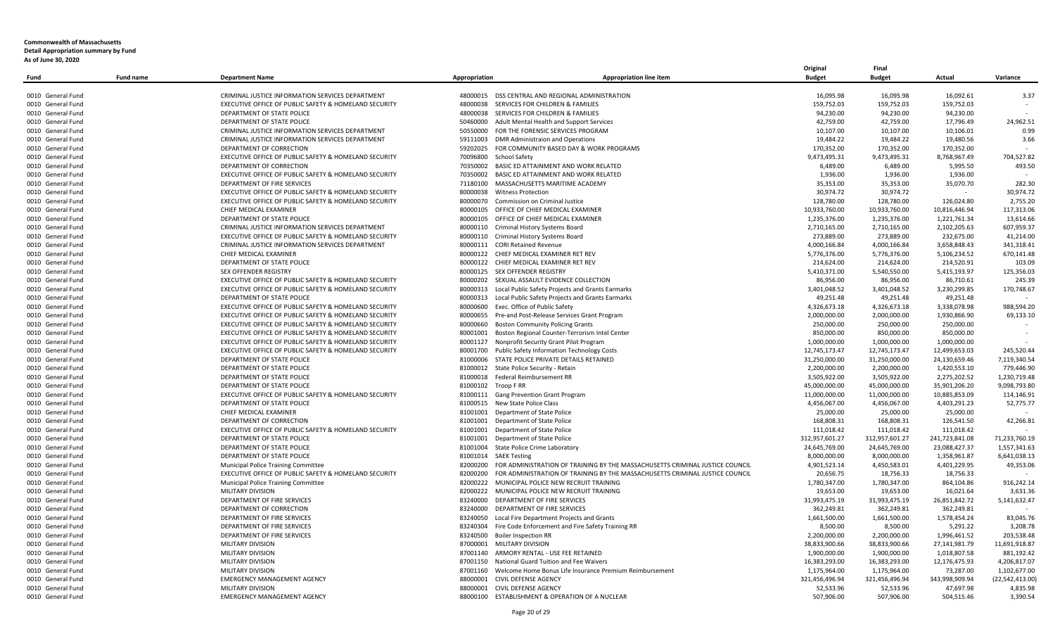**Commonwealth of Massachusetts**
**Detail Appropriation summary by Fund**
**As of June 30, 2020**

| Fund | Fund name | Department Name | Appropriation | Appropriation line item | Original Budget | Final Budget | Actual | Variance |
|---|---|---|---|---|---|---|---|---|
| 0010 | General Fund | CRIMINAL JUSTICE INFORMATION SERVICES DEPARTMENT | 48000015 | DSS CENTRAL AND REGIONAL ADMINISTRATION | 16,095.98 | 16,095.98 | 16,092.61 | 3.37 |
| 0010 | General Fund | EXECUTIVE OFFICE OF PUBLIC SAFETY & HOMELAND SECURITY | 48000038 | SERVICES FOR CHILDREN & FAMILIES | 159,752.03 | 159,752.03 | 159,752.03 | - |
| 0010 | General Fund | DEPARTMENT OF STATE POLICE | 48000038 | SERVICES FOR CHILDREN & FAMILIES | 94,230.00 | 94,230.00 | 94,230.00 | - |
| 0010 | General Fund | DEPARTMENT OF STATE POLICE | 50460000 | Adult Mental Health and Support Services | 42,759.00 | 42,759.00 | 17,796.49 | 24,962.51 |
| 0010 | General Fund | CRIMINAL JUSTICE INFORMATION SERVICES DEPARTMENT | 50550000 | FOR THE FORENSIC SERVICES PROGRAM | 10,107.00 | 10,107.00 | 10,106.01 | 0.99 |
| 0010 | General Fund | CRIMINAL JUSTICE INFORMATION SERVICES DEPARTMENT | 59111003 | DMR Administraion and Operations | 19,484.22 | 19,484.22 | 19,480.56 | 3.66 |
| 0010 | General Fund | DEPARTMENT OF CORRECTION | 59202025 | FOR COMMUNITY BASED DAY & WORK PROGRAMS | 170,352.00 | 170,352.00 | 170,352.00 | - |
| 0010 | General Fund | EXECUTIVE OFFICE OF PUBLIC SAFETY & HOMELAND SECURITY | 70096800 | School Safety | 9,473,495.31 | 9,473,495.31 | 8,768,967.49 | 704,527.82 |
| 0010 | General Fund | DEPARTMENT OF CORRECTION | 70350002 | BASIC ED ATTAINMENT AND WORK RELATED | 6,489.00 | 6,489.00 | 5,995.50 | 493.50 |
| 0010 | General Fund | EXECUTIVE OFFICE OF PUBLIC SAFETY & HOMELAND SECURITY | 70350002 | BASIC ED ATTAINMENT AND WORK RELATED | 1,936.00 | 1,936.00 | 1,936.00 | - |
| 0010 | General Fund | DEPARTMENT OF FIRE SERVICES | 71180100 | MASSACHUSETTS MARITIME ACADEMY | 35,353.00 | 35,353.00 | 35,070.70 | 282.30 |
| 0010 | General Fund | EXECUTIVE OFFICE OF PUBLIC SAFETY & HOMELAND SECURITY | 80000038 | Witness Protection | 30,974.72 | 30,974.72 | - | 30,974.72 |
| 0010 | General Fund | EXECUTIVE OFFICE OF PUBLIC SAFETY & HOMELAND SECURITY | 80000070 | Commission on Criminal Justice | 128,780.00 | 128,780.00 | 126,024.80 | 2,755.20 |
| 0010 | General Fund | CHIEF MEDICAL EXAMINER | 80000105 | OFFICE OF CHIEF MEDICAL EXAMINER | 10,933,760.00 | 10,933,760.00 | 10,816,446.94 | 117,313.06 |
| 0010 | General Fund | DEPARTMENT OF STATE POLICE | 80000105 | OFFICE OF CHIEF MEDICAL EXAMINER | 1,235,376.00 | 1,235,376.00 | 1,221,761.34 | 13,614.66 |
| 0010 | General Fund | CRIMINAL JUSTICE INFORMATION SERVICES DEPARTMENT | 80000110 | Criminal History Systems Board | 2,710,165.00 | 2,710,165.00 | 2,102,205.63 | 607,959.37 |
| 0010 | General Fund | EXECUTIVE OFFICE OF PUBLIC SAFETY & HOMELAND SECURITY | 80000110 | Criminal History Systems Board | 273,889.00 | 273,889.00 | 232,675.00 | 41,214.00 |
| 0010 | General Fund | CRIMINAL JUSTICE INFORMATION SERVICES DEPARTMENT | 80000111 | CORI Retained Revenue | 4,000,166.84 | 4,000,166.84 | 3,658,848.43 | 341,318.41 |
| 0010 | General Fund | CHIEF MEDICAL EXAMINER | 80000122 | CHIEF MEDICAL EXAMINER RET REV | 5,776,376.00 | 5,776,376.00 | 5,106,234.52 | 670,141.48 |
| 0010 | General Fund | DEPARTMENT OF STATE POLICE | 80000122 | CHIEF MEDICAL EXAMINER RET REV | 214,624.00 | 214,624.00 | 214,520.91 | 103.09 |
| 0010 | General Fund | SEX OFFENDER REGISTRY | 80000125 | SEX OFFENDER REGISTRY | 5,410,371.00 | 5,540,550.00 | 5,415,193.97 | 125,356.03 |
| 0010 | General Fund | EXECUTIVE OFFICE OF PUBLIC SAFETY & HOMELAND SECURITY | 80000202 | SEXUAL ASSAULT EVIDENCE COLLECTION | 86,956.00 | 86,956.00 | 86,710.61 | 245.39 |
| 0010 | General Fund | EXECUTIVE OFFICE OF PUBLIC SAFETY & HOMELAND SECURITY | 80000313 | Local Public Safety Projects and Grants Earmarks | 3,401,048.52 | 3,401,048.52 | 3,230,299.85 | 170,748.67 |
| 0010 | General Fund | DEPARTMENT OF STATE POLICE | 80000313 | Local Public Safety Projects and Grants Earmarks | 49,251.48 | 49,251.48 | 49,251.48 | - |
| 0010 | General Fund | EXECUTIVE OFFICE OF PUBLIC SAFETY & HOMELAND SECURITY | 80000600 | Exec. Office of Public Safety | 4,326,673.18 | 4,326,673.18 | 3,338,078.98 | 988,594.20 |
| 0010 | General Fund | EXECUTIVE OFFICE OF PUBLIC SAFETY & HOMELAND SECURITY | 80000655 | Pre-and Post-Release Services Grant Program | 2,000,000.00 | 2,000,000.00 | 1,930,866.90 | 69,133.10 |
| 0010 | General Fund | EXECUTIVE OFFICE OF PUBLIC SAFETY & HOMELAND SECURITY | 80000660 | Boston Community Policing Grants | 250,000.00 | 250,000.00 | 250,000.00 | - |
| 0010 | General Fund | EXECUTIVE OFFICE OF PUBLIC SAFETY & HOMELAND SECURITY | 80001001 | Boston Regional Counter-Terrorism Intel Center | 850,000.00 | 850,000.00 | 850,000.00 | - |
| 0010 | General Fund | EXECUTIVE OFFICE OF PUBLIC SAFETY & HOMELAND SECURITY | 80001127 | Nonprofit Security Grant Pilot Program | 1,000,000.00 | 1,000,000.00 | 1,000,000.00 | - |
| 0010 | General Fund | EXECUTIVE OFFICE OF PUBLIC SAFETY & HOMELAND SECURITY | 80001700 | Public Safety Information Technology Costs | 12,745,173.47 | 12,745,173.47 | 12,499,653.03 | 245,520.44 |
| 0010 | General Fund | DEPARTMENT OF STATE POLICE | 81000006 | STATE POLICE PRIVATE DETAILS RETAINED | 31,250,000.00 | 31,250,000.00 | 24,130,659.46 | 7,119,340.54 |
| 0010 | General Fund | DEPARTMENT OF STATE POLICE | 81000012 | State Police Security - Retain | 2,200,000.00 | 2,200,000.00 | 1,420,553.10 | 779,446.90 |
| 0010 | General Fund | DEPARTMENT OF STATE POLICE | 81000018 | Federal Reimbursement RR | 3,505,922.00 | 3,505,922.00 | 2,275,202.52 | 1,230,719.48 |
| 0010 | General Fund | DEPARTMENT OF STATE POLICE | 81000102 | Troop F RR | 45,000,000.00 | 45,000,000.00 | 35,901,206.20 | 9,098,793.80 |
| 0010 | General Fund | EXECUTIVE OFFICE OF PUBLIC SAFETY & HOMELAND SECURITY | 81000111 | Gang Prevention Grant Program | 11,000,000.00 | 11,000,000.00 | 10,885,853.09 | 114,146.91 |
| 0010 | General Fund | DEPARTMENT OF STATE POLICE | 81000515 | New State Police Class | 4,456,067.00 | 4,456,067.00 | 4,403,291.23 | 52,775.77 |
| 0010 | General Fund | CHIEF MEDICAL EXAMINER | 81001001 | Department of State Police | 25,000.00 | 25,000.00 | 25,000.00 | - |
| 0010 | General Fund | DEPARTMENT OF CORRECTION | 81001001 | Department of State Police | 168,808.31 | 168,808.31 | 126,541.50 | 42,266.81 |
| 0010 | General Fund | EXECUTIVE OFFICE OF PUBLIC SAFETY & HOMELAND SECURITY | 81001001 | Department of State Police | 111,018.42 | 111,018.42 | 111,018.42 | - |
| 0010 | General Fund | DEPARTMENT OF STATE POLICE | 81001001 | Department of State Police | 312,957,601.27 | 312,957,601.27 | 241,723,841.08 | 71,233,760.19 |
| 0010 | General Fund | DEPARTMENT OF STATE POLICE | 81001004 | State Police Crime Laboratory | 24,645,769.00 | 24,645,769.00 | 23,088,427.37 | 1,557,341.63 |
| 0010 | General Fund | DEPARTMENT OF STATE POLICE | 81001014 | SAEK Testing | 8,000,000.00 | 8,000,000.00 | 1,358,961.87 | 6,641,038.13 |
| 0010 | General Fund | Municipal Police Training Committee | 82000200 | FOR ADMINISTRATION OF TRAINING BY THE MASSACHUSETTS CRIMINAL JUSTICE COUNCIL | 4,901,523.14 | 4,450,583.01 | 4,401,229.95 | 49,353.06 |
| 0010 | General Fund | EXECUTIVE OFFICE OF PUBLIC SAFETY & HOMELAND SECURITY | 82000200 | FOR ADMINISTRATION OF TRAINING BY THE MASSACHUSETTS CRIMINAL JUSTICE COUNCIL | 20,656.75 | 18,756.33 | 18,756.33 | - |
| 0010 | General Fund | Municipal Police Training Committee | 82000222 | MUNICIPAL POLICE NEW RECRUIT TRAINING | 1,780,347.00 | 1,780,347.00 | 864,104.86 | 916,242.14 |
| 0010 | General Fund | MILITARY DIVISION | 82000222 | MUNICIPAL POLICE NEW RECRUIT TRAINING | 19,653.00 | 19,653.00 | 16,021.64 | 3,631.36 |
| 0010 | General Fund | DEPARTMENT OF FIRE SERVICES | 83240000 | DEPARTMENT OF FIRE SERVICES | 31,993,475.19 | 31,993,475.19 | 26,851,842.72 | 5,141,632.47 |
| 0010 | General Fund | DEPARTMENT OF CORRECTION | 83240000 | DEPARTMENT OF FIRE SERVICES | 362,249.81 | 362,249.81 | 362,249.81 | - |
| 0010 | General Fund | DEPARTMENT OF FIRE SERVICES | 83240050 | Local Fire Department Projects and Grants | 1,661,500.00 | 1,661,500.00 | 1,578,454.24 | 83,045.76 |
| 0010 | General Fund | DEPARTMENT OF FIRE SERVICES | 83240304 | Fire Code Enforcement and Fire Safety Training RR | 8,500.00 | 8,500.00 | 5,291.22 | 3,208.78 |
| 0010 | General Fund | DEPARTMENT OF FIRE SERVICES | 83240500 | Boiler Inspection RR | 2,200,000.00 | 2,200,000.00 | 1,996,461.52 | 203,538.48 |
| 0010 | General Fund | MILITARY DIVISION | 87000001 | MILITARY DIVISION | 38,833,900.66 | 38,833,900.66 | 27,141,981.79 | 11,691,918.87 |
| 0010 | General Fund | MILITARY DIVISION | 87001140 | ARMORY RENTAL - USE FEE RETAINED | 1,900,000.00 | 1,900,000.00 | 1,018,807.58 | 881,192.42 |
| 0010 | General Fund | MILITARY DIVISION | 87001150 | National Guard Tuition and Fee Waivers | 16,383,293.00 | 16,383,293.00 | 12,176,475.93 | 4,206,817.07 |
| 0010 | General Fund | MILITARY DIVISION | 87001160 | Welcome Home Bonus Life Insurance Premium Reimbursement | 1,175,964.00 | 1,175,964.00 | 73,287.00 | 1,102,677.00 |
| 0010 | General Fund | EMERGENCY MANAGEMENT AGENCY | 88000001 | CIVIL DEFENSE AGENCY | 321,456,496.94 | 321,456,496.94 | 343,998,909.94 | (22,542,413.00) |
| 0010 | General Fund | MILITARY DIVISION | 88000001 | CIVIL DEFENSE AGENCY | 52,533.96 | 52,533.96 | 47,697.98 | 4,835.98 |
| 0010 | General Fund | EMERGENCY MANAGEMENT AGENCY | 88000100 | ESTABLISHMENT & OPERATION OF A NUCLEAR | 507,906.00 | 507,906.00 | 504,515.46 | 3,390.54 |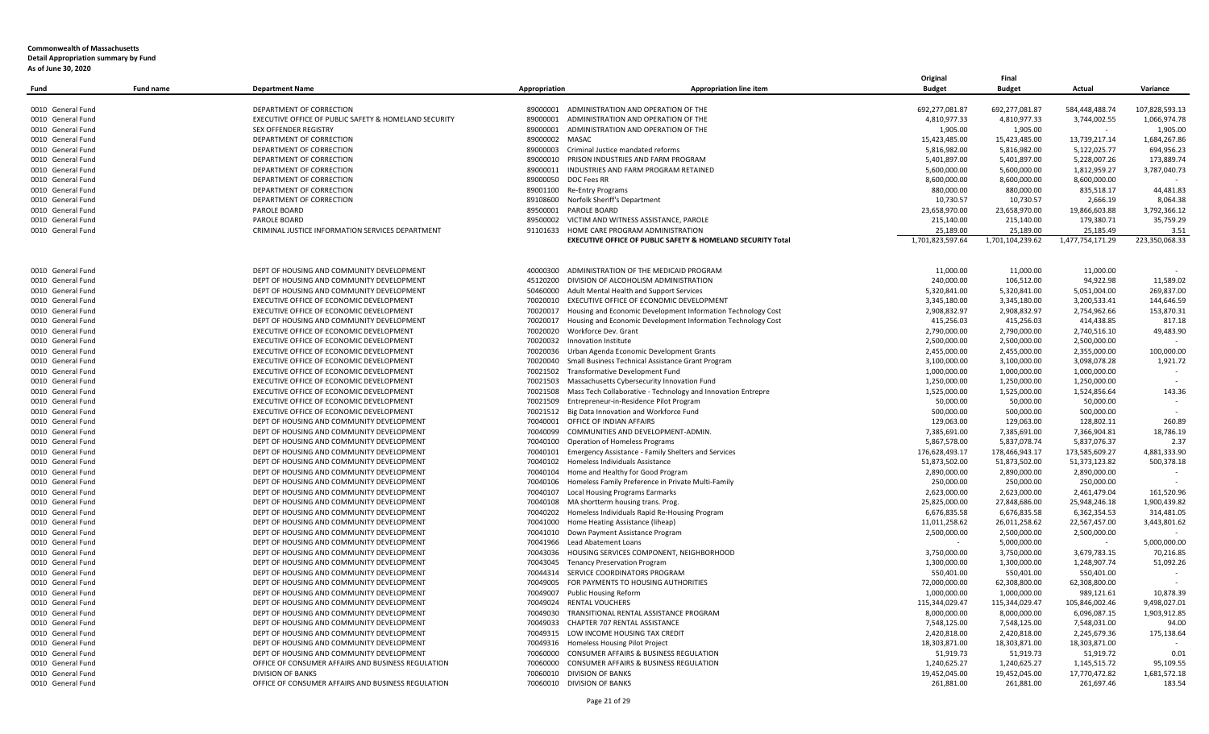**Commonwealth of Massachusetts**
**Detail Appropriation summary by Fund**
**As of June 30, 2020**

| Fund | Fund name | Department Name | Appropriation | Appropriation line item | Original Budget | Final Budget | Actual | Variance |
|---|---|---|---|---|---|---|---|---|
| 0010 General Fund | | DEPARTMENT OF CORRECTION | 89000001 | ADMINISTRATION AND OPERATION OF THE | 692,277,081.87 | 692,277,081.87 | 584,448,488.74 | 107,828,593.13 |
| 0010 General Fund | | EXECUTIVE OFFICE OF PUBLIC SAFETY & HOMELAND SECURITY | 89000001 | ADMINISTRATION AND OPERATION OF THE | 4,810,977.33 | 4,810,977.33 | 3,744,002.55 | 1,066,974.78 |
| 0010 General Fund | | SEX OFFENDER REGISTRY | 89000001 | ADMINISTRATION AND OPERATION OF THE | 1,905.00 | 1,905.00 | - | 1,905.00 |
| 0010 General Fund | | DEPARTMENT OF CORRECTION | 89000002 | MASAC | 15,423,485.00 | 15,423,485.00 | 13,739,217.14 | 1,684,267.86 |
| 0010 General Fund | | DEPARTMENT OF CORRECTION | 89000003 | Criminal Justice mandated reforms | 5,816,982.00 | 5,816,982.00 | 5,122,025.77 | 694,956.23 |
| 0010 General Fund | | DEPARTMENT OF CORRECTION | 89000010 | PRISON INDUSTRIES AND FARM PROGRAM | 5,401,897.00 | 5,401,897.00 | 5,228,007.26 | 173,889.74 |
| 0010 General Fund | | DEPARTMENT OF CORRECTION | 89000011 | INDUSTRIES AND FARM PROGRAM RETAINED | 5,600,000.00 | 5,600,000.00 | 1,812,959.27 | 3,787,040.73 |
| 0010 General Fund | | DEPARTMENT OF CORRECTION | 89000050 | DOC Fees RR | 8,600,000.00 | 8,600,000.00 | 8,600,000.00 | - |
| 0010 General Fund | | DEPARTMENT OF CORRECTION | 89001100 | Re-Entry Programs | 880,000.00 | 880,000.00 | 835,518.17 | 44,481.83 |
| 0010 General Fund | | DEPARTMENT OF CORRECTION | 89108600 | Norfolk Sheriff's Department | 10,730.57 | 10,730.57 | 2,666.19 | 8,064.38 |
| 0010 General Fund | | PAROLE BOARD | 89500001 | PAROLE BOARD | 23,658,970.00 | 23,658,970.00 | 19,866,603.88 | 3,792,366.12 |
| 0010 General Fund | | PAROLE BOARD | 89500002 | VICTIM AND WITNESS ASSISTANCE, PAROLE | 215,140.00 | 215,140.00 | 179,380.71 | 35,759.29 |
| 0010 General Fund | | CRIMINAL JUSTICE INFORMATION SERVICES DEPARTMENT | 91101633 | HOME CARE PROGRAM ADMINISTRATION | 25,189.00 | 25,189.00 | 25,185.49 | 3.51 |
| | | | | **EXECUTIVE OFFICE OF PUBLIC SAFETY & HOMELAND SECURITY Total** | **1,701,823,597.64** | **1,701,104,239.62** | **1,477,754,171.29** | **223,350,068.33** |
| 0010 General Fund | | DEPT OF HOUSING AND COMMUNITY DEVELOPMENT | 40000300 | ADMINISTRATION OF THE MEDICAID PROGRAM | 11,000.00 | 11,000.00 | 11,000.00 | - |
| 0010 General Fund | | DEPT OF HOUSING AND COMMUNITY DEVELOPMENT | 45120200 | DIVISION OF ALCOHOLISM ADMINISTRATION | 240,000.00 | 106,512.00 | 94,922.98 | 11,589.02 |
| 0010 General Fund | | DEPT OF HOUSING AND COMMUNITY DEVELOPMENT | 50460000 | Adult Mental Health and Support Services | 5,320,841.00 | 5,320,841.00 | 5,051,004.00 | 269,837.00 |
| 0010 General Fund | | EXECUTIVE OFFICE OF ECONOMIC DEVELOPMENT | 70020010 | EXECUTIVE OFFICE OF ECONOMIC DEVELOPMENT | 3,345,180.00 | 3,345,180.00 | 3,200,533.41 | 144,646.59 |
| 0010 General Fund | | EXECUTIVE OFFICE OF ECONOMIC DEVELOPMENT | 70020017 | Housing and Economic Development Information Technology Cost | 2,908,832.97 | 2,908,832.97 | 2,754,962.66 | 153,870.31 |
| 0010 General Fund | | DEPT OF HOUSING AND COMMUNITY DEVELOPMENT | 70020017 | Housing and Economic Development Information Technology Cost | 415,256.03 | 415,256.03 | 414,438.85 | 817.18 |
| 0010 General Fund | | EXECUTIVE OFFICE OF ECONOMIC DEVELOPMENT | 70020020 | Workforce Dev. Grant | 2,790,000.00 | 2,790,000.00 | 2,740,516.10 | 49,483.90 |
| 0010 General Fund | | EXECUTIVE OFFICE OF ECONOMIC DEVELOPMENT | 70020032 | Innovation Institute | 2,500,000.00 | 2,500,000.00 | 2,500,000.00 | - |
| 0010 General Fund | | EXECUTIVE OFFICE OF ECONOMIC DEVELOPMENT | 70020036 | Urban Agenda Economic Development Grants | 2,455,000.00 | 2,455,000.00 | 2,355,000.00 | 100,000.00 |
| 0010 General Fund | | EXECUTIVE OFFICE OF ECONOMIC DEVELOPMENT | 70020040 | Small Business Technical Assistance Grant Program | 3,100,000.00 | 3,100,000.00 | 3,098,078.28 | 1,921.72 |
| 0010 General Fund | | EXECUTIVE OFFICE OF ECONOMIC DEVELOPMENT | 70021502 | Transformative Development Fund | 1,000,000.00 | 1,000,000.00 | 1,000,000.00 | - |
| 0010 General Fund | | EXECUTIVE OFFICE OF ECONOMIC DEVELOPMENT | 70021503 | Massachusetts Cybersecurity Innovation Fund | 1,250,000.00 | 1,250,000.00 | 1,250,000.00 | - |
| 0010 General Fund | | EXECUTIVE OFFICE OF ECONOMIC DEVELOPMENT | 70021508 | Mass Tech Collaborative - Technology and Innovation Entrepre | 1,525,000.00 | 1,525,000.00 | 1,524,856.64 | 143.36 |
| 0010 General Fund | | EXECUTIVE OFFICE OF ECONOMIC DEVELOPMENT | 70021509 | Entrepreneur-in-Residence Pilot Program | 50,000.00 | 50,000.00 | 50,000.00 | - |
| 0010 General Fund | | EXECUTIVE OFFICE OF ECONOMIC DEVELOPMENT | 70021512 | Big Data Innovation and Workforce Fund | 500,000.00 | 500,000.00 | 500,000.00 | - |
| 0010 General Fund | | DEPT OF HOUSING AND COMMUNITY DEVELOPMENT | 70040001 | OFFICE OF INDIAN AFFAIRS | 129,063.00 | 129,063.00 | 128,802.11 | 260.89 |
| 0010 General Fund | | DEPT OF HOUSING AND COMMUNITY DEVELOPMENT | 70040099 | COMMUNITIES AND DEVELOPMENT-ADMIN. | 7,385,691.00 | 7,385,691.00 | 7,366,904.81 | 18,786.19 |
| 0010 General Fund | | DEPT OF HOUSING AND COMMUNITY DEVELOPMENT | 70040100 | Operation of Homeless Programs | 5,867,578.00 | 5,837,078.74 | 5,837,076.37 | 2.37 |
| 0010 General Fund | | DEPT OF HOUSING AND COMMUNITY DEVELOPMENT | 70040101 | Emergency Assistance - Family Shelters and Services | 176,628,493.17 | 178,466,943.17 | 173,585,609.27 | 4,881,333.90 |
| 0010 General Fund | | DEPT OF HOUSING AND COMMUNITY DEVELOPMENT | 70040102 | Homeless Individuals Assistance | 51,873,502.00 | 51,873,502.00 | 51,373,123.82 | 500,378.18 |
| 0010 General Fund | | DEPT OF HOUSING AND COMMUNITY DEVELOPMENT | 70040104 | Home and Healthy for Good Program | 2,890,000.00 | 2,890,000.00 | 2,890,000.00 | - |
| 0010 General Fund | | DEPT OF HOUSING AND COMMUNITY DEVELOPMENT | 70040106 | Homeless Family Preference in Private Multi-Family | 250,000.00 | 250,000.00 | 250,000.00 | - |
| 0010 General Fund | | DEPT OF HOUSING AND COMMUNITY DEVELOPMENT | 70040107 | Local Housing Programs Earmarks | 2,623,000.00 | 2,623,000.00 | 2,461,479.04 | 161,520.96 |
| 0010 General Fund | | DEPT OF HOUSING AND COMMUNITY DEVELOPMENT | 70040108 | MA shortterm housing trans. Prog. | 25,825,000.00 | 27,848,686.00 | 25,948,246.18 | 1,900,439.82 |
| 0010 General Fund | | DEPT OF HOUSING AND COMMUNITY DEVELOPMENT | 70040202 | Homeless Individuals Rapid Re-Housing Program | 6,676,835.58 | 6,676,835.58 | 6,362,354.53 | 314,481.05 |
| 0010 General Fund | | DEPT OF HOUSING AND COMMUNITY DEVELOPMENT | 70041000 | Home Heating Assistance (liheap) | 11,011,258.62 | 26,011,258.62 | 22,567,457.00 | 3,443,801.62 |
| 0010 General Fund | | DEPT OF HOUSING AND COMMUNITY DEVELOPMENT | 70041010 | Down Payment Assistance Program | 2,500,000.00 | 2,500,000.00 | 2,500,000.00 | - |
| 0010 General Fund | | DEPT OF HOUSING AND COMMUNITY DEVELOPMENT | 70041966 | Lead Abatement Loans | - | 5,000,000.00 | - | 5,000,000.00 |
| 0010 General Fund | | DEPT OF HOUSING AND COMMUNITY DEVELOPMENT | 70043036 | HOUSING SERVICES COMPONENT, NEIGHBORHOOD | 3,750,000.00 | 3,750,000.00 | 3,679,783.15 | 70,216.85 |
| 0010 General Fund | | DEPT OF HOUSING AND COMMUNITY DEVELOPMENT | 70043045 | Tenancy Preservation Program | 1,300,000.00 | 1,300,000.00 | 1,248,907.74 | 51,092.26 |
| 0010 General Fund | | DEPT OF HOUSING AND COMMUNITY DEVELOPMENT | 70044314 | SERVICE COORDINATORS PROGRAM | 550,401.00 | 550,401.00 | 550,401.00 | - |
| 0010 General Fund | | DEPT OF HOUSING AND COMMUNITY DEVELOPMENT | 70049005 | FOR PAYMENTS TO HOUSING AUTHORITIES | 72,000,000.00 | 62,308,800.00 | 62,308,800.00 | - |
| 0010 General Fund | | DEPT OF HOUSING AND COMMUNITY DEVELOPMENT | 70049007 | Public Housing Reform | 1,000,000.00 | 1,000,000.00 | 989,121.61 | 10,878.39 |
| 0010 General Fund | | DEPT OF HOUSING AND COMMUNITY DEVELOPMENT | 70049024 | RENTAL VOUCHERS | 115,344,029.47 | 115,344,029.47 | 105,846,002.46 | 9,498,027.01 |
| 0010 General Fund | | DEPT OF HOUSING AND COMMUNITY DEVELOPMENT | 70049030 | TRANSITIONAL RENTAL ASSISTANCE PROGRAM | 8,000,000.00 | 8,000,000.00 | 6,096,087.15 | 1,903,912.85 |
| 0010 General Fund | | DEPT OF HOUSING AND COMMUNITY DEVELOPMENT | 70049033 | CHAPTER 707 RENTAL ASSISTANCE | 7,548,125.00 | 7,548,125.00 | 7,548,031.00 | 94.00 |
| 0010 General Fund | | DEPT OF HOUSING AND COMMUNITY DEVELOPMENT | 70049315 | LOW INCOME HOUSING TAX CREDIT | 2,420,818.00 | 2,420,818.00 | 2,245,679.36 | 175,138.64 |
| 0010 General Fund | | DEPT OF HOUSING AND COMMUNITY DEVELOPMENT | 70049316 | Homeless Housing Pilot Project | 18,303,871.00 | 18,303,871.00 | 18,303,871.00 | - |
| 0010 General Fund | | DEPT OF HOUSING AND COMMUNITY DEVELOPMENT | 70060000 | CONSUMER AFFAIRS & BUSINESS REGULATION | 51,919.73 | 51,919.73 | 51,919.72 | 0.01 |
| 0010 General Fund | | OFFICE OF CONSUMER AFFAIRS AND BUSINESS REGULATION | 70060000 | CONSUMER AFFAIRS & BUSINESS REGULATION | 1,240,625.27 | 1,240,625.27 | 1,145,515.72 | 95,109.55 |
| 0010 General Fund | | DIVISION OF BANKS | 70060010 | DIVISION OF BANKS | 19,452,045.00 | 19,452,045.00 | 17,770,472.82 | 1,681,572.18 |
| 0010 General Fund | | OFFICE OF CONSUMER AFFAIRS AND BUSINESS REGULATION | 70060010 | DIVISION OF BANKS | 261,881.00 | 261,881.00 | 261,697.46 | 183.54 |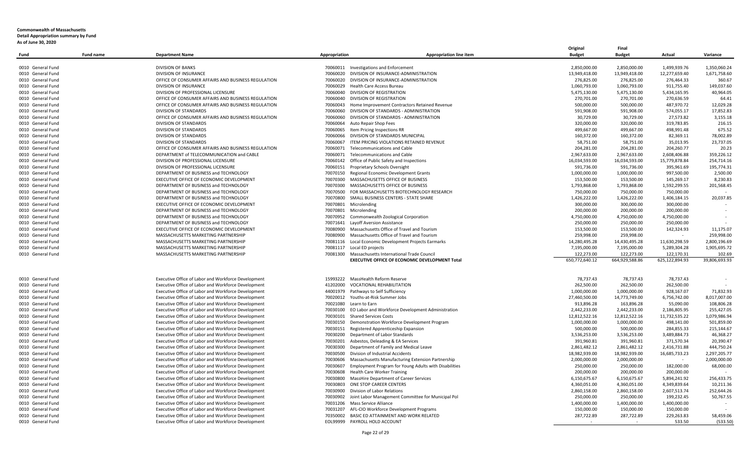**Commonwealth of Massachusetts**
**Detail Appropriation summary by Fund**
**As of June 30, 2020**

| Fund | Fund name | Department Name | Appropriation | Appropriation line item | Original Budget | Final Budget | Actual | Variance |
|---|---|---|---|---|---|---|---|---|
| 0010 | General Fund | DIVISION OF BANKS | 70060011 | Investigations and Enforcement | 2,850,000.00 | 2,850,000.00 | 1,499,939.76 | 1,350,060.24 |
| 0010 | General Fund | DIVISION OF INSURANCE | 70060020 | DIVISION OF INSURANCE-ADMINISTRATION | 13,949,418.00 | 13,949,418.00 | 12,277,659.40 | 1,671,758.60 |
| 0010 | General Fund | OFFICE OF CONSUMER AFFAIRS AND BUSINESS REGULATION | 70060020 | DIVISION OF INSURANCE-ADMINISTRATION | 276,825.00 | 276,825.00 | 276,464.33 | 360.67 |
| 0010 | General Fund | DIVISION OF INSURANCE | 70060029 | Health Care Access Bureau | 1,060,793.00 | 1,060,793.00 | 911,755.40 | 149,037.60 |
| 0010 | General Fund | DIVISION OF PROFESSIONAL LICENSURE | 70060040 | DIVISION OF REGISTRATION | 5,475,130.00 | 5,475,130.00 | 5,434,165.95 | 40,964.05 |
| 0010 | General Fund | OFFICE OF CONSUMER AFFAIRS AND BUSINESS REGULATION | 70060040 | DIVISION OF REGISTRATION | 270,701.00 | 270,701.00 | 270,636.59 | 64.41 |
| 0010 | General Fund | OFFICE OF CONSUMER AFFAIRS AND BUSINESS REGULATION | 70060043 | Home Improvement Contractors Retained Revenue | 500,000.00 | 500,000.00 | 487,970.72 | 12,029.28 |
| 0010 | General Fund | DIVISION OF STANDARDS | 70060060 | DIVISION OF STANDARDS - ADMINISTRATION | 591,908.00 | 591,908.00 | 574,055.17 | 17,852.83 |
| 0010 | General Fund | OFFICE OF CONSUMER AFFAIRS AND BUSINESS REGULATION | 70060060 | DIVISION OF STANDARDS - ADMINISTRATION | 30,729.00 | 30,729.00 | 27,573.82 | 3,155.18 |
| 0010 | General Fund | DIVISION OF STANDARDS | 70060064 | Auto Repair Shop Fees | 320,000.00 | 320,000.00 | 319,783.85 | 216.15 |
| 0010 | General Fund | DIVISION OF STANDARDS | 70060065 | Item Pricing Inspections RR | 499,667.00 | 499,667.00 | 498,991.48 | 675.52 |
| 0010 | General Fund | DIVISION OF STANDARDS | 70060066 | DIVISION OF STANDARDS MUNICIPAL | 160,372.00 | 160,372.00 | 82,369.11 | 78,002.89 |
| 0010 | General Fund | DIVISION OF STANDARDS | 70060067 | ITEM PRICING VIOLATIONS RETAINED REVENUE | 58,751.00 | 58,751.00 | 35,013.95 | 23,737.05 |
| 0010 | General Fund | OFFICE OF CONSUMER AFFAIRS AND BUSINESS REGULATION | 70060071 | Telecommunications and Cable | 204,281.00 | 204,281.00 | 204,260.77 | 20.23 |
| 0010 | General Fund | DEPARTMENT of TELECOMMUNICATION and CABLE | 70060071 | Telecommunications and Cable | 2,967,633.00 | 2,967,633.00 | 2,608,406.88 | 359,226.12 |
| 0010 | General Fund | DIVISION OF PROFESSIONAL LICENSURE | 70060142 | Office of Public Safety and Inspections | 16,034,593.00 | 16,034,593.00 | 15,779,878.84 | 254,714.16 |
| 0010 | General Fund | DIVISION OF PROFESSIONAL LICENSURE | 70060151 | Proprietary Schools Oversight | 591,736.00 | 591,736.00 | 395,961.69 | 195,774.31 |
| 0010 | General Fund | DEPARTMENT OF BUSINESS and TECHNOLOGY | 70070150 | Regional Economic Development Grants | 1,000,000.00 | 1,000,000.00 | 997,500.00 | 2,500.00 |
| 0010 | General Fund | EXECUTIVE OFFICE OF ECONOMIC DEVELOPMENT | 70070300 | MASSACHUSETTS OFFICE OF BUSINESS | 153,500.00 | 153,500.00 | 145,269.17 | 8,230.83 |
| 0010 | General Fund | DEPARTMENT OF BUSINESS and TECHNOLOGY | 70070300 | MASSACHUSETTS OFFICE OF BUSINESS | 1,793,868.00 | 1,793,868.00 | 1,592,299.55 | 201,568.45 |
| 0010 | General Fund | DEPARTMENT OF BUSINESS and TECHNOLOGY | 70070500 | FOR MASSACHUSETTS BIOTECHNOLOGY RESEARCH | 750,000.00 | 750,000.00 | 750,000.00 | - |
| 0010 | General Fund | DEPARTMENT OF BUSINESS and TECHNOLOGY | 70070800 | SMALL BUSINESS CENTERS - STATE SHARE | 1,426,222.00 | 1,426,222.00 | 1,406,184.15 | 20,037.85 |
| 0010 | General Fund | EXECUTIVE OFFICE OF ECONOMIC DEVELOPMENT | 70070801 | Microlending | 300,000.00 | 300,000.00 | 300,000.00 | - |
| 0010 | General Fund | DEPARTMENT OF BUSINESS and TECHNOLOGY | 70070801 | Microlending | 200,000.00 | 200,000.00 | 200,000.00 | - |
| 0010 | General Fund | DEPARTMENT OF BUSINESS and TECHNOLOGY | 70070952 | Commonwealth Zoological Corporation | 4,750,000.00 | 4,750,000.00 | 4,750,000.00 | - |
| 0010 | General Fund | DEPARTMENT OF BUSINESS and TECHNOLOGY | 70071641 | Layoff Aversion Assistance | 250,000.00 | 250,000.00 | 250,000.00 | - |
| 0010 | General Fund | EXECUTIVE OFFICE OF ECONOMIC DEVELOPMENT | 70080900 | Massachusetts Office of Travel and Tourism | 153,500.00 | 153,500.00 | 142,324.93 | 11,175.07 |
| 0010 | General Fund | MASSACHUSETTS MARKETING PARTNERSHIP | 70080900 | Massachusetts Office of Travel and Tourism | 259,998.00 | 259,998.00 | - | 259,998.00 |
| 0010 | General Fund | MASSACHUSETTS MARKETING PARTNERSHIP | 70081116 | Local Economic Development Projects Earmarks | 14,280,495.28 | 14,430,495.28 | 11,630,298.59 | 2,800,196.69 |
| 0010 | General Fund | MASSACHUSETTS MARKETING PARTNERSHIP | 70081117 | Local ED projects | 7,195,000.00 | 7,195,000.00 | 5,289,304.28 | 1,905,695.72 |
| 0010 | General Fund | MASSACHUSETTS MARKETING PARTNERSHIP | 70081300 | Massachusetts International Trade Council | 122,273.00 | 122,273.00 | 122,170.31 | 102.69 |
| | | | | **EXECUTIVE OFFICE OF ECONOMIC DEVELOPMENT Total** | **650,772,640.12** | **664,929,588.86** | **625,122,894.93** | **39,806,693.93** |
| 0010 | General Fund | Executive Office of Labor and Workforce Development | 15993222 | MassHealth Reform Reserve | 78,737.43 | 78,737.43 | 78,737.43 | - |
| 0010 | General Fund | Executive Office of Labor and Workforce Development | 41202000 | VOCATIONAL REHABILITATION | 262,500.00 | 262,500.00 | 262,500.00 | - |
| 0010 | General Fund | Executive Office of Labor and Workforce Development | 44001979 | Pathways to Self Sufficiency | 1,000,000.00 | 1,000,000.00 | 928,167.07 | 71,832.93 |
| 0010 | General Fund | Executive Office of Labor and Workforce Development | 70020012 | Youths-at-Risk Summer Jobs | 27,460,500.00 | 14,773,749.00 | 6,756,742.00 | 8,017,007.00 |
| 0010 | General Fund | Executive Office of Labor and Workforce Development | 70021080 | Learn to Earn | 913,896.28 | 163,896.28 | 55,090.00 | 108,806.28 |
| 0010 | General Fund | Executive Office of Labor and Workforce Development | 70030100 | EO Labor and Workforce Development Administration | 2,442,233.00 | 2,442,233.00 | 2,186,805.95 | 255,427.05 |
| 0010 | General Fund | Executive Office of Labor and Workforce Development | 70030101 | Shared Services Costs | 12,812,522.16 | 12,812,522.16 | 11,732,535.22 | 1,079,986.94 |
| 0010 | General Fund | Executive Office of Labor and Workforce Development | 70030150 | Demonstration Workforce Development Program | 1,000,000.00 | 1,000,000.00 | 498,141.00 | 501,859.00 |
| 0010 | General Fund | Executive Office of Labor and Workforce Development | 70030151 | Registered Apprenticeship Expansion | 500,000.00 | 500,000.00 | 284,855.33 | 215,144.67 |
| 0010 | General Fund | Executive Office of Labor and Workforce Development | 70030200 | Department of Labor Standards | 3,536,253.00 | 3,536,253.00 | 3,489,884.73 | 46,368.27 |
| 0010 | General Fund | Executive Office of Labor and Workforce Development | 70030201 | Asbestos, Deleading & EA Services | 391,960.81 | 391,960.81 | 371,570.34 | 20,390.47 |
| 0010 | General Fund | Executive Office of Labor and Workforce Development | 70030300 | Department of Family and Medical Leave | 2,861,482.12 | 2,861,482.12 | 2,416,731.88 | 444,750.24 |
| 0010 | General Fund | Executive Office of Labor and Workforce Development | 70030500 | Division of Industrial Accidents | 18,982,939.00 | 18,982,939.00 | 16,685,733.23 | 2,297,205.77 |
| 0010 | General Fund | Executive Office of Labor and Workforce Development | 70030606 | Massachusetts Manufacturing Extension Partnership | 2,000,000.00 | 2,000,000.00 | - | 2,000,000.00 |
| 0010 | General Fund | Executive Office of Labor and Workforce Development | 70030607 | Employment Program for Young Adults with Disabilities | 250,000.00 | 250,000.00 | 182,000.00 | 68,000.00 |
| 0010 | General Fund | Executive Office of Labor and Workforce Development | 70030608 | Health Care Worker Training | 200,000.00 | 200,000.00 | 200,000.00 | - |
| 0010 | General Fund | Executive Office of Labor and Workforce Development | 70030800 | MassHire Department of Career Services | 6,150,675.67 | 6,150,675.67 | 5,894,241.92 | 256,433.75 |
| 0010 | General Fund | Executive Office of Labor and Workforce Development | 70030803 | ONE STOP CAREER CENTERS | 4,360,051.00 | 4,360,051.00 | 4,349,839.64 | 10,211.36 |
| 0010 | General Fund | Executive Office of Labor and Workforce Development | 70030900 | Division of Labor Relations | 2,860,158.00 | 2,860,158.00 | 2,607,513.74 | 252,644.26 |
| 0010 | General Fund | Executive Office of Labor and Workforce Development | 70030902 | Joint Labor Management Committee for Municipal Pol | 250,000.00 | 250,000.00 | 199,232.45 | 50,767.55 |
| 0010 | General Fund | Executive Office of Labor and Workforce Development | 70031206 | Mass Service Alliance | 1,400,000.00 | 1,400,000.00 | 1,400,000.00 | - |
| 0010 | General Fund | Executive Office of Labor and Workforce Development | 70031207 | AFL-CIO Workforce Development Programs | 150,000.00 | 150,000.00 | 150,000.00 | - |
| 0010 | General Fund | Executive Office of Labor and Workforce Development | 70350002 | BASIC ED ATTAINMENT AND WORK RELATED | 287,722.89 | 287,722.89 | 229,263.83 | 58,459.06 |
| 0010 | General Fund | Executive Office of Labor and Workforce Development | EOL99999 | PAYROLL HOLD ACCOUNT | - | - | 533.50 | (533.50) |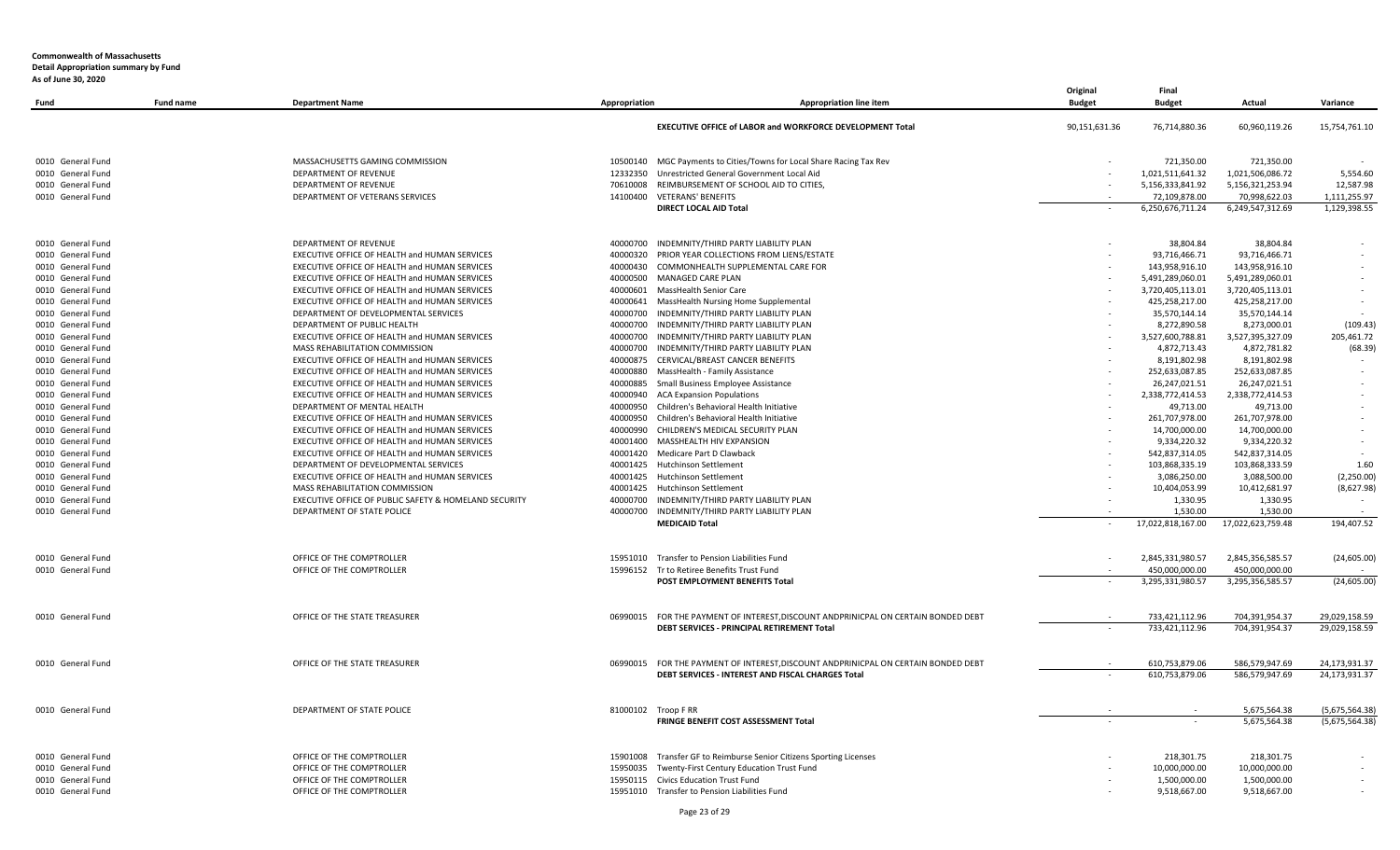**Commonwealth of Massachusetts**
**Detail Appropriation summary by Fund**
**As of June 30, 2020**

| Fund | Fund name | Department Name | Appropriation | Appropriation line item | Original Budget | Final Budget | Actual | Variance |
|---|---|---|---|---|---|---|---|---|
| | | | | **EXECUTIVE OFFICE of LABOR and WORKFORCE DEVELOPMENT Total** | 90,151,631.36 | 76,714,880.36 | 60,960,119.26 | 15,754,761.10 |
| 0010 | General Fund | MASSACHUSETTS GAMING COMMISSION | 10500140 | MGC Payments to Cities/Towns for Local Share Racing Tax Rev | - | 721,350.00 | 721,350.00 | - |
| 0010 | General Fund | DEPARTMENT OF REVENUE | 12332350 | Unrestricted General Government Local Aid | - | 1,021,511,641.32 | 1,021,506,086.72 | 5,554.60 |
| 0010 | General Fund | DEPARTMENT OF REVENUE | 70610008 | REIMBURSEMENT OF SCHOOL AID TO CITIES, | - | 5,156,333,841.92 | 5,156,321,253.94 | 12,587.98 |
| 0010 | General Fund | DEPARTMENT OF VETERANS SERVICES | 14100400 | VETERANS' BENEFITS | - | 72,109,878.00 | 70,998,622.03 | 1,111,255.97 |
| | | | | **DIRECT LOCAL AID Total** | - | 6,250,676,711.24 | 6,249,547,312.69 | 1,129,398.55 |
| 0010 | General Fund | DEPARTMENT OF REVENUE | 40000700 | INDEMNITY/THIRD PARTY LIABILITY PLAN | - | 38,804.84 | 38,804.84 | - |
| 0010 | General Fund | EXECUTIVE OFFICE OF HEALTH and HUMAN SERVICES | 40000320 | PRIOR YEAR COLLECTIONS FROM LIENS/ESTATE | - | 93,716,466.71 | 93,716,466.71 | - |
| 0010 | General Fund | EXECUTIVE OFFICE OF HEALTH and HUMAN SERVICES | 40000430 | COMMONHEALTH SUPPLEMENTAL CARE FOR | - | 143,958,916.10 | 143,958,916.10 | - |
| 0010 | General Fund | EXECUTIVE OFFICE OF HEALTH and HUMAN SERVICES | 40000500 | MANAGED CARE PLAN | - | 5,491,289,060.01 | 5,491,289,060.01 | - |
| 0010 | General Fund | EXECUTIVE OFFICE OF HEALTH and HUMAN SERVICES | 40000601 | MassHealth Senior Care | - | 3,720,405,113.01 | 3,720,405,113.01 | - |
| 0010 | General Fund | EXECUTIVE OFFICE OF HEALTH and HUMAN SERVICES | 40000641 | MassHealth Nursing Home Supplemental | - | 425,258,217.00 | 425,258,217.00 | - |
| 0010 | General Fund | DEPARTMENT OF DEVELOPMENTAL SERVICES | 40000700 | INDEMNITY/THIRD PARTY LIABILITY PLAN | - | 35,570,144.14 | 35,570,144.14 | - |
| 0010 | General Fund | DEPARTMENT OF PUBLIC HEALTH | 40000700 | INDEMNITY/THIRD PARTY LIABILITY PLAN | - | 8,272,890.58 | 8,273,000.01 | (109.43) |
| 0010 | General Fund | EXECUTIVE OFFICE OF HEALTH and HUMAN SERVICES | 40000700 | INDEMNITY/THIRD PARTY LIABILITY PLAN | - | 3,527,600,788.81 | 3,527,395,327.09 | 205,461.72 |
| 0010 | General Fund | MASS REHABILITATION COMMISSION | 40000700 | INDEMNITY/THIRD PARTY LIABILITY PLAN | - | 4,872,713.43 | 4,872,781.82 | (68.39) |
| 0010 | General Fund | EXECUTIVE OFFICE OF HEALTH and HUMAN SERVICES | 40000875 | CERVICAL/BREAST CANCER BENEFITS | - | 8,191,802.98 | 8,191,802.98 | - |
| 0010 | General Fund | EXECUTIVE OFFICE OF HEALTH and HUMAN SERVICES | 40000880 | MassHealth - Family Assistance | - | 252,633,087.85 | 252,633,087.85 | - |
| 0010 | General Fund | EXECUTIVE OFFICE OF HEALTH and HUMAN SERVICES | 40000885 | Small Business Employee Assistance | - | 26,247,021.51 | 26,247,021.51 | - |
| 0010 | General Fund | EXECUTIVE OFFICE OF HEALTH and HUMAN SERVICES | 40000940 | ACA Expansion Populations | - | 2,338,772,414.53 | 2,338,772,414.53 | - |
| 0010 | General Fund | DEPARTMENT OF MENTAL HEALTH | 40000950 | Children's Behavioral Health Initiative | - | 49,713.00 | 49,713.00 | - |
| 0010 | General Fund | EXECUTIVE OFFICE OF HEALTH and HUMAN SERVICES | 40000950 | Children's Behavioral Health Initiative | - | 261,707,978.00 | 261,707,978.00 | - |
| 0010 | General Fund | EXECUTIVE OFFICE OF HEALTH and HUMAN SERVICES | 40000990 | CHILDREN'S MEDICAL SECURITY PLAN | - | 14,700,000.00 | 14,700,000.00 | - |
| 0010 | General Fund | EXECUTIVE OFFICE OF HEALTH and HUMAN SERVICES | 40001400 | MASSHEALTH HIV EXPANSION | - | 9,334,220.32 | 9,334,220.32 | - |
| 0010 | General Fund | EXECUTIVE OFFICE OF HEALTH and HUMAN SERVICES | 40001420 | Medicare Part D Clawback | - | 542,837,314.05 | 542,837,314.05 | - |
| 0010 | General Fund | DEPARTMENT OF DEVELOPMENTAL SERVICES | 40001425 | Hutchinson Settlement | - | 103,868,335.19 | 103,868,333.59 | 1.60 |
| 0010 | General Fund | EXECUTIVE OFFICE OF HEALTH and HUMAN SERVICES | 40001425 | Hutchinson Settlement | - | 3,086,250.00 | 3,088,500.00 | (2,250.00) |
| 0010 | General Fund | MASS REHABILITATION COMMISSION | 40001425 | Hutchinson Settlement | - | 10,404,053.99 | 10,412,681.97 | (8,627.98) |
| 0010 | General Fund | EXECUTIVE OFFICE OF PUBLIC SAFETY & HOMELAND SECURITY | 40000700 | INDEMNITY/THIRD PARTY LIABILITY PLAN | - | 1,330.95 | 1,330.95 | - |
| 0010 | General Fund | DEPARTMENT OF STATE POLICE | 40000700 | INDEMNITY/THIRD PARTY LIABILITY PLAN | - | 1,530.00 | 1,530.00 | - |
| | | | | **MEDICAID Total** | - | 17,022,818,167.00 | 17,022,623,759.48 | 194,407.52 |
| 0010 | General Fund | OFFICE OF THE COMPTROLLER | 15951010 | Transfer to Pension Liabilities Fund | - | 2,845,331,980.57 | 2,845,356,585.57 | (24,605.00) |
| 0010 | General Fund | OFFICE OF THE COMPTROLLER | 15996152 | Tr to Retiree Benefits Trust Fund | - | 450,000,000.00 | 450,000,000.00 | - |
| | | | | **POST EMPLOYMENT BENEFITS Total** | - | 3,295,331,980.57 | 3,295,356,585.57 | (24,605.00) |
| 0010 | General Fund | OFFICE OF THE STATE TREASURER | 06990015 | FOR THE PAYMENT OF INTEREST,DISCOUNT ANDPRINICPAL ON CERTAIN BONDED DEBT | - | 733,421,112.96 | 704,391,954.37 | 29,029,158.59 |
| | | | | **DEBT SERVICES - PRINCIPAL RETIREMENT Total** | - | 733,421,112.96 | 704,391,954.37 | 29,029,158.59 |
| 0010 | General Fund | OFFICE OF THE STATE TREASURER | 06990015 | FOR THE PAYMENT OF INTEREST,DISCOUNT ANDPRINICPAL ON CERTAIN BONDED DEBT | - | 610,753,879.06 | 586,579,947.69 | 24,173,931.37 |
| | | | | **DEBT SERVICES - INTEREST AND FISCAL CHARGES Total** | - | 610,753,879.06 | 586,579,947.69 | 24,173,931.37 |
| 0010 | General Fund | DEPARTMENT OF STATE POLICE | 81000102 | Troop F RR | - | - | 5,675,564.38 | (5,675,564.38) |
| | | | | **FRINGE BENEFIT COST ASSESSMENT Total** | - | - | 5,675,564.38 | (5,675,564.38) |
| 0010 | General Fund | OFFICE OF THE COMPTROLLER | 15901008 | Transfer GF to Reimburse Senior Citizens Sporting Licenses | - | 218,301.75 | 218,301.75 | - |
| 0010 | General Fund | OFFICE OF THE COMPTROLLER | 15950035 | Twenty-First Century Education Trust Fund | - | 10,000,000.00 | 10,000,000.00 | - |
| 0010 | General Fund | OFFICE OF THE COMPTROLLER | 15950115 | Civics Education Trust Fund | - | 1,500,000.00 | 1,500,000.00 | - |
| 0010 | General Fund | OFFICE OF THE COMPTROLLER | 15951010 | Transfer to Pension Liabilities Fund | - | 9,518,667.00 | 9,518,667.00 | - |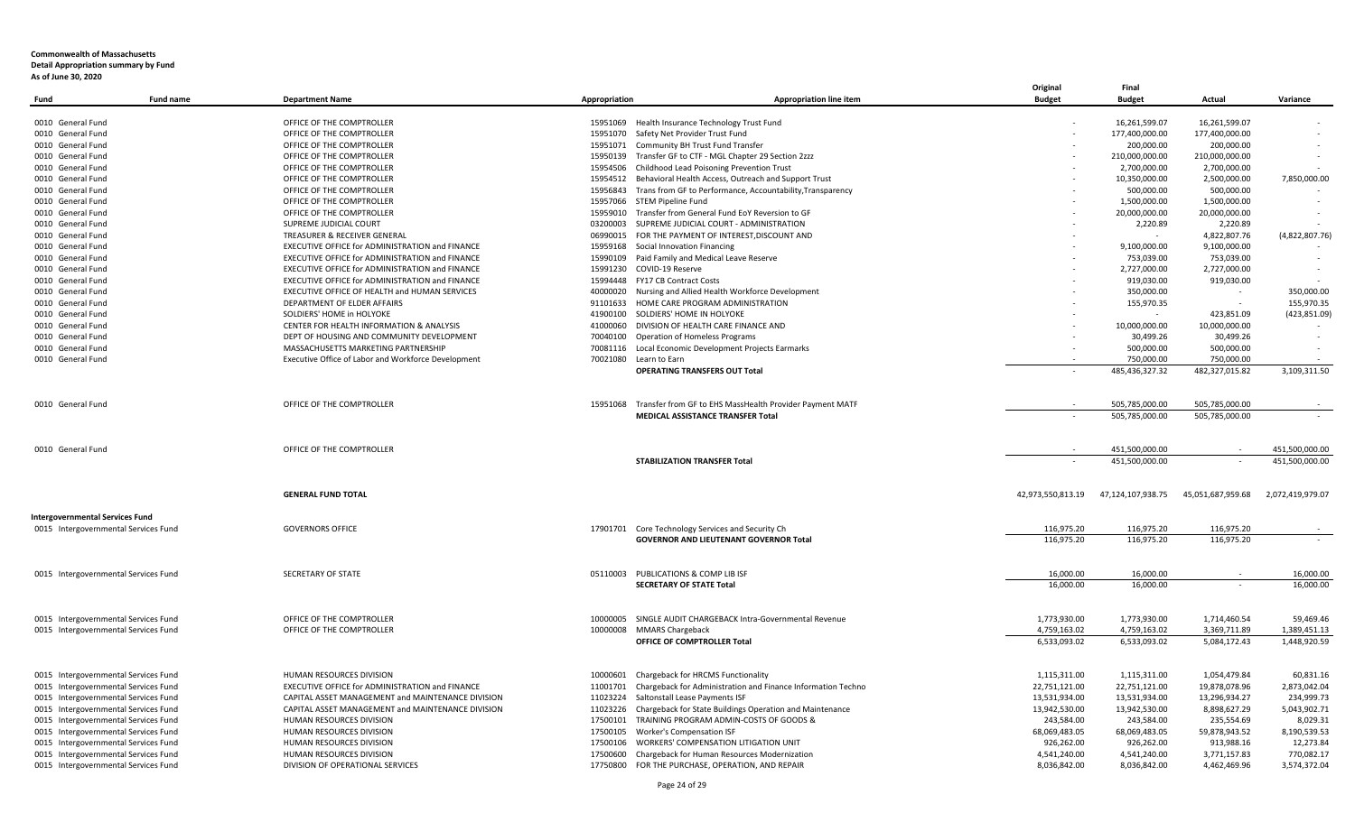**Commonwealth of Massachusetts**
**Detail Appropriation summary by Fund**
**As of June 30, 2020**

| Fund | Fund name | Department Name | Appropriation | Appropriation line item | Original Budget | Final Budget | Actual | Variance |
|---|---|---|---|---|---|---|---|---|
| 0010 | General Fund | OFFICE OF THE COMPTROLLER | 15951069 | Health Insurance Technology Trust Fund | - | 16,261,599.07 | 16,261,599.07 | - |
| 0010 | General Fund | OFFICE OF THE COMPTROLLER | 15951070 | Safety Net Provider Trust Fund | - | 177,400,000.00 | 177,400,000.00 | - |
| 0010 | General Fund | OFFICE OF THE COMPTROLLER | 15951071 | Community BH Trust Fund Transfer | - | 200,000.00 | 200,000.00 | - |
| 0010 | General Fund | OFFICE OF THE COMPTROLLER | 15950139 | Transfer GF to CTF - MGL Chapter 29 Section 2zzz | - | 210,000,000.00 | 210,000,000.00 | - |
| 0010 | General Fund | OFFICE OF THE COMPTROLLER | 15954506 | Childhood Lead Poisoning Prevention Trust | - | 2,700,000.00 | 2,700,000.00 | - |
| 0010 | General Fund | OFFICE OF THE COMPTROLLER | 15954512 | Behavioral Health Access, Outreach and Support Trust | - | 10,350,000.00 | 2,500,000.00 | 7,850,000.00 |
| 0010 | General Fund | OFFICE OF THE COMPTROLLER | 15956843 | Trans from GF to Performance, Accountability,Transparency | - | 500,000.00 | 500,000.00 | - |
| 0010 | General Fund | OFFICE OF THE COMPTROLLER | 15957066 | STEM Pipeline Fund | - | 1,500,000.00 | 1,500,000.00 | - |
| 0010 | General Fund | OFFICE OF THE COMPTROLLER | 15959010 | Transfer from General Fund EoY Reversion to GF | - | 20,000,000.00 | 20,000,000.00 | - |
| 0010 | General Fund | SUPREME JUDICIAL COURT | 03200003 | SUPREME JUDICIAL COURT - ADMINISTRATION | - | 2,220.89 | 2,220.89 | - |
| 0010 | General Fund | TREASURER & RECEIVER GENERAL | 06990015 | FOR THE PAYMENT OF INTEREST,DISCOUNT AND | - | - | 4,822,807.76 | (4,822,807.76) |
| 0010 | General Fund | EXECUTIVE OFFICE for ADMINISTRATION and FINANCE | 15959168 | Social Innovation Financing | - | 9,100,000.00 | 9,100,000.00 | - |
| 0010 | General Fund | EXECUTIVE OFFICE for ADMINISTRATION and FINANCE | 15990109 | Paid Family and Medical Leave Reserve | - | 753,039.00 | 753,039.00 | - |
| 0010 | General Fund | EXECUTIVE OFFICE for ADMINISTRATION and FINANCE | 15991230 | COVID-19 Reserve | - | 2,727,000.00 | 2,727,000.00 | - |
| 0010 | General Fund | EXECUTIVE OFFICE for ADMINISTRATION and FINANCE | 15994448 | FY17 CB Contract Costs | - | 919,030.00 | 919,030.00 | - |
| 0010 | General Fund | EXECUTIVE OFFICE OF HEALTH and HUMAN SERVICES | 40000020 | Nursing and Allied Health Workforce Development | - | 350,000.00 | - | 350,000.00 |
| 0010 | General Fund | DEPARTMENT OF ELDER AFFAIRS | 91101633 | HOME CARE PROGRAM ADMINISTRATION | - | 155,970.35 | - | 155,970.35 |
| 0010 | General Fund | SOLDIERS' HOME in HOLYOKE | 41900100 | SOLDIERS' HOME IN HOLYOKE | - | - | 423,851.09 | (423,851.09) |
| 0010 | General Fund | CENTER FOR HEALTH INFORMATION & ANALYSIS | 41000060 | DIVISION OF HEALTH CARE FINANCE AND | - | 10,000,000.00 | 10,000,000.00 | - |
| 0010 | General Fund | DEPT OF HOUSING AND COMMUNITY DEVELOPMENT | 70040100 | Operation of Homeless Programs | - | 30,499.26 | 30,499.26 | - |
| 0010 | General Fund | MASSACHUSETTS MARKETING PARTNERSHIP | 70081116 | Local Economic Development Projects Earmarks | - | 500,000.00 | 500,000.00 | - |
| 0010 | General Fund | Executive Office of Labor and Workforce Development | 70021080 | Learn to Earn | - | 750,000.00 | 750,000.00 | - |
| | | | | **OPERATING TRANSFERS OUT Total** | - | 485,436,327.32 | 482,327,015.82 | 3,109,311.50 |
| 0010 | General Fund | OFFICE OF THE COMPTROLLER | 15951068 | Transfer from GF to EHS MassHealth Provider Payment MATF | - | 505,785,000.00 | 505,785,000.00 | - |
| | | | | **MEDICAL ASSISTANCE TRANSFER Total** | - | 505,785,000.00 | 505,785,000.00 | - |
| 0010 | General Fund | OFFICE OF THE COMPTROLLER | | | - | 451,500,000.00 | - | 451,500,000.00 |
| | | | | **STABILIZATION TRANSFER Total** | - | 451,500,000.00 | - | 451,500,000.00 |
| | | **GENERAL FUND TOTAL** | | | 42,973,550,813.19 | 47,124,107,938.75 | 45,051,687,959.68 | 2,072,419,979.07 |
| **Intergovernmental Services Fund** | | | | | | | | |
| 0015 | Intergovernmental Services Fund | GOVERNORS OFFICE | 17901701 | Core Technology Services and Security Ch | 116,975.20 | 116,975.20 | 116,975.20 | - |
| | | | | **GOVERNOR AND LIEUTENANT GOVERNOR Total** | 116,975.20 | 116,975.20 | 116,975.20 | - |
| 0015 | Intergovernmental Services Fund | SECRETARY OF STATE | 05110003 | PUBLICATIONS & COMP LIB ISF | 16,000.00 | 16,000.00 | - | 16,000.00 |
| | | | | **SECRETARY OF STATE Total** | 16,000.00 | 16,000.00 | - | 16,000.00 |
| 0015 | Intergovernmental Services Fund | OFFICE OF THE COMPTROLLER | 10000005 | SINGLE AUDIT CHARGEBACK Intra-Governmental Revenue | 1,773,930.00 | 1,773,930.00 | 1,714,460.54 | 59,469.46 |
| 0015 | Intergovernmental Services Fund | OFFICE OF THE COMPTROLLER | 10000008 | MMARS Chargeback | 4,759,163.02 | 4,759,163.02 | 3,369,711.89 | 1,389,451.13 |
| | | | | **OFFICE OF COMPTROLLER Total** | 6,533,093.02 | 6,533,093.02 | 5,084,172.43 | 1,448,920.59 |
| 0015 | Intergovernmental Services Fund | HUMAN RESOURCES DIVISION | 10000601 | Chargeback for HRCMS Functionality | 1,115,311.00 | 1,115,311.00 | 1,054,479.84 | 60,831.16 |
| 0015 | Intergovernmental Services Fund | EXECUTIVE OFFICE for ADMINISTRATION and FINANCE | 11001701 | Chargeback for Administration and Finance Information Techno | 22,751,121.00 | 22,751,121.00 | 19,878,078.96 | 2,873,042.04 |
| 0015 | Intergovernmental Services Fund | CAPITAL ASSET MANAGEMENT and MAINTENANCE DIVISION | 11023224 | Saltonstall Lease Payments ISF | 13,531,934.00 | 13,531,934.00 | 13,296,934.27 | 234,999.73 |
| 0015 | Intergovernmental Services Fund | CAPITAL ASSET MANAGEMENT and MAINTENANCE DIVISION | 11023226 | Chargeback for State Buildings Operation and Maintenance | 13,942,530.00 | 13,942,530.00 | 8,898,627.29 | 5,043,902.71 |
| 0015 | Intergovernmental Services Fund | HUMAN RESOURCES DIVISION | 17500101 | TRAINING PROGRAM ADMIN-COSTS OF GOODS & | 243,584.00 | 243,584.00 | 235,554.69 | 8,029.31 |
| 0015 | Intergovernmental Services Fund | HUMAN RESOURCES DIVISION | 17500105 | Worker's Compensation ISF | 68,069,483.05 | 68,069,483.05 | 59,878,943.52 | 8,190,539.53 |
| 0015 | Intergovernmental Services Fund | HUMAN RESOURCES DIVISION | 17500106 | WORKERS' COMPENSATION LITIGATION UNIT | 926,262.00 | 926,262.00 | 913,988.16 | 12,273.84 |
| 0015 | Intergovernmental Services Fund | HUMAN RESOURCES DIVISION | 17500600 | Chargeback for Human Resources Modernization | 4,541,240.00 | 4,541,240.00 | 3,771,157.83 | 770,082.17 |
| 0015 | Intergovernmental Services Fund | DIVISION OF OPERATIONAL SERVICES | 17750800 | FOR THE PURCHASE, OPERATION, AND REPAIR | 8,036,842.00 | 8,036,842.00 | 4,462,469.96 | 3,574,372.04 |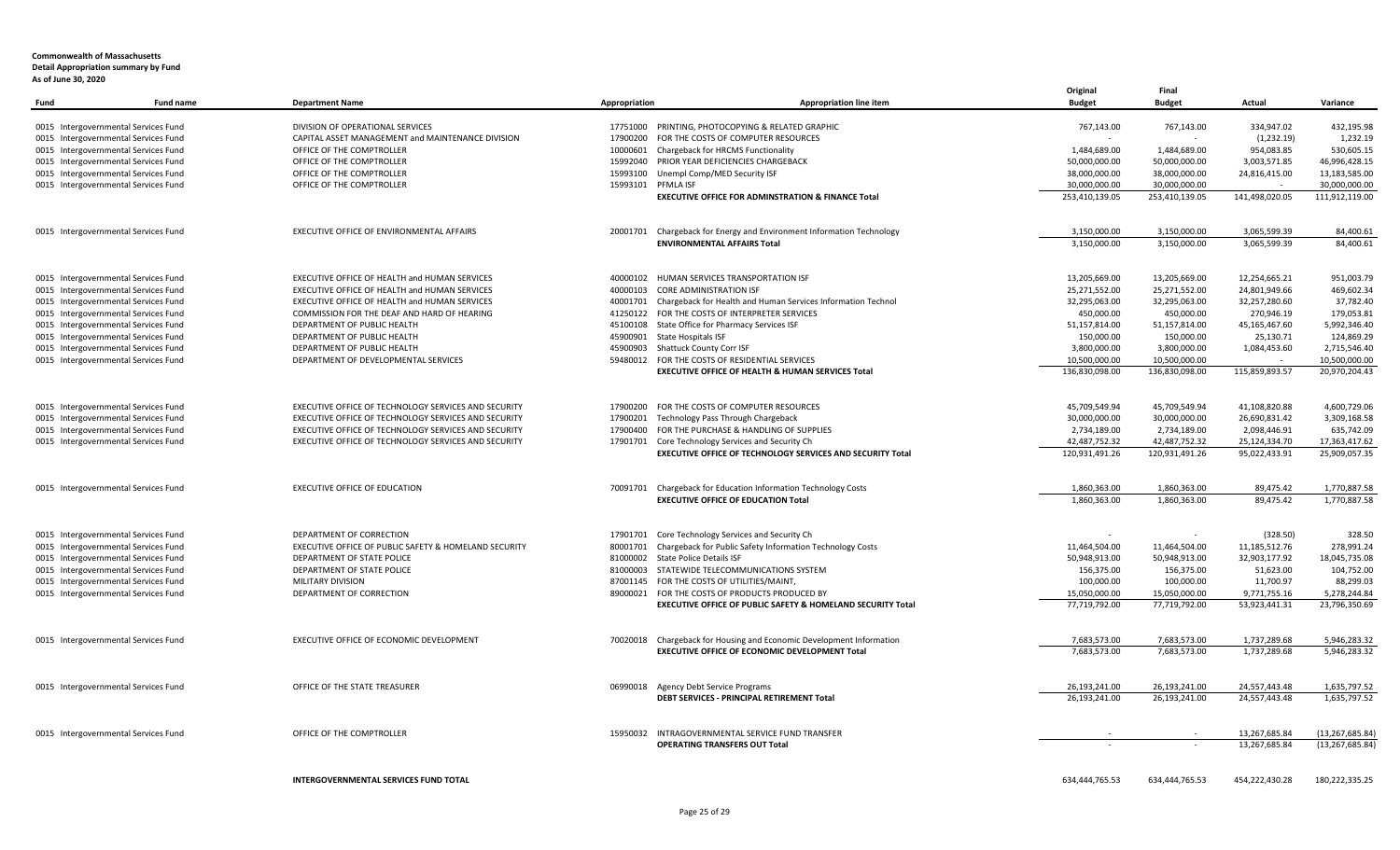**Commonwealth of Massachusetts**
**Detail Appropriation summary by Fund**
**As of June 30, 2020**

| Fund | Fund name | Department Name | Appropriation | Appropriation line item | Original Budget | Final Budget | Actual | Variance |
|---|---|---|---|---|---|---|---|---|
| 0015 | Intergovernmental Services Fund | DIVISION OF OPERATIONAL SERVICES | 17751000 | PRINTING, PHOTOCOPYING & RELATED GRAPHIC | 767,143.00 | 767,143.00 | 334,947.02 | 432,195.98 |
| 0015 | Intergovernmental Services Fund | CAPITAL ASSET MANAGEMENT and MAINTENANCE DIVISION | 17900200 | FOR THE COSTS OF COMPUTER RESOURCES | - | - | (1,232.19) | 1,232.19 |
| 0015 | Intergovernmental Services Fund | OFFICE OF THE COMPTROLLER | 10000601 | Chargeback for HRCMS Functionality | 1,484,689.00 | 1,484,689.00 | 954,083.85 | 530,605.15 |
| 0015 | Intergovernmental Services Fund | OFFICE OF THE COMPTROLLER | 15992040 | PRIOR YEAR DEFICIENCIES CHARGEBACK | 50,000,000.00 | 50,000,000.00 | 3,003,571.85 | 46,996,428.15 |
| 0015 | Intergovernmental Services Fund | OFFICE OF THE COMPTROLLER | 15993100 | Unempl Comp/MED Security ISF | 38,000,000.00 | 38,000,000.00 | 24,816,415.00 | 13,183,585.00 |
| 0015 | Intergovernmental Services Fund | OFFICE OF THE COMPTROLLER | 15993101 | PFMLA ISF | 30,000,000.00 | 30,000,000.00 | - | 30,000,000.00 |
| | | | | **EXECUTIVE OFFICE FOR ADMINSTRATION & FINANCE Total** | 253,410,139.05 | 253,410,139.05 | 141,498,020.05 | 111,912,119.00 |
| 0015 | Intergovernmental Services Fund | EXECUTIVE OFFICE OF ENVIRONMENTAL AFFAIRS | 20001701 | Chargeback for Energy and Environment Information Technology | 3,150,000.00 | 3,150,000.00 | 3,065,599.39 | 84,400.61 |
| | | | | **ENVIRONMENTAL AFFAIRS Total** | 3,150,000.00 | 3,150,000.00 | 3,065,599.39 | 84,400.61 |
| 0015 | Intergovernmental Services Fund | EXECUTIVE OFFICE OF HEALTH and HUMAN SERVICES | 40000102 | HUMAN SERVICES TRANSPORTATION ISF | 13,205,669.00 | 13,205,669.00 | 12,254,665.21 | 951,003.79 |
| 0015 | Intergovernmental Services Fund | EXECUTIVE OFFICE OF HEALTH and HUMAN SERVICES | 40000103 | CORE ADMINISTRATION ISF | 25,271,552.00 | 25,271,552.00 | 24,801,949.66 | 469,602.34 |
| 0015 | Intergovernmental Services Fund | EXECUTIVE OFFICE OF HEALTH and HUMAN SERVICES | 40001701 | Chargeback for Health and Human Services Information Technol | 32,295,063.00 | 32,295,063.00 | 32,257,280.60 | 37,782.40 |
| 0015 | Intergovernmental Services Fund | COMMISSION FOR THE DEAF AND HARD OF HEARING | 41250122 | FOR THE COSTS OF INTERPRETER SERVICES | 450,000.00 | 450,000.00 | 270,946.19 | 179,053.81 |
| 0015 | Intergovernmental Services Fund | DEPARTMENT OF PUBLIC HEALTH | 45100108 | State Office for Pharmacy Services ISF | 51,157,814.00 | 51,157,814.00 | 45,165,467.60 | 5,992,346.40 |
| 0015 | Intergovernmental Services Fund | DEPARTMENT OF PUBLIC HEALTH | 45900901 | State Hospitals ISF | 150,000.00 | 150,000.00 | 25,130.71 | 124,869.29 |
| 0015 | Intergovernmental Services Fund | DEPARTMENT OF PUBLIC HEALTH | 45900903 | Shattuck County Corr ISF | 3,800,000.00 | 3,800,000.00 | 1,084,453.60 | 2,715,546.40 |
| 0015 | Intergovernmental Services Fund | DEPARTMENT OF DEVELOPMENTAL SERVICES | 59480012 | FOR THE COSTS OF RESIDENTIAL SERVICES | 10,500,000.00 | 10,500,000.00 | - | 10,500,000.00 |
| | | | | **EXECUTIVE OFFICE OF HEALTH & HUMAN SERVICES Total** | 136,830,098.00 | 136,830,098.00 | 115,859,893.57 | 20,970,204.43 |
| 0015 | Intergovernmental Services Fund | EXECUTIVE OFFICE OF TECHNOLOGY SERVICES AND SECURITY | 17900200 | FOR THE COSTS OF COMPUTER RESOURCES | 45,709,549.94 | 45,709,549.94 | 41,108,820.88 | 4,600,729.06 |
| 0015 | Intergovernmental Services Fund | EXECUTIVE OFFICE OF TECHNOLOGY SERVICES AND SECURITY | 17900201 | Technology Pass Through Chargeback | 30,000,000.00 | 30,000,000.00 | 26,690,831.42 | 3,309,168.58 |
| 0015 | Intergovernmental Services Fund | EXECUTIVE OFFICE OF TECHNOLOGY SERVICES AND SECURITY | 17900400 | FOR THE PURCHASE & HANDLING OF SUPPLIES | 2,734,189.00 | 2,734,189.00 | 2,098,446.91 | 635,742.09 |
| 0015 | Intergovernmental Services Fund | EXECUTIVE OFFICE OF TECHNOLOGY SERVICES AND SECURITY | 17901701 | Core Technology Services and Security Ch | 42,487,752.32 | 42,487,752.32 | 25,124,334.70 | 17,363,417.62 |
| | | | | **EXECUTIVE OFFICE OF TECHNOLOGY SERVICES AND SECURITY Total** | 120,931,491.26 | 120,931,491.26 | 95,022,433.91 | 25,909,057.35 |
| 0015 | Intergovernmental Services Fund | EXECUTIVE OFFICE OF EDUCATION | 70091701 | Chargeback for Education Information Technology Costs | 1,860,363.00 | 1,860,363.00 | 89,475.42 | 1,770,887.58 |
| | | | | **EXECUTIVE OFFICE OF EDUCATION Total** | 1,860,363.00 | 1,860,363.00 | 89,475.42 | 1,770,887.58 |
| 0015 | Intergovernmental Services Fund | DEPARTMENT OF CORRECTION | 17901701 | Core Technology Services and Security Ch | - | - | (328.50) | 328.50 |
| 0015 | Intergovernmental Services Fund | EXECUTIVE OFFICE OF PUBLIC SAFETY & HOMELAND SECURITY | 80001701 | Chargeback for Public Safety Information Technology Costs | 11,464,504.00 | 11,464,504.00 | 11,185,512.76 | 278,991.24 |
| 0015 | Intergovernmental Services Fund | DEPARTMENT OF STATE POLICE | 81000002 | State Police Details ISF | 50,948,913.00 | 50,948,913.00 | 32,903,177.92 | 18,045,735.08 |
| 0015 | Intergovernmental Services Fund | DEPARTMENT OF STATE POLICE | 81000003 | STATEWIDE TELECOMMUNICATIONS SYSTEM | 156,375.00 | 156,375.00 | 51,623.00 | 104,752.00 |
| 0015 | Intergovernmental Services Fund | MILITARY DIVISION | 87001145 | FOR THE COSTS OF UTILITIES/MAINT, | 100,000.00 | 100,000.00 | 11,700.97 | 88,299.03 |
| 0015 | Intergovernmental Services Fund | DEPARTMENT OF CORRECTION | 89000021 | FOR THE COSTS OF PRODUCTS PRODUCED BY | 15,050,000.00 | 15,050,000.00 | 9,771,755.16 | 5,278,244.84 |
| | | | | **EXECUTIVE OFFICE OF PUBLIC SAFETY & HOMELAND SECURITY Total** | 77,719,792.00 | 77,719,792.00 | 53,923,441.31 | 23,796,350.69 |
| 0015 | Intergovernmental Services Fund | EXECUTIVE OFFICE OF ECONOMIC DEVELOPMENT | 70020018 | Chargeback for Housing and Economic Development Information | 7,683,573.00 | 7,683,573.00 | 1,737,289.68 | 5,946,283.32 |
| | | | | **EXECUTIVE OFFICE OF ECONOMIC DEVELOPMENT Total** | 7,683,573.00 | 7,683,573.00 | 1,737,289.68 | 5,946,283.32 |
| 0015 | Intergovernmental Services Fund | OFFICE OF THE STATE TREASURER | 06990018 | Agency Debt Service Programs | 26,193,241.00 | 26,193,241.00 | 24,557,443.48 | 1,635,797.52 |
| | | | | **DEBT SERVICES - PRINCIPAL RETIREMENT Total** | 26,193,241.00 | 26,193,241.00 | 24,557,443.48 | 1,635,797.52 |
| 0015 | Intergovernmental Services Fund | OFFICE OF THE COMPTROLLER | 15950032 | INTRAGOVERNMENTAL SERVICE FUND TRANSFER | - | - | 13,267,685.84 | (13,267,685.84) |
| | | | | **OPERATING TRANSFERS OUT Total** | - | - | 13,267,685.84 | (13,267,685.84) |
| | | **INTERGOVERNMENTAL SERVICES FUND TOTAL** | | | 634,444,765.53 | 634,444,765.53 | 454,222,430.28 | 180,222,335.25 |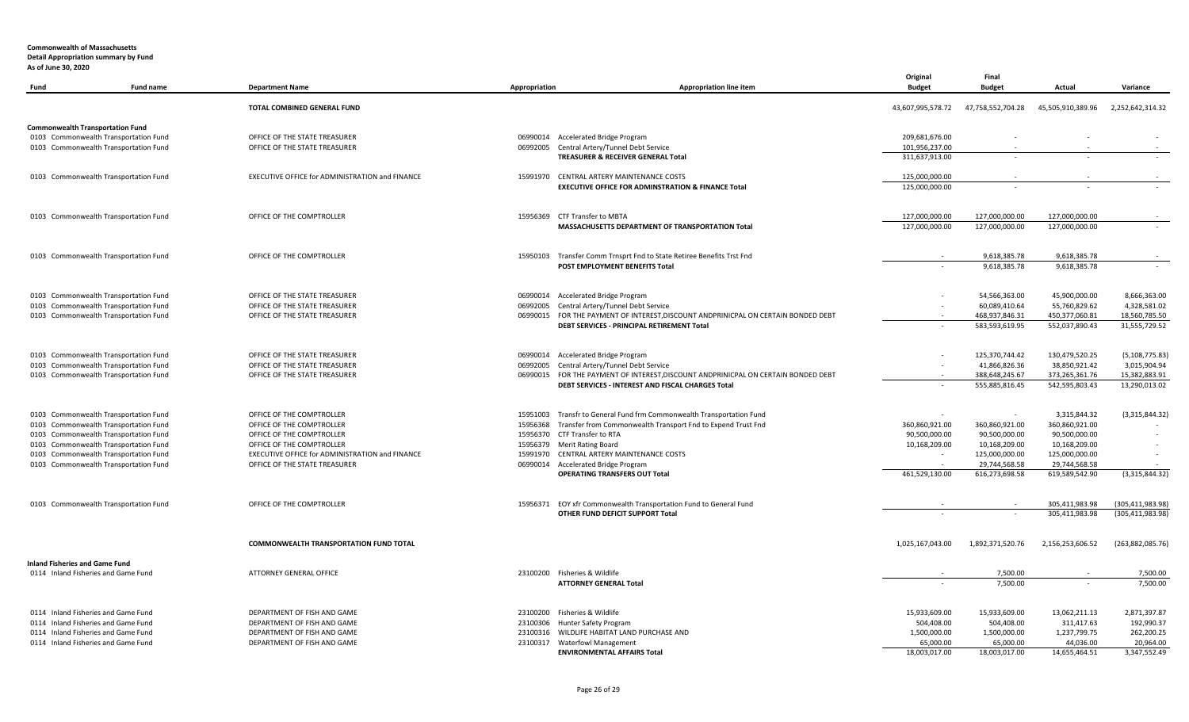**Commonwealth of Massachusetts**
**Detail Appropriation summary by Fund**
**As of June 30, 2020**

| Fund | Fund name | Department Name | Appropriation | Appropriation line item | Original Budget | Final Budget | Actual | Variance |
|---|---|---|---|---|---|---|---|---|
| | | **TOTAL COMBINED GENERAL FUND** | | | 43,607,995,578.72 | 47,758,552,704.28 | 45,505,910,389.96 | 2,252,642,314.32 |
| **Commonwealth Transportation Fund** | | | | | | | | |
| 0103 | Commonwealth Transportation Fund | OFFICE OF THE STATE TREASURER | 06990014 | Accelerated Bridge Program | 209,681,676.00 | - | - | - |
| 0103 | Commonwealth Transportation Fund | OFFICE OF THE STATE TREASURER | 06992005 | Central Artery/Tunnel Debt Service | 101,956,237.00 | - | - | - |
| | | | | **TREASURER & RECEIVER GENERAL Total** | 311,637,913.00 | - | - | - |
| 0103 | Commonwealth Transportation Fund | EXECUTIVE OFFICE for ADMINISTRATION and FINANCE | 15991970 | CENTRAL ARTERY MAINTENANCE COSTS | 125,000,000.00 | - | - | - |
| | | | | **EXECUTIVE OFFICE FOR ADMINSTRATION & FINANCE Total** | 125,000,000.00 | - | - | - |
| 0103 | Commonwealth Transportation Fund | OFFICE OF THE COMPTROLLER | 15956369 | CTF Transfer to MBTA | 127,000,000.00 | 127,000,000.00 | 127,000,000.00 | - |
| | | | | **MASSACHUSETTS DEPARTMENT OF TRANSPORTATION Total** | 127,000,000.00 | 127,000,000.00 | 127,000,000.00 | - |
| 0103 | Commonwealth Transportation Fund | OFFICE OF THE COMPTROLLER | 15950103 | Transfer Comm Trnsprt Fnd to State Retiree Benefits Trst Fnd | - | 9,618,385.78 | 9,618,385.78 | - |
| | | | | **POST EMPLOYMENT BENEFITS Total** | - | 9,618,385.78 | 9,618,385.78 | - |
| 0103 | Commonwealth Transportation Fund | OFFICE OF THE STATE TREASURER | 06990014 | Accelerated Bridge Program | - | 54,566,363.00 | 45,900,000.00 | 8,666,363.00 |
| 0103 | Commonwealth Transportation Fund | OFFICE OF THE STATE TREASURER | 06992005 | Central Artery/Tunnel Debt Service | - | 60,089,410.64 | 55,760,829.62 | 4,328,581.02 |
| 0103 | Commonwealth Transportation Fund | OFFICE OF THE STATE TREASURER | 06990015 | FOR THE PAYMENT OF INTEREST,DISCOUNT ANDPRINICPAL ON CERTAIN BONDED DEBT | - | 468,937,846.31 | 450,377,060.81 | 18,560,785.50 |
| | | | | **DEBT SERVICES - PRINCIPAL RETIREMENT Total** | - | 583,593,619.95 | 552,037,890.43 | 31,555,729.52 |
| 0103 | Commonwealth Transportation Fund | OFFICE OF THE STATE TREASURER | 06990014 | Accelerated Bridge Program | - | 125,370,744.42 | 130,479,520.25 | (5,108,775.83) |
| 0103 | Commonwealth Transportation Fund | OFFICE OF THE STATE TREASURER | 06992005 | Central Artery/Tunnel Debt Service | - | 41,866,826.36 | 38,850,921.42 | 3,015,904.94 |
| 0103 | Commonwealth Transportation Fund | OFFICE OF THE STATE TREASURER | 06990015 | FOR THE PAYMENT OF INTEREST,DISCOUNT ANDPRINICPAL ON CERTAIN BONDED DEBT | - | 388,648,245.67 | 373,265,361.76 | 15,382,883.91 |
| | | | | **DEBT SERVICES - INTEREST AND FISCAL CHARGES Total** | - | 555,885,816.45 | 542,595,803.43 | 13,290,013.02 |
| 0103 | Commonwealth Transportation Fund | OFFICE OF THE COMPTROLLER | 15951003 | Transfr to General Fund frm Commonwealth Transportation Fund | - | - | 3,315,844.32 | (3,315,844.32) |
| 0103 | Commonwealth Transportation Fund | OFFICE OF THE COMPTROLLER | 15956368 | Transfer from Commonwealth Transport Fnd to Expend Trust Fnd | 360,860,921.00 | 360,860,921.00 | 360,860,921.00 | - |
| 0103 | Commonwealth Transportation Fund | OFFICE OF THE COMPTROLLER | 15956370 | CTF Transfer to RTA | 90,500,000.00 | 90,500,000.00 | 90,500,000.00 | - |
| 0103 | Commonwealth Transportation Fund | OFFICE OF THE COMPTROLLER | 15956379 | Merit Rating Board | 10,168,209.00 | 10,168,209.00 | 10,168,209.00 | - |
| 0103 | Commonwealth Transportation Fund | EXECUTIVE OFFICE for ADMINISTRATION and FINANCE | 15991970 | CENTRAL ARTERY MAINTENANCE COSTS | - | 125,000,000.00 | 125,000,000.00 | - |
| 0103 | Commonwealth Transportation Fund | OFFICE OF THE STATE TREASURER | 06990014 | Accelerated Bridge Program | - | 29,744,568.58 | 29,744,568.58 | - |
| | | | | **OPERATING TRANSFERS OUT Total** | 461,529,130.00 | 616,273,698.58 | 619,589,542.90 | (3,315,844.32) |
| 0103 | Commonwealth Transportation Fund | OFFICE OF THE COMPTROLLER | 15956371 | EOY xfr Commonwealth Transportation Fund to General Fund | - | - | 305,411,983.98 | (305,411,983.98) |
| | | | | **OTHER FUND DEFICIT SUPPORT Total** | - | - | 305,411,983.98 | (305,411,983.98) |
| | | **COMMONWEALTH TRANSPORTATION FUND TOTAL** | | | 1,025,167,043.00 | 1,892,371,520.76 | 2,156,253,606.52 | (263,882,085.76) |
| **Inland Fisheries and Game Fund** | | | | | | | | |
| 0114 | Inland Fisheries and Game Fund | ATTORNEY GENERAL OFFICE | 23100200 | Fisheries & Wildlife | - | 7,500.00 | - | 7,500.00 |
| | | | | **ATTORNEY GENERAL Total** | - | 7,500.00 | - | 7,500.00 |
| 0114 | Inland Fisheries and Game Fund | DEPARTMENT OF FISH AND GAME | 23100200 | Fisheries & Wildlife | 15,933,609.00 | 15,933,609.00 | 13,062,211.13 | 2,871,397.87 |
| 0114 | Inland Fisheries and Game Fund | DEPARTMENT OF FISH AND GAME | 23100306 | Hunter Safety Program | 504,408.00 | 504,408.00 | 311,417.63 | 192,990.37 |
| 0114 | Inland Fisheries and Game Fund | DEPARTMENT OF FISH AND GAME | 23100316 | WILDLIFE HABITAT LAND PURCHASE AND | 1,500,000.00 | 1,500,000.00 | 1,237,799.75 | 262,200.25 |
| 0114 | Inland Fisheries and Game Fund | DEPARTMENT OF FISH AND GAME | 23100317 | Waterfowl Management | 65,000.00 | 65,000.00 | 44,036.00 | 20,964.00 |
| | | | | **ENVIRONMENTAL AFFAIRS Total** | 18,003,017.00 | 18,003,017.00 | 14,655,464.51 | 3,347,552.49 |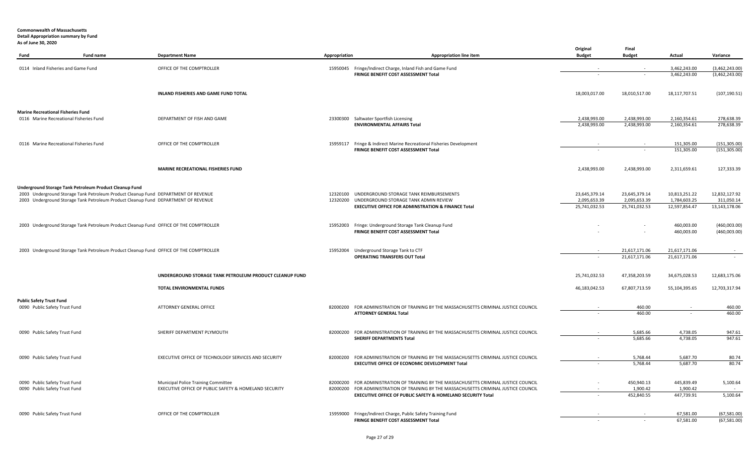**Commonwealth of Massachusetts**
**Detail Appropriation summary by Fund**
**As of June 30, 2020**

| Fund | Fund name | Department Name | Appropriation | Appropriation line item | Original Budget | Final Budget | Actual | Variance |
|---|---|---|---|---|---|---|---|---|
| 0114 | Inland Fisheries and Game Fund | OFFICE OF THE COMPTROLLER | 15950045 | Fringe/Indirect Charge, Inland Fish and Game Fund | - | - | 3,462,243.00 | (3,462,243.00) |
| | | | | **FRINGE BENEFIT COST ASSESSMENT Total** | - | - | 3,462,243.00 | (3,462,243.00) |
| | | **INLAND FISHERIES AND GAME FUND TOTAL** | | | 18,003,017.00 | 18,010,517.00 | 18,117,707.51 | (107,190.51) |
| **Marine Recreational Fisheries Fund** | | | | | | | | |
| 0116 | Marine Recreational Fisheries Fund | DEPARTMENT OF FISH AND GAME | 23300300 | Saltwater Sportfish Licensing | 2,438,993.00 | 2,438,993.00 | 2,160,354.61 | 278,638.39 |
| | | | | **ENVIRONMENTAL AFFAIRS Total** | 2,438,993.00 | 2,438,993.00 | 2,160,354.61 | 278,638.39 |
| 0116 | Marine Recreational Fisheries Fund | OFFICE OF THE COMPTROLLER | 15959117 | Fringe & Indirect Marine Recreational Fisheries Development | - | - | 151,305.00 | (151,305.00) |
| | | | | **FRINGE BENEFIT COST ASSESSMENT Total** | - | - | 151,305.00 | (151,305.00) |
| | | **MARINE RECREATIONAL FISHERIES FUND** | | | 2,438,993.00 | 2,438,993.00 | 2,311,659.61 | 127,333.39 |
| **Underground Storage Tank Petroleum Product Cleanup Fund** | | | | | | | | |
| 2003 | Underground Storage Tank Petroleum Product Cleanup Fund | DEPARTMENT OF REVENUE | 12320100 | UNDERGROUND STORAGE TANK REIMBURSEMENTS | 23,645,379.14 | 23,645,379.14 | 10,813,251.22 | 12,832,127.92 |
| 2003 | Underground Storage Tank Petroleum Product Cleanup Fund | DEPARTMENT OF REVENUE | 12320200 | UNDERGROUND STORAGE TANK ADMIN REVIEW | 2,095,653.39 | 2,095,653.39 | 1,784,603.25 | 311,050.14 |
| | | | | **EXECUTIVE OFFICE FOR ADMINSTRATION & FINANCE Total** | 25,741,032.53 | 25,741,032.53 | 12,597,854.47 | 13,143,178.06 |
| 2003 | Underground Storage Tank Petroleum Product Cleanup Fund | OFFICE OF THE COMPTROLLER | 15952003 | Fringe: Underground Storage Tank Cleanup Fund | - | - | 460,003.00 | (460,003.00) |
| | | | | **FRINGE BENEFIT COST ASSESSMENT Total** | - | - | 460,003.00 | (460,003.00) |
| 2003 | Underground Storage Tank Petroleum Product Cleanup Fund | OFFICE OF THE COMPTROLLER | 15952004 | Underground Storage Tank to CTF | - | 21,617,171.06 | 21,617,171.06 | - |
| | | | | **OPERATING TRANSFERS OUT Total** | - | 21,617,171.06 | 21,617,171.06 | - |
| | | **UNDERGROUND STORAGE TANK PETROLEUM PRODUCT CLEANUP FUND** | | | 25,741,032.53 | 47,358,203.59 | 34,675,028.53 | 12,683,175.06 |
| | | **TOTAL ENVIRONMENTAL FUNDS** | | | 46,183,042.53 | 67,807,713.59 | 55,104,395.65 | 12,703,317.94 |
| **Public Safety Trust Fund** | | | | | | | | |
| 0090 | Public Safety Trust Fund | ATTORNEY GENERAL OFFICE | 82000200 | FOR ADMINISTRATION OF TRAINING BY THE MASSACHUSETTS CRIMINAL JUSTICE COUNCIL | - | 460.00 | - | 460.00 |
| | | | | **ATTORNEY GENERAL Total** | - | 460.00 | - | 460.00 |
| 0090 | Public Safety Trust Fund | SHERIFF DEPARTMENT PLYMOUTH | 82000200 | FOR ADMINISTRATION OF TRAINING BY THE MASSACHUSETTS CRIMINAL JUSTICE COUNCIL | - | 5,685.66 | 4,738.05 | 947.61 |
| | | | | **SHERIFF DEPARTMENTS Total** | - | 5,685.66 | 4,738.05 | 947.61 |
| 0090 | Public Safety Trust Fund | EXECUTIVE OFFICE OF TECHNOLOGY SERVICES AND SECURITY | 82000200 | FOR ADMINISTRATION OF TRAINING BY THE MASSACHUSETTS CRIMINAL JUSTICE COUNCIL | - | 5,768.44 | 5,687.70 | 80.74 |
| | | | | **EXECUTIVE OFFICE OF ECONOMIC DEVELOPMENT Total** | - | 5,768.44 | 5,687.70 | 80.74 |
| 0090 | Public Safety Trust Fund | Municipal Police Training Committee | 82000200 | FOR ADMINISTRATION OF TRAINING BY THE MASSACHUSETTS CRIMINAL JUSTICE COUNCIL | - | 450,940.13 | 445,839.49 | 5,100.64 |
| 0090 | Public Safety Trust Fund | EXECUTIVE OFFICE OF PUBLIC SAFETY & HOMELAND SECURITY | 82000200 | FOR ADMINISTRATION OF TRAINING BY THE MASSACHUSETTS CRIMINAL JUSTICE COUNCIL | - | 1,900.42 | 1,900.42 | - |
| | | | | **EXECUTIVE OFFICE OF PUBLIC SAFETY & HOMELAND SECURITY Total** | - | 452,840.55 | 447,739.91 | 5,100.64 |
| 0090 | Public Safety Trust Fund | OFFICE OF THE COMPTROLLER | 15959000 | Fringe/Indirect Charge, Public Safety Training Fund | - | - | 67,581.00 | (67,581.00) |
| | | | | **FRINGE BENEFIT COST ASSESSMENT Total** | - | - | 67,581.00 | (67,581.00) |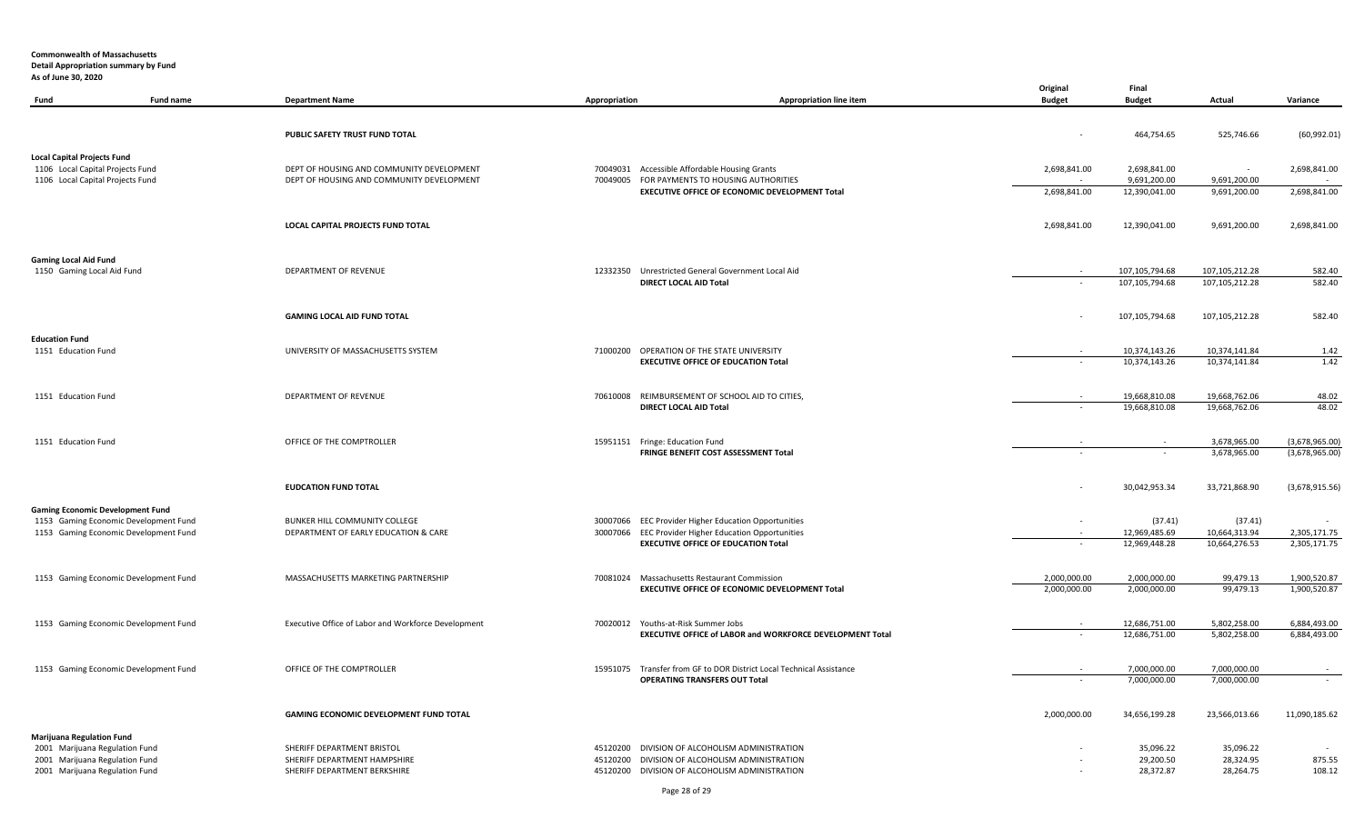**Commonwealth of Massachusetts**
**Detail Appropriation summary by Fund**
**As of June 30, 2020**

| Fund | Fund name | Department Name | Appropriation | Appropriation line item | Original Budget | Final Budget | Actual | Variance |
|---|---|---|---|---|---|---|---|---|
| | | **PUBLIC SAFETY TRUST FUND TOTAL** | | | - | 464,754.65 | 525,746.66 | (60,992.01) |
| **Local Capital Projects Fund** | | | | | | | | |
| 1106 | Local Capital Projects Fund | DEPT OF HOUSING AND COMMUNITY DEVELOPMENT | 70049031 | Accessible Affordable Housing Grants | 2,698,841.00 | 2,698,841.00 | - | 2,698,841.00 |
| 1106 | Local Capital Projects Fund | DEPT OF HOUSING AND COMMUNITY DEVELOPMENT | 70049005 | FOR PAYMENTS TO HOUSING AUTHORITIES | - | 9,691,200.00 | 9,691,200.00 | - |
| | | | | **EXECUTIVE OFFICE OF ECONOMIC DEVELOPMENT Total** | 2,698,841.00 | 12,390,041.00 | 9,691,200.00 | 2,698,841.00 |
| | | **LOCAL CAPITAL PROJECTS FUND TOTAL** | | | 2,698,841.00 | 12,390,041.00 | 9,691,200.00 | 2,698,841.00 |
| **Gaming Local Aid Fund** | | | | | | | | |
| 1150 | Gaming Local Aid Fund | DEPARTMENT OF REVENUE | 12332350 | Unrestricted General Government Local Aid | - | 107,105,794.68 | 107,105,212.28 | 582.40 |
| | | | | **DIRECT LOCAL AID Total** | - | 107,105,794.68 | 107,105,212.28 | 582.40 |
| | | **GAMING LOCAL AID FUND TOTAL** | | | - | 107,105,794.68 | 107,105,212.28 | 582.40 |
| **Education Fund** | | | | | | | | |
| 1151 | Education Fund | UNIVERSITY OF MASSACHUSETTS SYSTEM | 71000200 | OPERATION OF THE STATE UNIVERSITY | - | 10,374,143.26 | 10,374,141.84 | 1.42 |
| | | | | **EXECUTIVE OFFICE OF EDUCATION Total** | - | 10,374,143.26 | 10,374,141.84 | 1.42 |
| 1151 | Education Fund | DEPARTMENT OF REVENUE | 70610008 | REIMBURSEMENT OF SCHOOL AID TO CITIES, | - | 19,668,810.08 | 19,668,762.06 | 48.02 |
| | | | | **DIRECT LOCAL AID Total** | - | 19,668,810.08 | 19,668,762.06 | 48.02 |
| 1151 | Education Fund | OFFICE OF THE COMPTROLLER | 15951151 | Fringe: Education Fund | - | - | 3,678,965.00 | (3,678,965.00) |
| | | | | **FRINGE BENEFIT COST ASSESSMENT Total** | - | - | 3,678,965.00 | (3,678,965.00) |
| | | **EUDCATION FUND TOTAL** | | | - | 30,042,953.34 | 33,721,868.90 | (3,678,915.56) |
| **Gaming Economic Development Fund** | | | | | | | | |
| 1153 | Gaming Economic Development Fund | BUNKER HILL COMMUNITY COLLEGE | 30007066 | EEC Provider Higher Education Opportunities | - | (37.41) | (37.41) | - |
| 1153 | Gaming Economic Development Fund | DEPARTMENT OF EARLY EDUCATION & CARE | 30007066 | EEC Provider Higher Education Opportunities | - | 12,969,485.69 | 10,664,313.94 | 2,305,171.75 |
| | | | | **EXECUTIVE OFFICE OF EDUCATION Total** | - | 12,969,448.28 | 10,664,276.53 | 2,305,171.75 |
| 1153 | Gaming Economic Development Fund | MASSACHUSETTS MARKETING PARTNERSHIP | 70081024 | Massachusetts Restaurant Commission | 2,000,000.00 | 2,000,000.00 | 99,479.13 | 1,900,520.87 |
| | | | | **EXECUTIVE OFFICE OF ECONOMIC DEVELOPMENT Total** | 2,000,000.00 | 2,000,000.00 | 99,479.13 | 1,900,520.87 |
| 1153 | Gaming Economic Development Fund | Executive Office of Labor and Workforce Development | 70020012 | Youths-at-Risk Summer Jobs | - | 12,686,751.00 | 5,802,258.00 | 6,884,493.00 |
| | | | | **EXECUTIVE OFFICE of LABOR and WORKFORCE DEVELOPMENT Total** | - | 12,686,751.00 | 5,802,258.00 | 6,884,493.00 |
| 1153 | Gaming Economic Development Fund | OFFICE OF THE COMPTROLLER | 15951075 | Transfer from GF to DOR District Local Technical Assistance | - | 7,000,000.00 | 7,000,000.00 | - |
| | | | | **OPERATING TRANSFERS OUT Total** | - | 7,000,000.00 | 7,000,000.00 | - |
| | | **GAMING ECONOMIC DEVELOPMENT FUND TOTAL** | | | 2,000,000.00 | 34,656,199.28 | 23,566,013.66 | 11,090,185.62 |
| **Marijuana Regulation Fund** | | | | | | | | |
| 2001 | Marijuana Regulation Fund | SHERIFF DEPARTMENT BRISTOL | 45120200 | DIVISION OF ALCOHOLISM ADMINISTRATION | - | 35,096.22 | 35,096.22 | - |
| 2001 | Marijuana Regulation Fund | SHERIFF DEPARTMENT HAMPSHIRE | 45120200 | DIVISION OF ALCOHOLISM ADMINISTRATION | - | 29,200.50 | 28,324.95 | 875.55 |
| 2001 | Marijuana Regulation Fund | SHERIFF DEPARTMENT BERKSHIRE | 45120200 | DIVISION OF ALCOHOLISM ADMINISTRATION | - | 28,372.87 | 28,264.75 | 108.12 |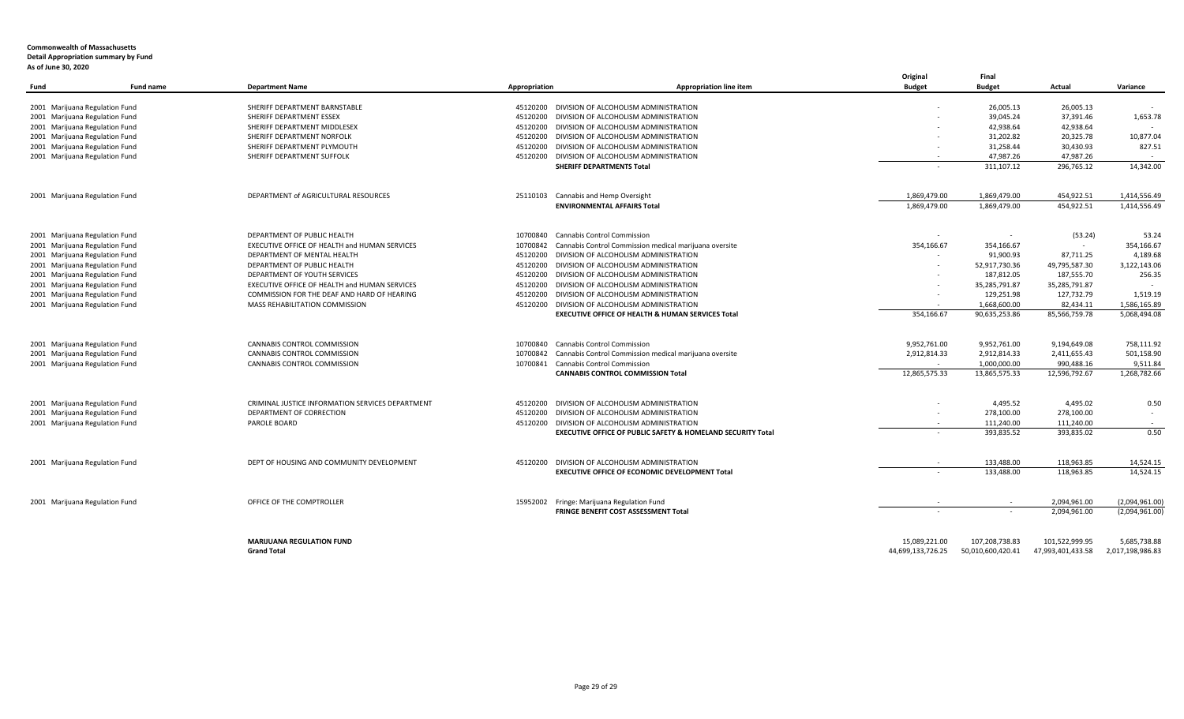**Commonwealth of Massachusetts**
**Detail Appropriation summary by Fund**
**As of June 30, 2020**

| Fund | Fund name | Department Name | Appropriation | Appropriation line item | Original Budget | Final Budget | Actual | Variance |
|---|---|---|---|---|---|---|---|---|
| 2001 | Marijuana Regulation Fund | SHERIFF DEPARTMENT BARNSTABLE | 45120200 | DIVISION OF ALCOHOLISM ADMINISTRATION | - | 26,005.13 | 26,005.13 | - |
| 2001 | Marijuana Regulation Fund | SHERIFF DEPARTMENT ESSEX | 45120200 | DIVISION OF ALCOHOLISM ADMINISTRATION | - | 39,045.24 | 37,391.46 | 1,653.78 |
| 2001 | Marijuana Regulation Fund | SHERIFF DEPARTMENT MIDDLESEX | 45120200 | DIVISION OF ALCOHOLISM ADMINISTRATION | - | 42,938.64 | 42,938.64 | - |
| 2001 | Marijuana Regulation Fund | SHERIFF DEPARTMENT NORFOLK | 45120200 | DIVISION OF ALCOHOLISM ADMINISTRATION | - | 31,202.82 | 20,325.78 | 10,877.04 |
| 2001 | Marijuana Regulation Fund | SHERIFF DEPARTMENT PLYMOUTH | 45120200 | DIVISION OF ALCOHOLISM ADMINISTRATION | - | 31,258.44 | 30,430.93 | 827.51 |
| 2001 | Marijuana Regulation Fund | SHERIFF DEPARTMENT SUFFOLK | 45120200 | DIVISION OF ALCOHOLISM ADMINISTRATION | - | 47,987.26 | 47,987.26 | - |
| | | | | **SHERIFF DEPARTMENTS Total** | - | 311,107.12 | 296,765.12 | 14,342.00 |
| 2001 | Marijuana Regulation Fund | DEPARTMENT of AGRICULTURAL RESOURCES | 25110103 | Cannabis and Hemp Oversight | 1,869,479.00 | 1,869,479.00 | 454,922.51 | 1,414,556.49 |
| | | | | **ENVIRONMENTAL AFFAIRS Total** | 1,869,479.00 | 1,869,479.00 | 454,922.51 | 1,414,556.49 |
| 2001 | Marijuana Regulation Fund | DEPARTMENT OF PUBLIC HEALTH | 10700840 | Cannabis Control Commission | - | - | (53.24) | 53.24 |
| 2001 | Marijuana Regulation Fund | EXECUTIVE OFFICE OF HEALTH and HUMAN SERVICES | 10700842 | Cannabis Control Commission medical marijuana oversite | 354,166.67 | 354,166.67 | - | 354,166.67 |
| 2001 | Marijuana Regulation Fund | DEPARTMENT OF MENTAL HEALTH | 45120200 | DIVISION OF ALCOHOLISM ADMINISTRATION | - | 91,900.93 | 87,711.25 | 4,189.68 |
| 2001 | Marijuana Regulation Fund | DEPARTMENT OF PUBLIC HEALTH | 45120200 | DIVISION OF ALCOHOLISM ADMINISTRATION | - | 52,917,730.36 | 49,795,587.30 | 3,122,143.06 |
| 2001 | Marijuana Regulation Fund | DEPARTMENT OF YOUTH SERVICES | 45120200 | DIVISION OF ALCOHOLISM ADMINISTRATION | - | 187,812.05 | 187,555.70 | 256.35 |
| 2001 | Marijuana Regulation Fund | EXECUTIVE OFFICE OF HEALTH and HUMAN SERVICES | 45120200 | DIVISION OF ALCOHOLISM ADMINISTRATION | - | 35,285,791.87 | 35,285,791.87 | - |
| 2001 | Marijuana Regulation Fund | COMMISSION FOR THE DEAF AND HARD OF HEARING | 45120200 | DIVISION OF ALCOHOLISM ADMINISTRATION | - | 129,251.98 | 127,732.79 | 1,519.19 |
| 2001 | Marijuana Regulation Fund | MASS REHABILITATION COMMISSION | 45120200 | DIVISION OF ALCOHOLISM ADMINISTRATION | - | 1,668,600.00 | 82,434.11 | 1,586,165.89 |
| | | | | **EXECUTIVE OFFICE OF HEALTH & HUMAN SERVICES Total** | 354,166.67 | 90,635,253.86 | 85,566,759.78 | 5,068,494.08 |
| 2001 | Marijuana Regulation Fund | CANNABIS CONTROL COMMISSION | 10700840 | Cannabis Control Commission | 9,952,761.00 | 9,952,761.00 | 9,194,649.08 | 758,111.92 |
| 2001 | Marijuana Regulation Fund | CANNABIS CONTROL COMMISSION | 10700842 | Cannabis Control Commission medical marijuana oversite | 2,912,814.33 | 2,912,814.33 | 2,411,655.43 | 501,158.90 |
| 2001 | Marijuana Regulation Fund | CANNABIS CONTROL COMMISSION | 10700841 | Cannabis Control Commission | - | 1,000,000.00 | 990,488.16 | 9,511.84 |
| | | | | **CANNABIS CONTROL COMMISSION Total** | 12,865,575.33 | 13,865,575.33 | 12,596,792.67 | 1,268,782.66 |
| 2001 | Marijuana Regulation Fund | CRIMINAL JUSTICE INFORMATION SERVICES DEPARTMENT | 45120200 | DIVISION OF ALCOHOLISM ADMINISTRATION | - | 4,495.52 | 4,495.02 | 0.50 |
| 2001 | Marijuana Regulation Fund | DEPARTMENT OF CORRECTION | 45120200 | DIVISION OF ALCOHOLISM ADMINISTRATION | - | 278,100.00 | 278,100.00 | - |
| 2001 | Marijuana Regulation Fund | PAROLE BOARD | 45120200 | DIVISION OF ALCOHOLISM ADMINISTRATION | - | 111,240.00 | 111,240.00 | - |
| | | | | **EXECUTIVE OFFICE OF PUBLIC SAFETY & HOMELAND SECURITY Total** | - | 393,835.52 | 393,835.02 | 0.50 |
| 2001 | Marijuana Regulation Fund | DEPT OF HOUSING AND COMMUNITY DEVELOPMENT | 45120200 | DIVISION OF ALCOHOLISM ADMINISTRATION | - | 133,488.00 | 118,963.85 | 14,524.15 |
| | | | | **EXECUTIVE OFFICE OF ECONOMIC DEVELOPMENT Total** | - | 133,488.00 | 118,963.85 | 14,524.15 |
| 2001 | Marijuana Regulation Fund | OFFICE OF THE COMPTROLLER | 15952002 | Fringe: Marijuana Regulation Fund | - | - | 2,094,961.00 | (2,094,961.00) |
| | | | | **FRINGE BENEFIT COST ASSESSMENT Total** | - | - | 2,094,961.00 | (2,094,961.00) |
| | | **MARIJUANA REGULATION FUND** | | | 15,089,221.00 | 107,208,738.83 | 101,522,999.95 | 5,685,738.88 |
| | | **Grand Total** | | | 44,699,133,726.25 | 50,010,600,420.41 | 47,993,401,433.58 | 2,017,198,986.83 |